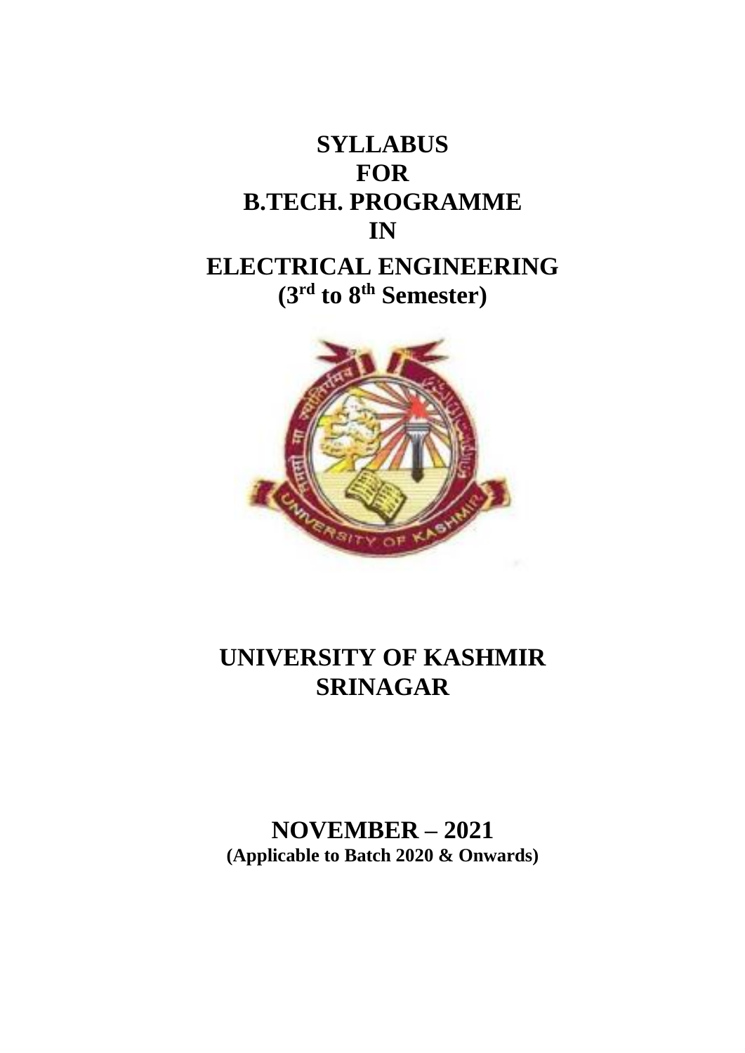# SYLLABUS
# FOR
# B.TECH. PROGRAMME
# IN
# ELECTRICAL ENGINEERING
## ($3^{rd}$ to $8^{th}$ Semester)

# UNIVERSITY OF KASHMIR
# SRINAGAR

## NOVEMBER – 2021
**(Applicable to Batch 2020 & Onwards)**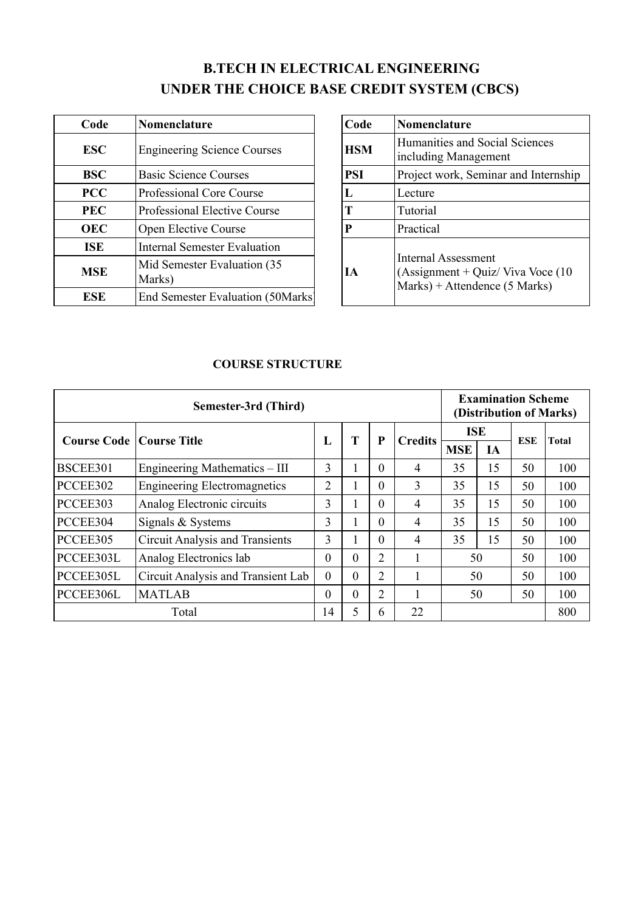# B.TECH IN ELECTRICAL ENGINEERING
# UNDER THE CHOICE BASE CREDIT SYSTEM (CBCS)

| Code | Nomenclature |
|---|---|
| ESC | Engineering Science Courses |
| BSC | Basic Science Courses |
| PCC | Professional Core Course |
| PEC | Professional Elective Course |
| OEC | Open Elective Course |
| ISE | Internal Semester Evaluation |
| MSE | Mid Semester Evaluation (35 Marks) |
| ESE | End Semester Evaluation (50Marks |

| Code | Nomenclature |
|---|---|
| HSM | Humanities and Social Sciences including Management |
| PSI | Project work, Seminar and Internship |
| L | Lecture |
| T | Tutorial |
| P | Practical |
| IA | Internal Assessment (Assignment + Quiz/ Viva Voce (10 Marks) + Attendence (5 Marks) |

## COURSE STRUCTURE

| Semester-3rd (Third) | | | | | | Examination Scheme (Distribution of Marks) | | | |
|---|---|---|---|---|---|---|---|---|---|
| Course Code | Course Title | L | T | P | Credits | ISE | | ESE | Total |
| | | | | | | MSE | IA | | |
| BSCEE301 | Engineering Mathematics – III | 3 | 1 | 0 | 4 | 35 | 15 | 50 | 100 |
| PCCEE302 | Engineering Electromagnetics | 2 | 1 | 0 | 3 | 35 | 15 | 50 | 100 |
| PCCEE303 | Analog Electronic circuits | 3 | 1 | 0 | 4 | 35 | 15 | 50 | 100 |
| PCCEE304 | Signals & Systems | 3 | 1 | 0 | 4 | 35 | 15 | 50 | 100 |
| PCCEE305 | Circuit Analysis and Transients | 3 | 1 | 0 | 4 | 35 | 15 | 50 | 100 |
| PCCEE303L | Analog Electronics lab | 0 | 0 | 2 | 1 | 50 | | 50 | 100 |
| PCCEE305L | Circuit Analysis and Transient Lab | 0 | 0 | 2 | 1 | 50 | | 50 | 100 |
| PCCEE306L | MATLAB | 0 | 0 | 2 | 1 | 50 | | 50 | 100 |
| Total | | 14 | 5 | 6 | 22 | | | | 800 |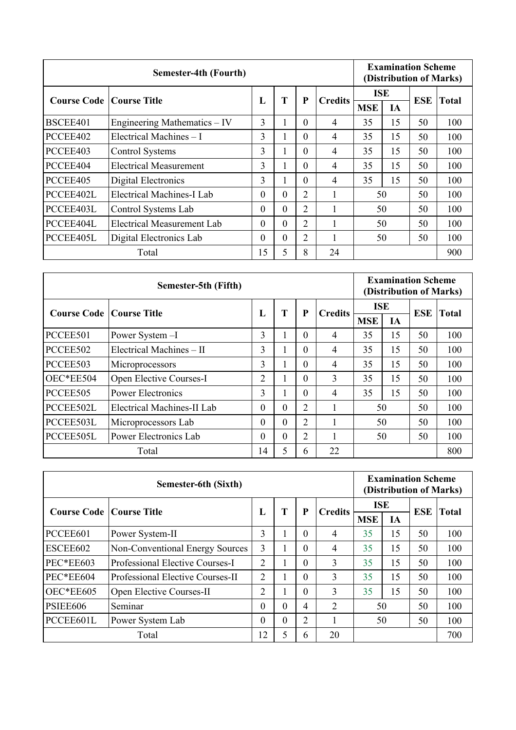| Semester-4th (Fourth) | | | | | | Examination Scheme (Distribution of Marks) | | | |
|---|---|---|---|---|---|---|---|---|---|
| Course Code | Course Title | L | T | P | Credits | ISE | | ESE | Total |
| | | | | | | MSE | IA | | |
| BSCEE401 | Engineering Mathematics – IV | 3 | 1 | 0 | 4 | 35 | 15 | 50 | 100 |
| PCCEE402 | Electrical Machines – I | 3 | 1 | 0 | 4 | 35 | 15 | 50 | 100 |
| PCCEE403 | Control Systems | 3 | 1 | 0 | 4 | 35 | 15 | 50 | 100 |
| PCCEE404 | Electrical Measurement | 3 | 1 | 0 | 4 | 35 | 15 | 50 | 100 |
| PCCEE405 | Digital Electronics | 3 | 1 | 0 | 4 | 35 | 15 | 50 | 100 |
| PCCEE402L | Electrical Machines-I Lab | 0 | 0 | 2 | 1 | 50 | | 50 | 100 |
| PCCEE403L | Control Systems Lab | 0 | 0 | 2 | 1 | 50 | | 50 | 100 |
| PCCEE404L | Electrical Measurement Lab | 0 | 0 | 2 | 1 | 50 | | 50 | 100 |
| PCCEE405L | Digital Electronics Lab | 0 | 0 | 2 | 1 | 50 | | 50 | 100 |
| Total | | 15 | 5 | 8 | 24 | | | | 900 |

| Semester-5th (Fifth) | | | | | | Examination Scheme (Distribution of Marks) | | | |
|---|---|---|---|---|---|---|---|---|---|
| Course Code | Course Title | L | T | P | Credits | ISE | | ESE | Total |
| | | | | | | MSE | IA | | |
| PCCEE501 | Power System –I | 3 | 1 | 0 | 4 | 35 | 15 | 50 | 100 |
| PCCEE502 | Electrical Machines – II | 3 | 1 | 0 | 4 | 35 | 15 | 50 | 100 |
| PCCEE503 | Microprocessors | 3 | 1 | 0 | 4 | 35 | 15 | 50 | 100 |
| OEC*EE504 | Open Elective Courses-I | 2 | 1 | 0 | 3 | 35 | 15 | 50 | 100 |
| PCCEE505 | Power Electronics | 3 | 1 | 0 | 4 | 35 | 15 | 50 | 100 |
| PCCEE502L | Electrical Machines-II Lab | 0 | 0 | 2 | 1 | 50 | | 50 | 100 |
| PCCEE503L | Microprocessors Lab | 0 | 0 | 2 | 1 | 50 | | 50 | 100 |
| PCCEE505L | Power Electronics Lab | 0 | 0 | 2 | 1 | 50 | | 50 | 100 |
| Total | | 14 | 5 | 6 | 22 | | | | 800 |

| Semester-6th (Sixth) | | | | | | Examination Scheme (Distribution of Marks) | | | |
|---|---|---|---|---|---|---|---|---|---|
| Course Code | Course Title | L | T | P | Credits | ISE | | ESE | Total |
| | | | | | | MSE | IA | | |
| PCCEE601 | Power System-II | 3 | 1 | 0 | 4 | 35 | 15 | 50 | 100 |
| ESCEE602 | Non-Conventional Energy Sources | 3 | 1 | 0 | 4 | 35 | 15 | 50 | 100 |
| PEC*EE603 | Professional Elective Courses-I | 2 | 1 | 0 | 3 | 35 | 15 | 50 | 100 |
| PEC*EE604 | Professional Elective Courses-II | 2 | 1 | 0 | 3 | 35 | 15 | 50 | 100 |
| OEC*EE605 | Open Elective Courses-II | 2 | 1 | 0 | 3 | 35 | 15 | 50 | 100 |
| PSIEE606 | Seminar | 0 | 0 | 4 | 2 | 50 | | 50 | 100 |
| PCCEE601L | Power System Lab | 0 | 0 | 2 | 1 | 50 | | 50 | 100 |
| Total | | 12 | 5 | 6 | 20 | | | | 700 |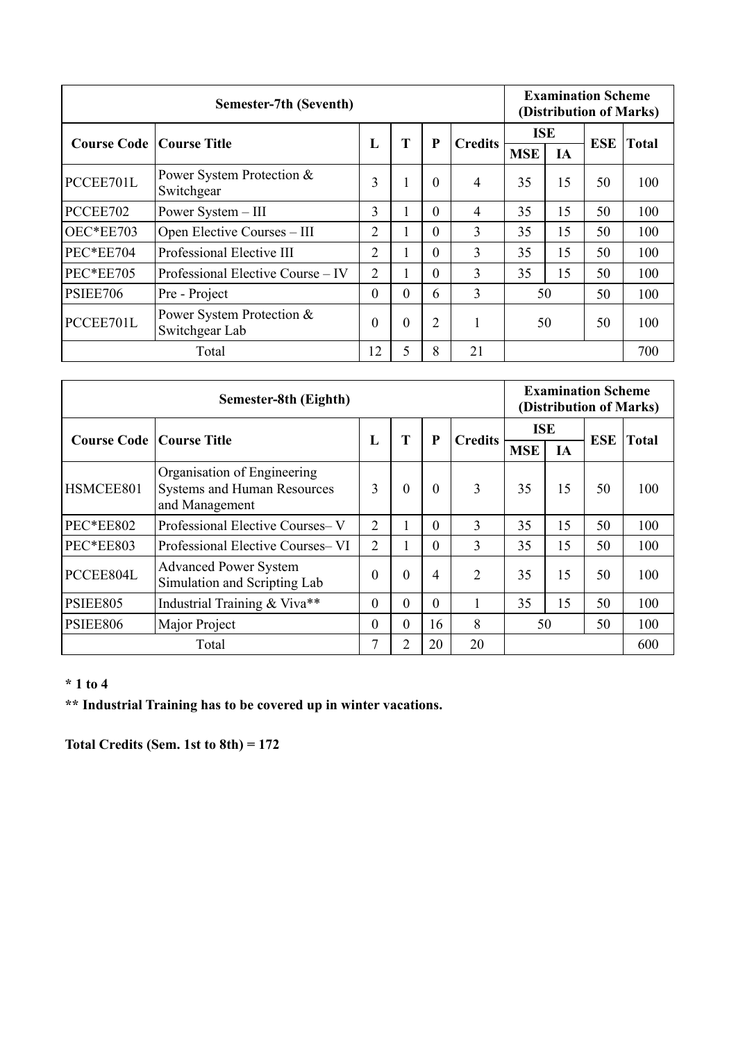| Semester-7th (Seventh) | | | | | | Examination Scheme (Distribution of Marks) | | | |
|---|---|---|---|---|---|---|---|---|---|
| Course Code | Course Title | L | T | P | Credits | ISE | | ESE | Total |
| | | | | | | MSE | IA | | |
| PCCEE701L | Power System Protection & Switchgear | 3 | 1 | 0 | 4 | 35 | 15 | 50 | 100 |
| PCCEE702 | Power System – III | 3 | 1 | 0 | 4 | 35 | 15 | 50 | 100 |
| OEC*EE703 | Open Elective Courses – III | 2 | 1 | 0 | 3 | 35 | 15 | 50 | 100 |
| PEC*EE704 | Professional Elective III | 2 | 1 | 0 | 3 | 35 | 15 | 50 | 100 |
| PEC*EE705 | Professional Elective Course – IV | 2 | 1 | 0 | 3 | 35 | 15 | 50 | 100 |
| PSIEE706 | Pre - Project | 0 | 0 | 6 | 3 | 50 | | 50 | 100 |
| PCCEE701L | Power System Protection & Switchgear Lab | 0 | 0 | 2 | 1 | 50 | | 50 | 100 |
| Total | | 12 | 5 | 8 | 21 | | | | 700 |

| Semester-8th (Eighth) | | | | | | Examination Scheme (Distribution of Marks) | | | |
|---|---|---|---|---|---|---|---|---|---|
| Course Code | Course Title | L | T | P | Credits | ISE | | ESE | Total |
| | | | | | | MSE | IA | | |
| HSMCEE801 | Organisation of Engineering Systems and Human Resources and Management | 3 | 0 | 0 | 3 | 35 | 15 | 50 | 100 |
| PEC*EE802 | Professional Elective Courses– V | 2 | 1 | 0 | 3 | 35 | 15 | 50 | 100 |
| PEC*EE803 | Professional Elective Courses– VI | 2 | 1 | 0 | 3 | 35 | 15 | 50 | 100 |
| PCCEE804L | Advanced Power System Simulation and Scripting Lab | 0 | 0 | 4 | 2 | 35 | 15 | 50 | 100 |
| PSIEE805 | Industrial Training & Viva** | 0 | 0 | 0 | 1 | 35 | 15 | 50 | 100 |
| PSIEE806 | Major Project | 0 | 0 | 16 | 8 | 50 | | 50 | 100 |
| Total | | 7 | 2 | 20 | 20 | | | | 600 |

**\* 1 to 4**

**\*\* Industrial Training has to be covered up in winter vacations.**

**Total Credits (Sem. 1st to 8th) = 172**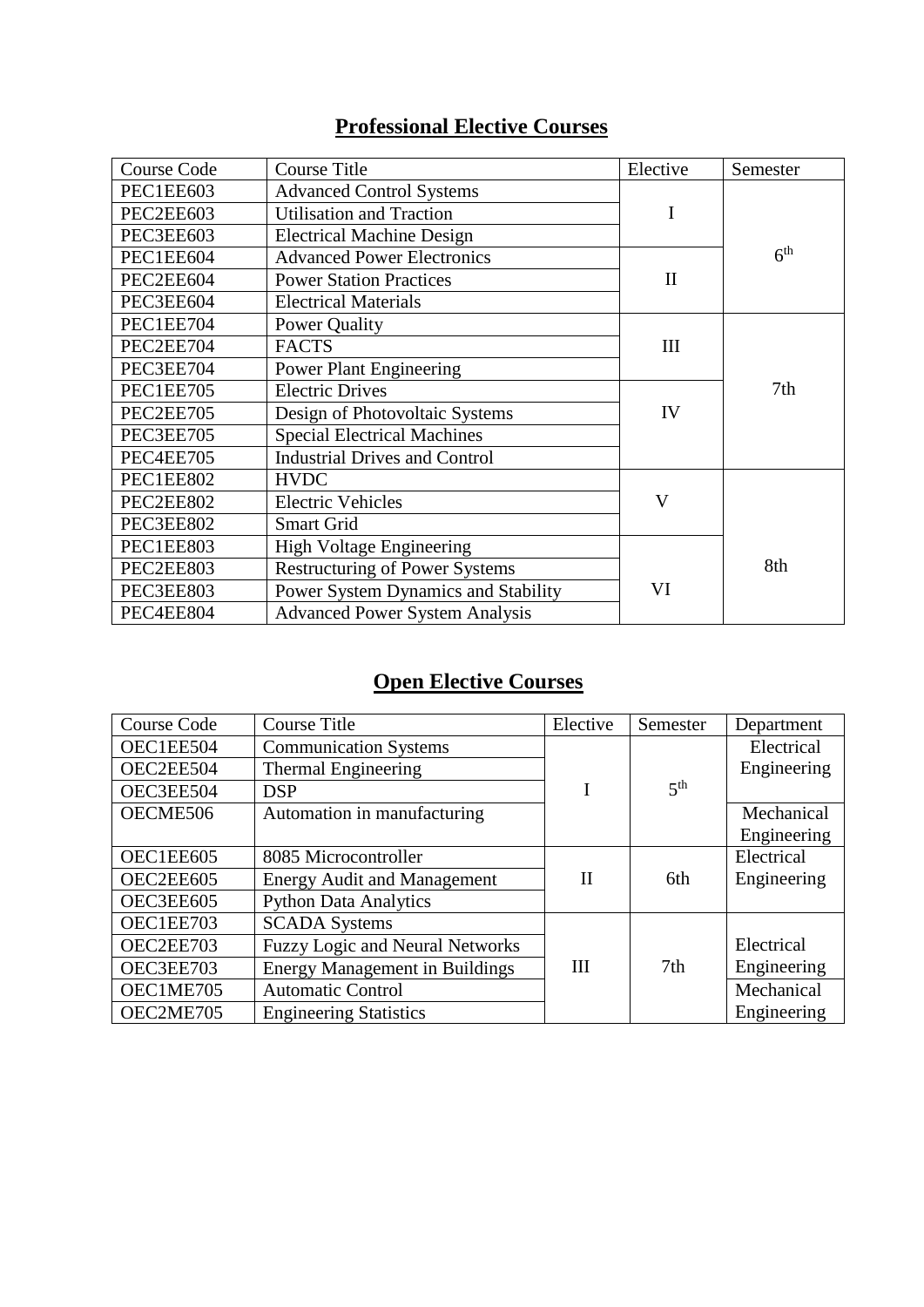## Professional Elective Courses

| Course Code | Course Title | Elective | Semester |
|---|---|---|---|
| PEC1EE603 | Advanced Control Systems | I | $6^{th}$ |
| PEC2EE603 | Utilisation and Traction | | |
| PEC3EE603 | Electrical Machine Design | | |
| PEC1EE604 | Advanced Power Electronics | II | |
| PEC2EE604 | Power Station Practices | | |
| PEC3EE604 | Electrical Materials | | |
| PEC1EE704 | Power Quality | III | 7th |
| PEC2EE704 | FACTS | | |
| PEC3EE704 | Power Plant Engineering | | |
| PEC1EE705 | Electric Drives | IV | |
| PEC2EE705 | Design of Photovoltaic Systems | | |
| PEC3EE705 | Special Electrical Machines | | |
| PEC4EE705 | Industrial Drives and Control | | |
| PEC1EE802 | HVDC | V | 8th |
| PEC2EE802 | Electric Vehicles | | |
| PEC3EE802 | Smart Grid | | |
| PEC1EE803 | High Voltage Engineering | VI | |
| PEC2EE803 | Restructuring of Power Systems | | |
| PEC3EE803 | Power System Dynamics and Stability | | |
| PEC4EE804 | Advanced Power System Analysis | | |

## Open Elective Courses

| Course Code | Course Title | Elective | Semester | Department |
|---|---|---|---|---|
| OEC1EE504 | Communication Systems | I | $5^{th}$ | Electrical Engineering |
| OEC2EE504 | Thermal Engineering | | | |
| OEC3EE504 | DSP | | | |
| OECME506 | Automation in manufacturing | | | Mechanical Engineering |
| OEC1EE605 | 8085 Microcontroller | II | 6th | Electrical Engineering |
| OEC2EE605 | Energy Audit and Management | | | |
| OEC3EE605 | Python Data Analytics | | | |
| OEC1EE703 | SCADA Systems | III | 7th | Electrical Engineering |
| OEC2EE703 | Fuzzy Logic and Neural Networks | | | |
| OEC3EE703 | Energy Management in Buildings | | | |
| OEC1ME705 | Automatic Control | | | Mechanical Engineering |
| OEC2ME705 | Engineering Statistics | | | |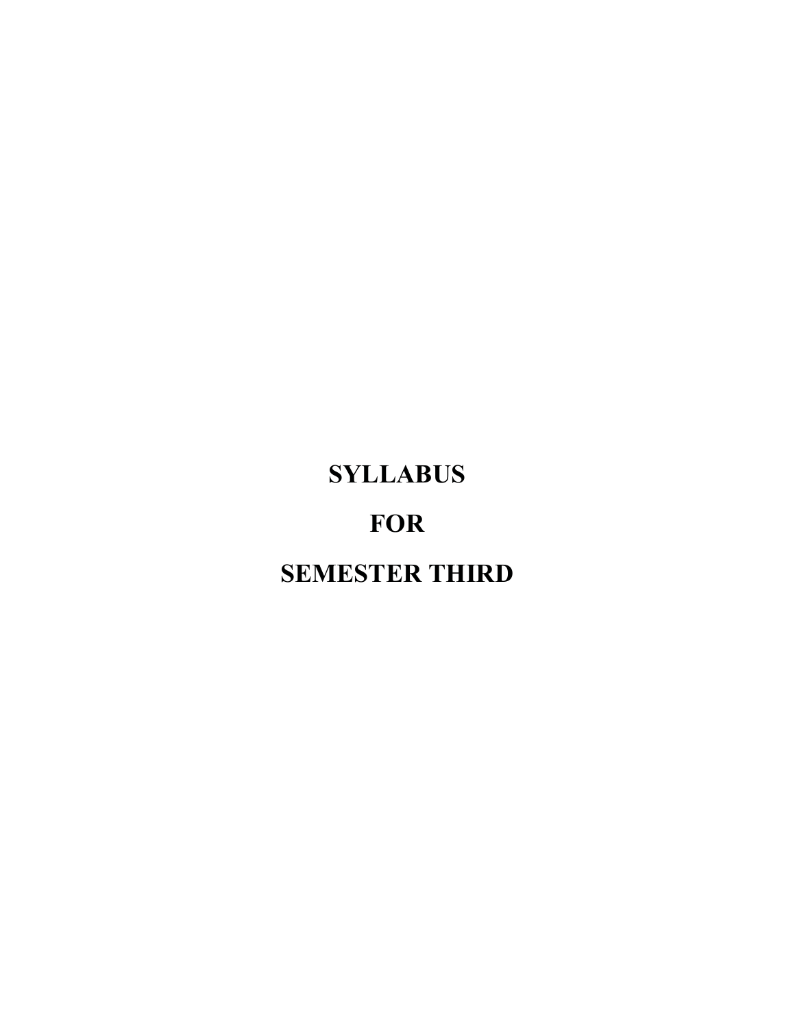# SYLLABUS

# FOR

# SEMESTER THIRD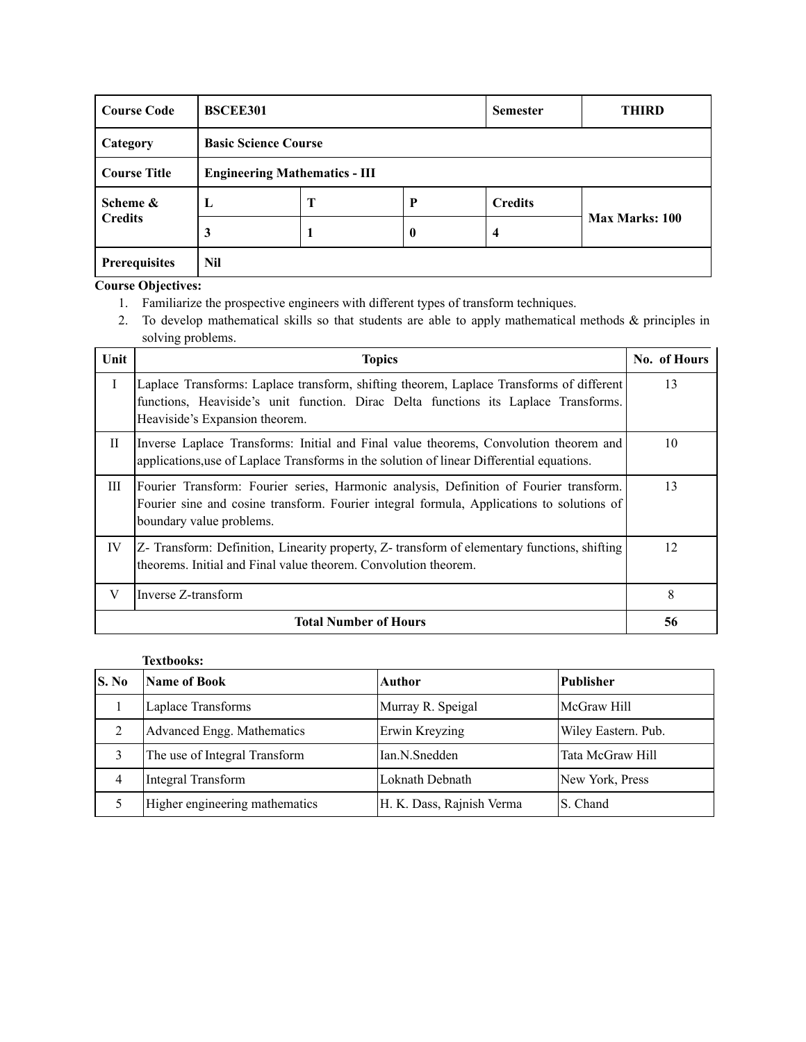| Course Code | BSCEE301 | | | Semester | THIRD |
|---|---|---|---|---|---|
| Category | Basic Science Course | | | | |
| Course Title | Engineering Mathematics - III | | | | |
| Scheme & Credits | L | T | P | Credits | Max Marks: 100 |
| | 3 | 1 | 0 | 4 | |
| Prerequisites | Nil | | | | |

**Course Objectives:**

1. Familiarize the prospective engineers with different types of transform techniques.
2. To develop mathematical skills so that students are able to apply mathematical methods & principles in solving problems.

| Unit | Topics | No. of Hours |
|---|---|---|
| I | Laplace Transforms: Laplace transform, shifting theorem, Laplace Transforms of different functions, Heaviside's unit function. Dirac Delta functions its Laplace Transforms. Heaviside's Expansion theorem. | 13 |
| II | Inverse Laplace Transforms: Initial and Final value theorems, Convolution theorem and applications,use of Laplace Transforms in the solution of linear Differential equations. | 10 |
| III | Fourier Transform: Fourier series, Harmonic analysis, Definition of Fourier transform. Fourier sine and cosine transform. Fourier integral formula, Applications to solutions of boundary value problems. | 13 |
| IV | Z- Transform: Definition, Linearity property, Z- transform of elementary functions, shifting theorems. Initial and Final value theorem. Convolution theorem. | 12 |
| V | Inverse Z-transform | 8 |
| **Total Number of Hours** | | **56** |

**Textbooks:**

| S. No | Name of Book | Author | Publisher |
|---|---|---|---|
| 1 | Laplace Transforms | Murray R. Speigal | McGraw Hill |
| 2 | Advanced Engg. Mathematics | Erwin Kreyzing | Wiley Eastern. Pub. |
| 3 | The use of Integral Transform | Ian.N.Snedden | Tata McGraw Hill |
| 4 | Integral Transform | Loknath Debnath | New York, Press |
| 5 | Higher engineering mathematics | H. K. Dass, Rajnish Verma | S. Chand |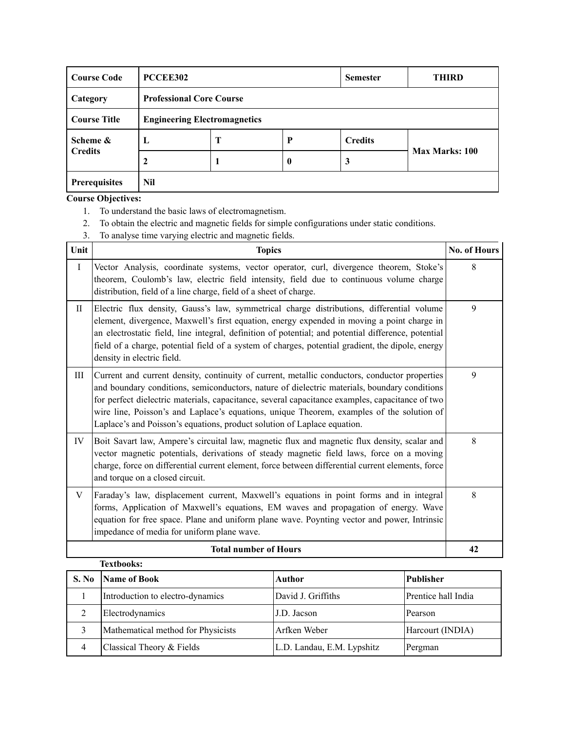| Course Code | PCCEE302 | | | Semester | THIRD |
|---|---|---|---|---|---|
| Category | Professional Core Course | | | | |
| Course Title | Engineering Electromagnetics | | | | |
| Scheme & Credits | L | T | P | Credits | Max Marks: 100 |
| | 2 | 1 | 0 | 3 | |
| Prerequisites | Nil | | | | |

**Course Objectives:**

1. To understand the basic laws of electromagnetism.
2. To obtain the electric and magnetic fields for simple configurations under static conditions.
3. To analyse time varying electric and magnetic fields.

| Unit | Topics | No. of Hours |
|---|---|---|
| I | Vector Analysis, coordinate systems, vector operator, curl, divergence theorem, Stoke's theorem, Coulomb's law, electric field intensity, field due to continuous volume charge distribution, field of a line charge, field of a sheet of charge. | 8 |
| II | Electric flux density, Gauss's law, symmetrical charge distributions, differential volume element, divergence, Maxwell's first equation, energy expended in moving a point charge in an electrostatic field, line integral, definition of potential; and potential difference, potential field of a charge, potential field of a system of charges, potential gradient, the dipole, energy density in electric field. | 9 |
| III | Current and current density, continuity of current, metallic conductors, conductor properties and boundary conditions, semiconductors, nature of dielectric materials, boundary conditions for perfect dielectric materials, capacitance, several capacitance examples, capacitance of two wire line, Poisson's and Laplace's equations, unique Theorem, examples of the solution of Laplace's and Poisson's equations, product solution of Laplace equation. | 9 |
| IV | Boit Savart law, Ampere's circuital law, magnetic flux and magnetic flux density, scalar and vector magnetic potentials, derivations of steady magnetic field laws, force on a moving charge, force on differential current element, force between differential current elements, force and torque on a closed circuit. | 8 |
| V | Faraday's law, displacement current, Maxwell's equations in point forms and in integral forms, Application of Maxwell's equations, EM waves and propagation of energy. Wave equation for free space. Plane and uniform plane wave. Poynting vector and power, Intrinsic impedance of media for uniform plane wave. | 8 |
| **Total number of Hours** | | **42** |

**Textbooks:**

| S. No | Name of Book | Author | Publisher |
|---|---|---|---|
| 1 | Introduction to electro-dynamics | David J. Griffiths | Prentice hall India |
| 2 | Electrodynamics | J.D. Jacson | Pearson |
| 3 | Mathematical method for Physicists | Arfken Weber | Harcourt (INDIA) |
| 4 | Classical Theory & Fields | L.D. Landau, E.M. Lypshitz | Pergman |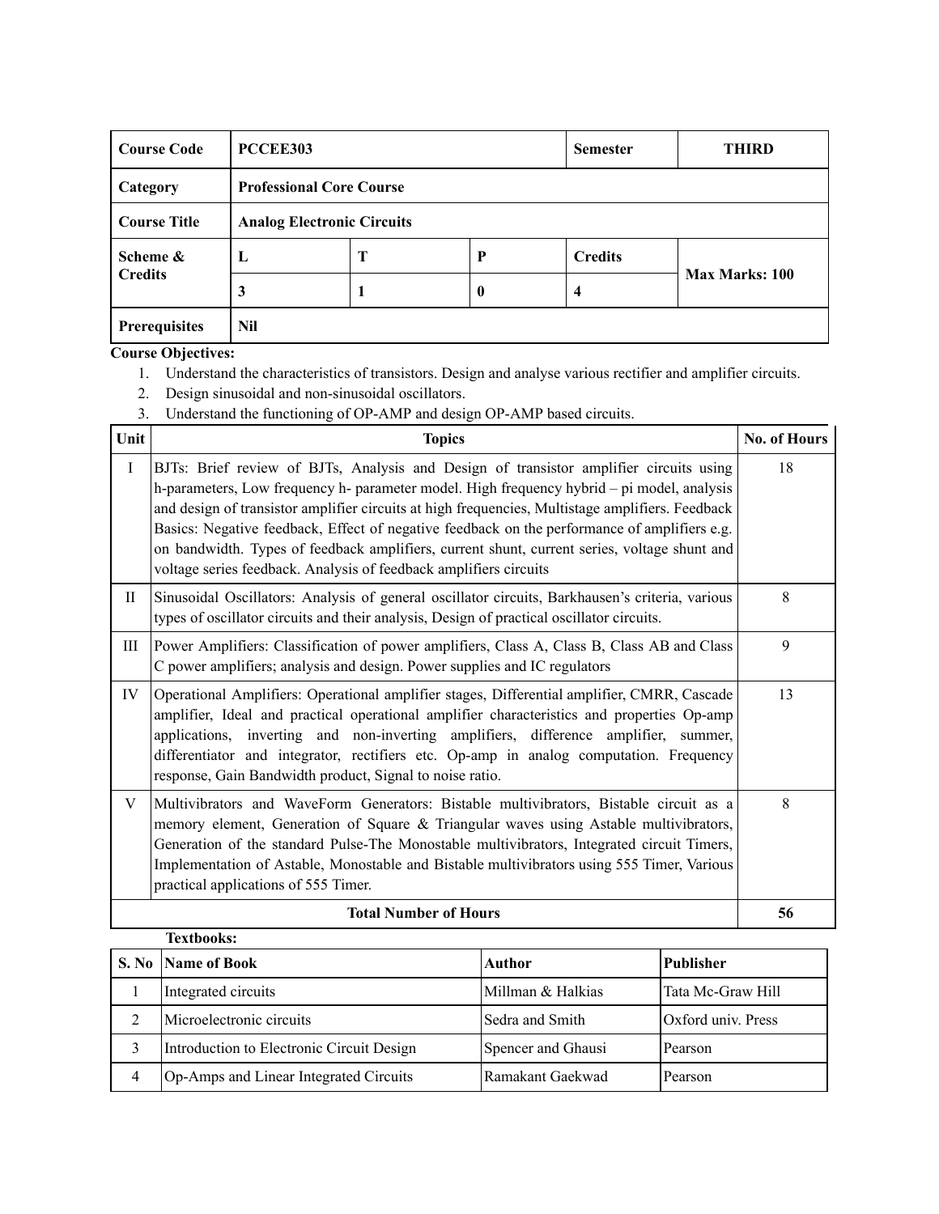| Course Code | PCCEE303 | | | Semester | THIRD |
|---|---|---|---|---|---|
| Category | Professional Core Course | | | | |
| Course Title | Analog Electronic Circuits | | | | |
| Scheme & Credits | L | T | P | Credits | Max Marks: 100 |
| | 3 | 1 | 0 | 4 | |
| Prerequisites | Nil | | | | |

**Course Objectives:**

1. Understand the characteristics of transistors. Design and analyse various rectifier and amplifier circuits.
2. Design sinusoidal and non-sinusoidal oscillators.
3. Understand the functioning of OP-AMP and design OP-AMP based circuits.

| Unit | Topics | No. of Hours |
|---|---|---|
| I | BJTs: Brief review of BJTs, Analysis and Design of transistor amplifier circuits using h-parameters, Low frequency h- parameter model. High frequency hybrid – pi model, analysis and design of transistor amplifier circuits at high frequencies, Multistage amplifiers. Feedback Basics: Negative feedback, Effect of negative feedback on the performance of amplifiers e.g. on bandwidth. Types of feedback amplifiers, current shunt, current series, voltage shunt and voltage series feedback. Analysis of feedback amplifiers circuits | 18 |
| II | Sinusoidal Oscillators: Analysis of general oscillator circuits, Barkhausen's criteria, various types of oscillator circuits and their analysis, Design of practical oscillator circuits. | 8 |
| III | Power Amplifiers: Classification of power amplifiers, Class A, Class B, Class AB and Class C power amplifiers; analysis and design. Power supplies and IC regulators | 9 |
| IV | Operational Amplifiers: Operational amplifier stages, Differential amplifier, CMRR, Cascade amplifier, Ideal and practical operational amplifier characteristics and properties Op-amp applications, inverting and non-inverting amplifiers, difference amplifier, summer, differentiator and integrator, rectifiers etc. Op-amp in analog computation. Frequency response, Gain Bandwidth product, Signal to noise ratio. | 13 |
| V | Multivibrators and WaveForm Generators: Bistable multivibrators, Bistable circuit as a memory element, Generation of Square & Triangular waves using Astable multivibrators, Generation of the standard Pulse-The Monostable multivibrators, Integrated circuit Timers, Implementation of Astable, Monostable and Bistable multivibrators using 555 Timer, Various practical applications of 555 Timer. | 8 |
| | **Total Number of Hours** | **56** |

**Textbooks:**

| S. No | Name of Book | Author | Publisher |
|---|---|---|---|
| 1 | Integrated circuits | Millman & Halkias | Tata Mc-Graw Hill |
| 2 | Microelectronic circuits | Sedra and Smith | Oxford univ. Press |
| 3 | Introduction to Electronic Circuit Design | Spencer and Ghausi | Pearson |
| 4 | Op-Amps and Linear Integrated Circuits | Ramakant Gaekwad | Pearson |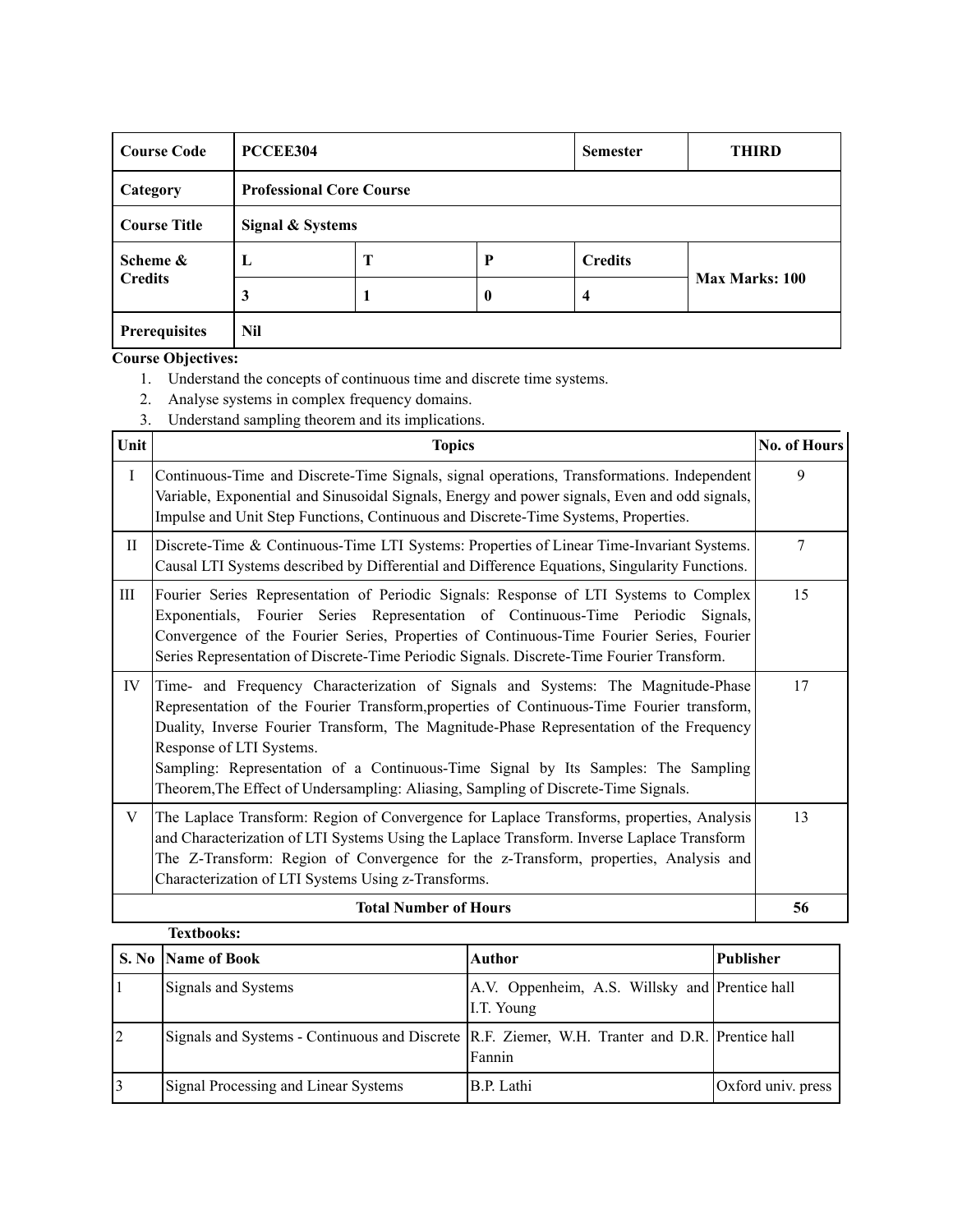| Course Code | PCCEE304 | | | Semester | THIRD |
|---|---|---|---|---|---|
| Category | Professional Core Course | | | | |
| Course Title | Signal & Systems | | | | |
| Scheme & Credits | L | T | P | Credits | Max Marks: 100 |
| | 3 | 1 | 0 | 4 | |
| Prerequisites | Nil | | | | |

**Course Objectives:**

1. Understand the concepts of continuous time and discrete time systems.
2. Analyse systems in complex frequency domains.
3. Understand sampling theorem and its implications.

| Unit | Topics | No. of Hours |
|---|---|---|
| I | Continuous-Time and Discrete-Time Signals, signal operations, Transformations. Independent Variable, Exponential and Sinusoidal Signals, Energy and power signals, Even and odd signals, Impulse and Unit Step Functions, Continuous and Discrete-Time Systems, Properties. | 9 |
| II | Discrete-Time & Continuous-Time LTI Systems: Properties of Linear Time-Invariant Systems. Causal LTI Systems described by Differential and Difference Equations, Singularity Functions. | 7 |
| III | Fourier Series Representation of Periodic Signals: Response of LTI Systems to Complex Exponentials, Fourier Series Representation of Continuous-Time Periodic Signals, Convergence of the Fourier Series, Properties of Continuous-Time Fourier Series, Fourier Series Representation of Discrete-Time Periodic Signals. Discrete-Time Fourier Transform. | 15 |
| IV | Time- and Frequency Characterization of Signals and Systems: The Magnitude-Phase Representation of the Fourier Transform,properties of Continuous-Time Fourier transform, Duality, Inverse Fourier Transform, The Magnitude-Phase Representation of the Frequency Response of LTI Systems.<br>Sampling: Representation of a Continuous-Time Signal by Its Samples: The Sampling Theorem,The Effect of Undersampling: Aliasing, Sampling of Discrete-Time Signals. | 17 |
| V | The Laplace Transform: Region of Convergence for Laplace Transforms, properties, Analysis and Characterization of LTI Systems Using the Laplace Transform. Inverse Laplace Transform<br>The Z-Transform: Region of Convergence for the z-Transform, properties, Analysis and Characterization of LTI Systems Using z-Transforms. | 13 |
| **Total Number of Hours** | | **56** |

**Textbooks:**

| S. No | Name of Book | Author | Publisher |
|---|---|---|---|
| 1 | Signals and Systems | A.V. Oppenheim, A.S. Willsky and I.T. Young | Prentice hall |
| 2 | Signals and Systems - Continuous and Discrete | R.F. Ziemer, W.H. Tranter and D.R. Fannin | Prentice hall |
| 3 | Signal Processing and Linear Systems | B.P. Lathi | Oxford univ. press |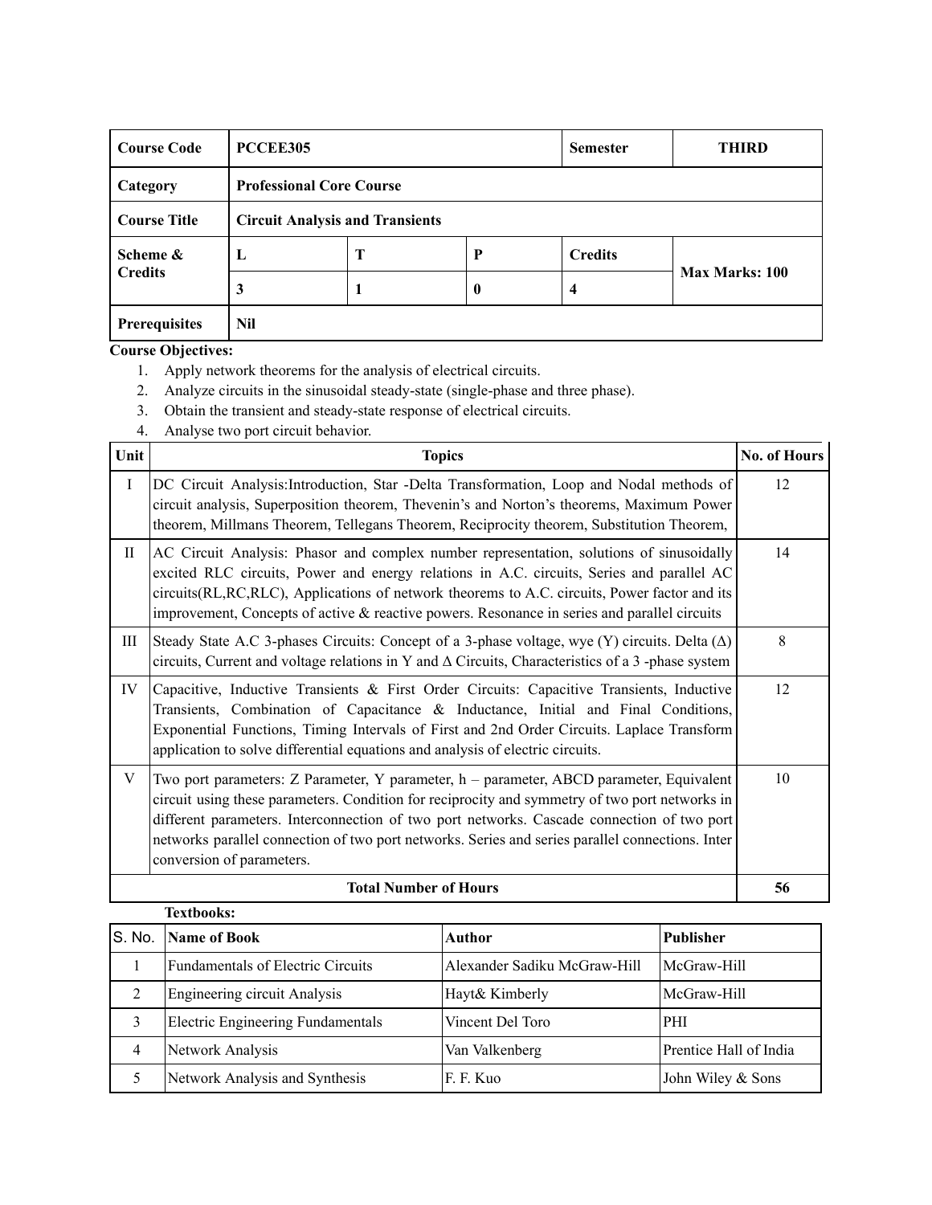| Course Code | PCCEE305 | | | Semester | THIRD |
|---|---|---|---|---|---|
| Category | Professional Core Course | | | | |
| Course Title | Circuit Analysis and Transients | | | | |
| Scheme & Credits | L | T | P | Credits | Max Marks: 100 |
| | 3 | 1 | 0 | 4 | |
| Prerequisites | Nil | | | | |

**Course Objectives:**

1. Apply network theorems for the analysis of electrical circuits.
2. Analyze circuits in the sinusoidal steady-state (single-phase and three phase).
3. Obtain the transient and steady-state response of electrical circuits.
4. Analyse two port circuit behavior.

| Unit | Topics | No. of Hours |
|---|---|---|
| I | DC Circuit Analysis:Introduction, Star -Delta Transformation, Loop and Nodal methods of circuit analysis, Superposition theorem, Thevenin's and Norton's theorems, Maximum Power theorem, Millmans Theorem, Tellegans Theorem, Reciprocity theorem, Substitution Theorem, | 12 |
| II | AC Circuit Analysis: Phasor and complex number representation, solutions of sinusoidally excited RLC circuits, Power and energy relations in A.C. circuits, Series and parallel AC circuits(RL,RC,RLC), Applications of network theorems to A.C. circuits, Power factor and its improvement, Concepts of active & reactive powers. Resonance in series and parallel circuits | 14 |
| III | Steady State A.C 3-phases Circuits: Concept of a 3-phase voltage, wye (Y) circuits. Delta (Δ) circuits, Current and voltage relations in Y and Δ Circuits, Characteristics of a 3 -phase system | 8 |
| IV | Capacitive, Inductive Transients & First Order Circuits: Capacitive Transients, Inductive Transients, Combination of Capacitance & Inductance, Initial and Final Conditions, Exponential Functions, Timing Intervals of First and 2nd Order Circuits. Laplace Transform application to solve differential equations and analysis of electric circuits. | 12 |
| V | Two port parameters: Z Parameter, Y parameter, h – parameter, ABCD parameter, Equivalent circuit using these parameters. Condition for reciprocity and symmetry of two port networks in different parameters. Interconnection of two port networks. Cascade connection of two port networks parallel connection of two port networks. Series and series parallel connections. Inter conversion of parameters. | 10 |
| | **Total Number of Hours** | **56** |

**Textbooks:**

| S. No. | Name of Book | Author | Publisher |
|---|---|---|---|
| 1 | Fundamentals of Electric Circuits | Alexander Sadiku McGraw-Hill | McGraw-Hill |
| 2 | Engineering circuit Analysis | Hayt& Kimberly | McGraw-Hill |
| 3 | Electric Engineering Fundamentals | Vincent Del Toro | PHI |
| 4 | Network Analysis | Van Valkenberg | Prentice Hall of India |
| 5 | Network Analysis and Synthesis | F. F. Kuo | John Wiley & Sons |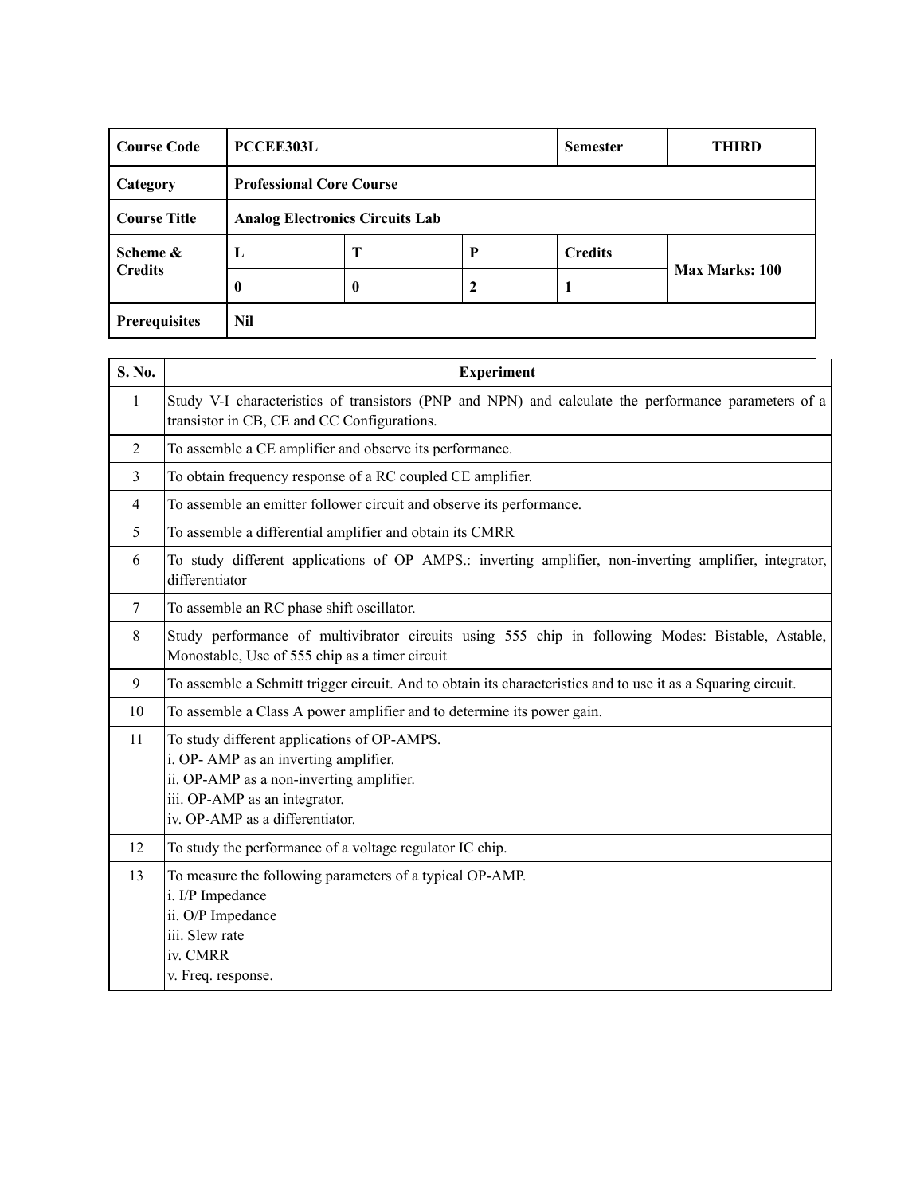| Course Code | PCCEE303L | | | Semester | THIRD |
|---|---|---|---|---|---|
| Category | Professional Core Course | | | | |
| Course Title | Analog Electronics Circuits Lab | | | | |
| Scheme & Credits | L | T | P | Credits | Max Marks: 100 |
| | 0 | 0 | 2 | 1 | |
| Prerequisites | Nil | | | | |

| S. No. | Experiment |
|---|---|
| 1 | Study V-I characteristics of transistors (PNP and NPN) and calculate the performance parameters of a transistor in CB, CE and CC Configurations. |
| 2 | To assemble a CE amplifier and observe its performance. |
| 3 | To obtain frequency response of a RC coupled CE amplifier. |
| 4 | To assemble an emitter follower circuit and observe its performance. |
| 5 | To assemble a differential amplifier and obtain its CMRR |
| 6 | To study different applications of OP AMPS.: inverting amplifier, non-inverting amplifier, integrator, differentiator |
| 7 | To assemble an RC phase shift oscillator. |
| 8 | Study performance of multivibrator circuits using 555 chip in following Modes: Bistable, Astable, Monostable, Use of 555 chip as a timer circuit |
| 9 | To assemble a Schmitt trigger circuit. And to obtain its characteristics and to use it as a Squaring circuit. |
| 10 | To assemble a Class A power amplifier and to determine its power gain. |
| 11 | To study different applications of OP-AMPS.<br>i. OP- AMP as an inverting amplifier.<br>ii. OP-AMP as a non-inverting amplifier.<br>iii. OP-AMP as an integrator.<br>iv. OP-AMP as a differentiator. |
| 12 | To study the performance of a voltage regulator IC chip. |
| 13 | To measure the following parameters of a typical OP-AMP.<br>i. I/P Impedance<br>ii. O/P Impedance<br>iii. Slew rate<br>iv. CMRR<br>v. Freq. response. |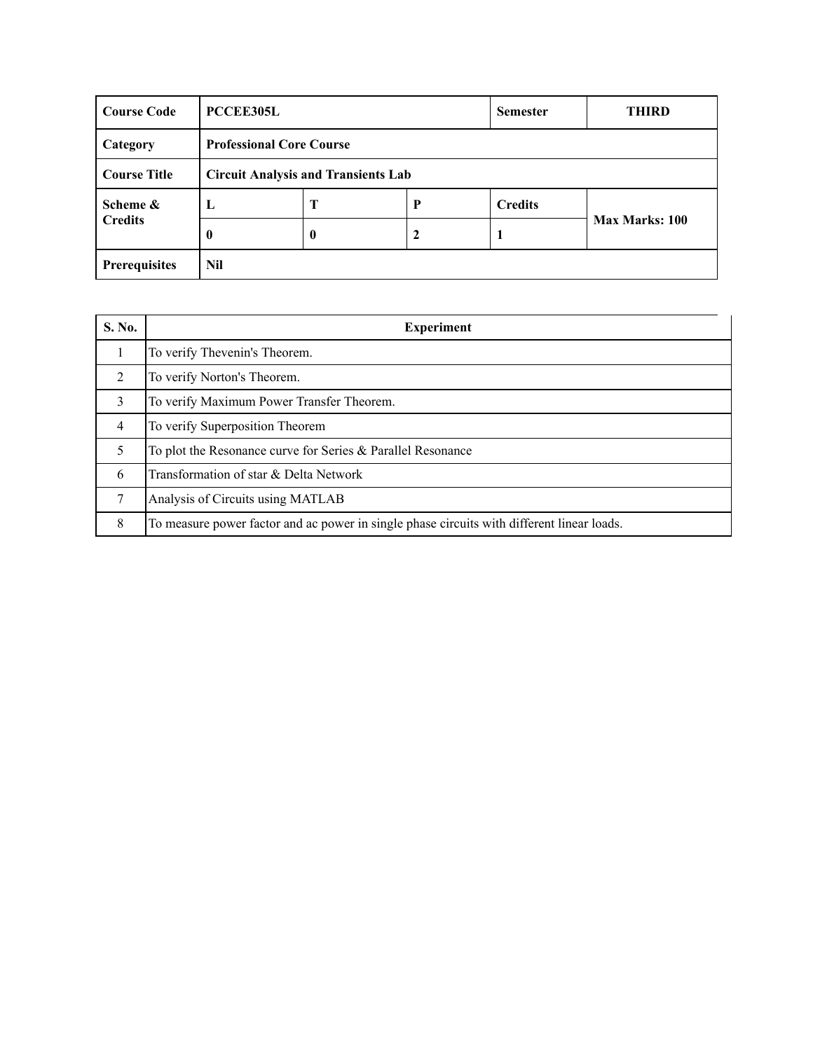| Course Code | PCCEE305L | | | Semester | THIRD |
|---|---|---|---|---|---|
| Category | Professional Core Course | | | | |
| Course Title | Circuit Analysis and Transients Lab | | | | |
| Scheme & Credits | L | T | P | Credits | Max Marks: 100 |
| | 0 | 0 | 2 | 1 | |
| Prerequisites | Nil | | | | |

| S. No. | Experiment |
|---|---|
| 1 | To verify Thevenin's Theorem. |
| 2 | To verify Norton's Theorem. |
| 3 | To verify Maximum Power Transfer Theorem. |
| 4 | To verify Superposition Theorem |
| 5 | To plot the Resonance curve for Series & Parallel Resonance |
| 6 | Transformation of star & Delta Network |
| 7 | Analysis of Circuits using MATLAB |
| 8 | To measure power factor and ac power in single phase circuits with different linear loads. |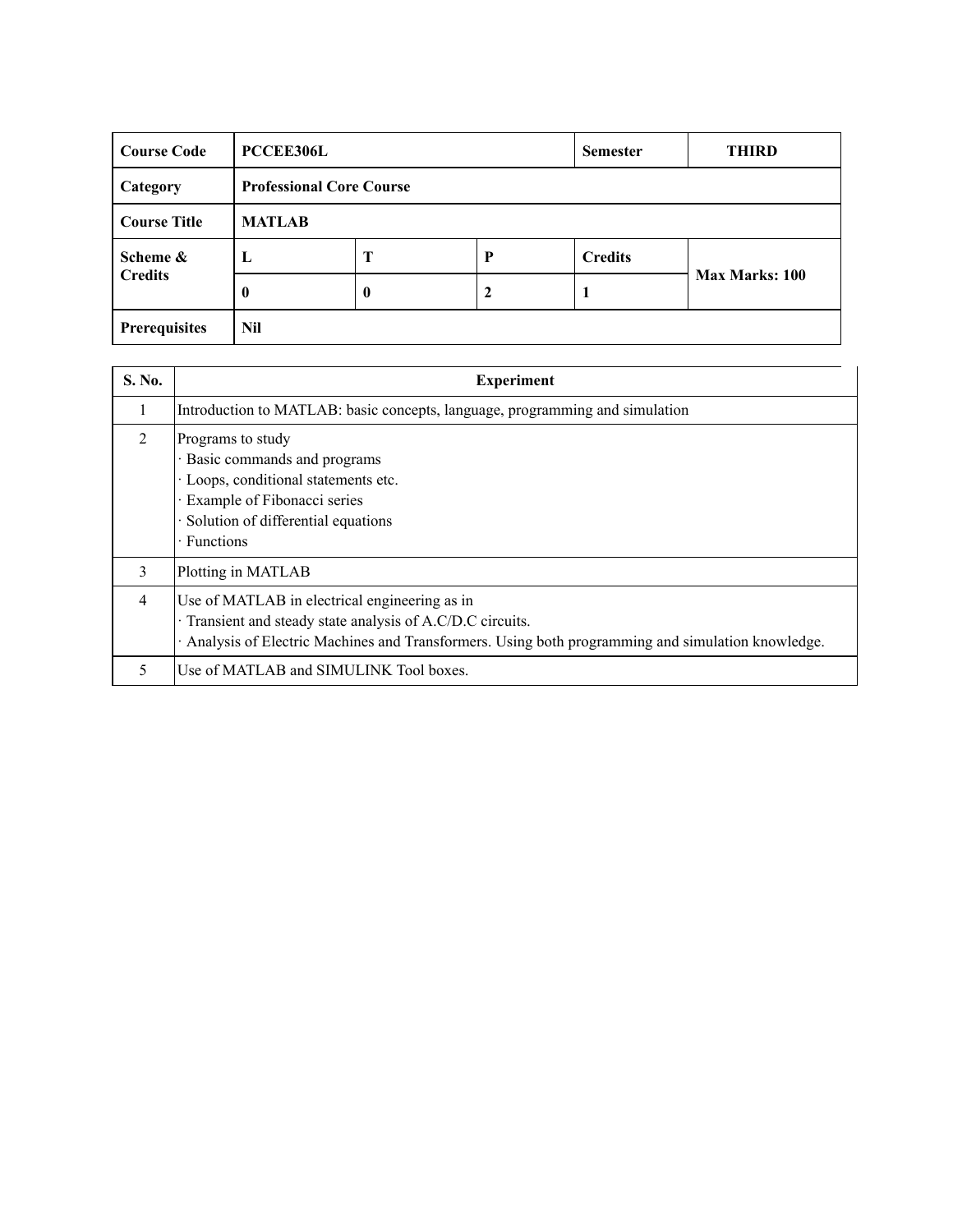| Course Code | PCCEE306L | | | Semester | THIRD |
|---|---|---|---|---|---|
| Category | Professional Core Course | | | | |
| Course Title | MATLAB | | | | |
| Scheme & Credits | L | T | P | Credits | Max Marks: 100 |
| | 0 | 0 | 2 | 1 | |
| Prerequisites | Nil | | | | |

| S. No. | Experiment |
|---|---|
| 1 | Introduction to MATLAB: basic concepts, language, programming and simulation |
| 2 | Programs to study<br>· Basic commands and programs<br>· Loops, conditional statements etc.<br>· Example of Fibonacci series<br>· Solution of differential equations<br>· Functions |
| 3 | Plotting in MATLAB |
| 4 | Use of MATLAB in electrical engineering as in<br>· Transient and steady state analysis of A.C/D.C circuits.<br>· Analysis of Electric Machines and Transformers. Using both programming and simulation knowledge. |
| 5 | Use of MATLAB and SIMULINK Tool boxes. |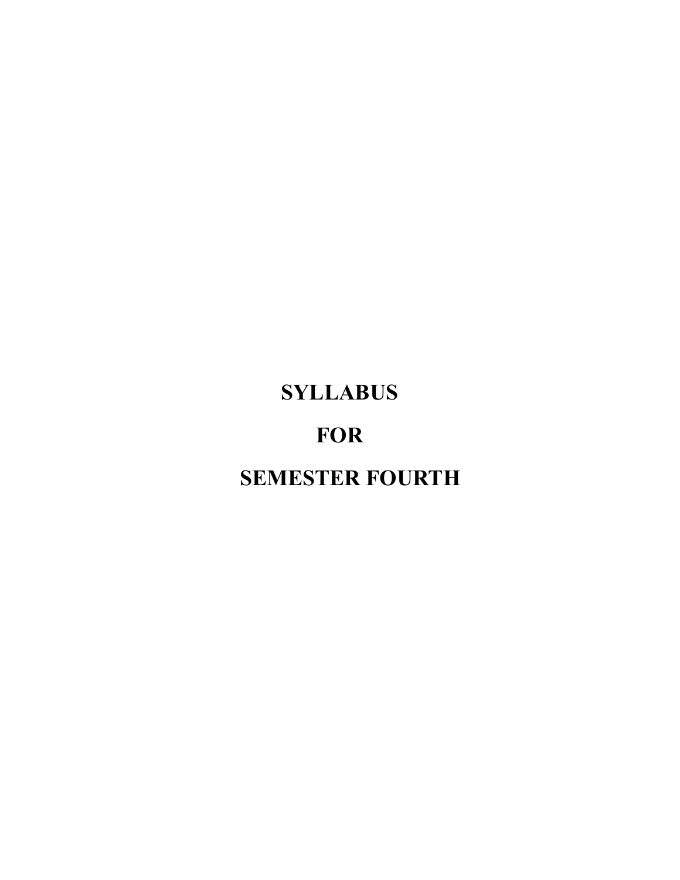# SYLLABUS

# FOR

# SEMESTER FOURTH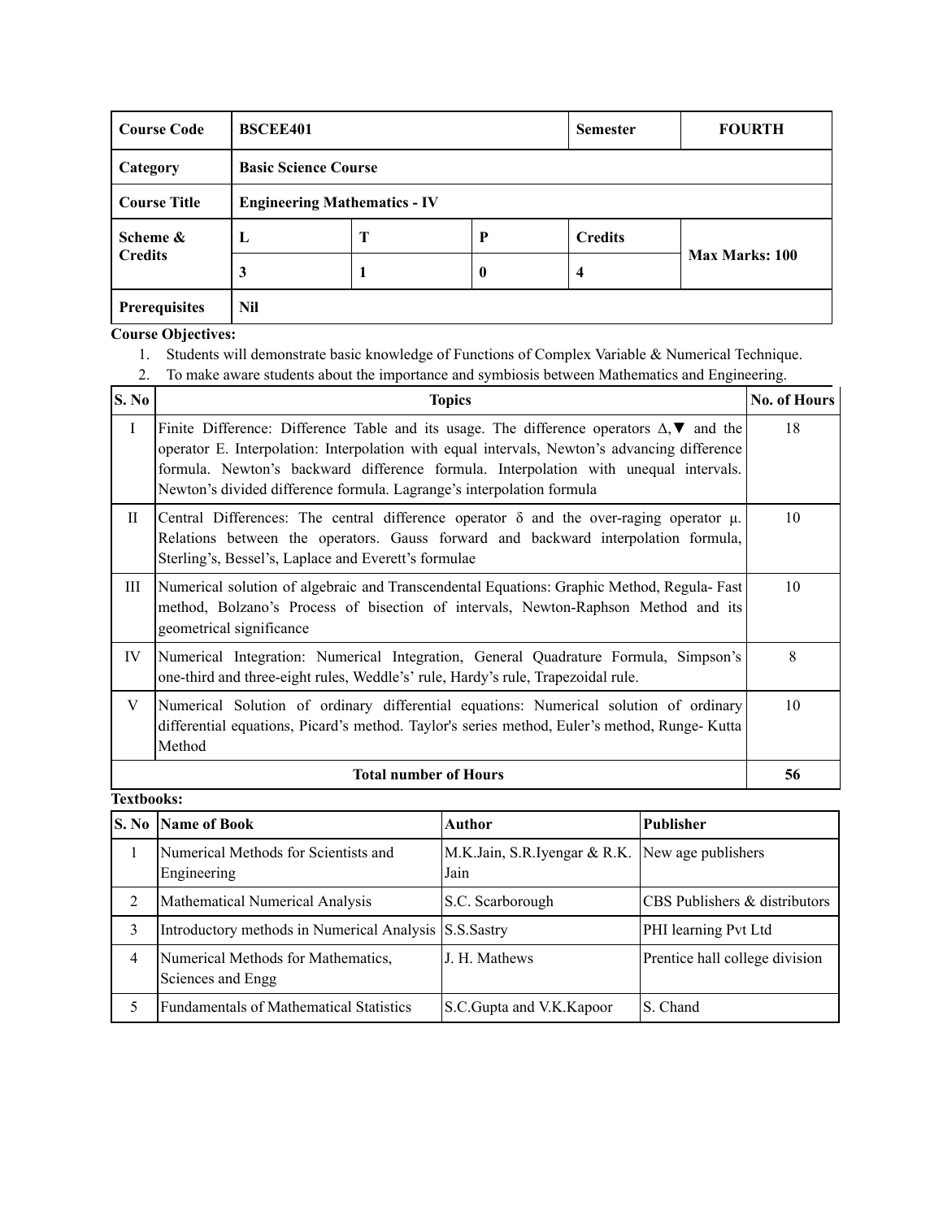| Course Code | BSCEE401 | | | Semester | FOURTH |
|---|---|---|---|---|---|
| Category | Basic Science Course | | | | |
| Course Title | Engineering Mathematics - IV | | | | |
| Scheme & Credits | L | T | P | Credits | Max Marks: 100 |
| | 3 | 1 | 0 | 4 | |
| Prerequisites | Nil | | | | |

**Course Objectives:**

1. Students will demonstrate basic knowledge of Functions of Complex Variable & Numerical Technique.
2. To make aware students about the importance and symbiosis between Mathematics and Engineering.

| S. No | Topics | No. of Hours |
|---|---|---|
| I | Finite Difference: Difference Table and its usage. The difference operators $\Delta, \blacktriangledown$ and the operator E. Interpolation: Interpolation with equal intervals, Newton's advancing difference formula. Newton's backward difference formula. Interpolation with unequal intervals. Newton's divided difference formula. Lagrange's interpolation formula | 18 |
| II | Central Differences: The central difference operator $\delta$ and the over-raging operator $\mu$. Relations between the operators. Gauss forward and backward interpolation formula, Sterling's, Bessel's, Laplace and Everett's formulae | 10 |
| III | Numerical solution of algebraic and Transcendental Equations: Graphic Method, Regula- Fast method, Bolzano's Process of bisection of intervals, Newton-Raphson Method and its geometrical significance | 10 |
| IV | Numerical Integration: Numerical Integration, General Quadrature Formula, Simpson's one-third and three-eight rules, Weddle's' rule, Hardy's rule, Trapezoidal rule. | 8 |
| V | Numerical Solution of ordinary differential equations: Numerical solution of ordinary differential equations, Picard's method. Taylor's series method, Euler's method, Runge- Kutta Method | 10 |
| **Total number of Hours** | | **56** |

**Textbooks:**

| S. No | Name of Book | Author | Publisher |
|---|---|---|---|
| 1 | Numerical Methods for Scientists and Engineering | M.K.Jain, S.R.Iyengar & R.K. Jain | New age publishers |
| 2 | Mathematical Numerical Analysis | S.C. Scarborough | CBS Publishers & distributors |
| 3 | Introductory methods in Numerical Analysis | S.S.Sastry | PHI learning Pvt Ltd |
| 4 | Numerical Methods for Mathematics, Sciences and Engg | J. H. Mathews | Prentice hall college division |
| 5 | Fundamentals of Mathematical Statistics | S.C.Gupta and V.K.Kapoor | S. Chand |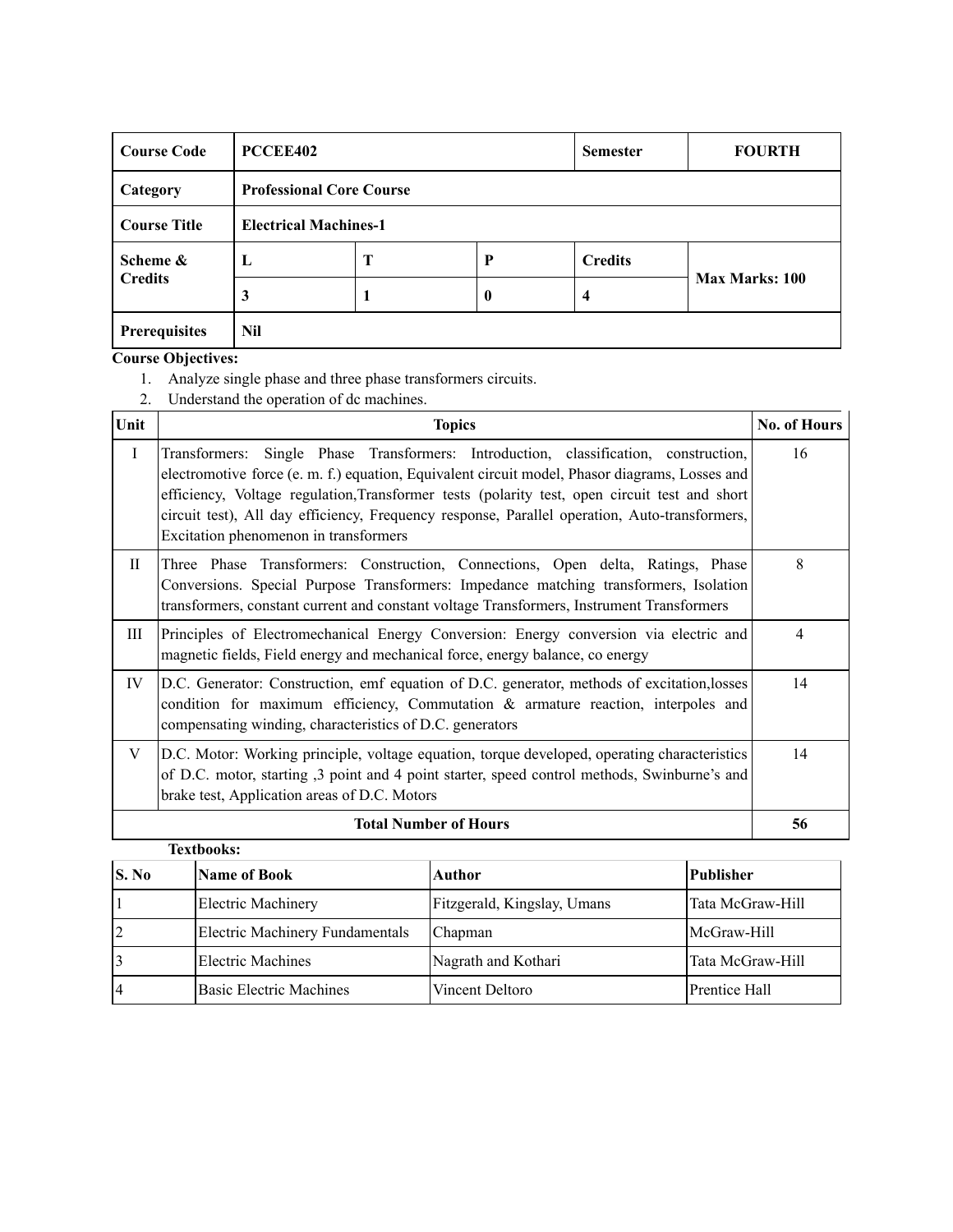| Course Code | PCCEE402 | | | Semester | FOURTH |
|---|---|---|---|---|---|
| Category | Professional Core Course | | | | |
| Course Title | Electrical Machines-1 | | | | |
| Scheme & Credits | L | T | P | Credits | Max Marks: 100 |
| | 3 | 1 | 0 | 4 | |
| Prerequisites | Nil | | | | |

**Course Objectives:**

1. Analyze single phase and three phase transformers circuits.
2. Understand the operation of dc machines.

| Unit | Topics | No. of Hours |
|---|---|---|
| I | Transformers: Single Phase Transformers: Introduction, classification, construction, electromotive force (e. m. f.) equation, Equivalent circuit model, Phasor diagrams, Losses and efficiency, Voltage regulation,Transformer tests (polarity test, open circuit test and short circuit test), All day efficiency, Frequency response, Parallel operation, Auto-transformers, Excitation phenomenon in transformers | 16 |
| II | Three Phase Transformers: Construction, Connections, Open delta, Ratings, Phase Conversions. Special Purpose Transformers: Impedance matching transformers, Isolation transformers, constant current and constant voltage Transformers, Instrument Transformers | 8 |
| III | Principles of Electromechanical Energy Conversion: Energy conversion via electric and magnetic fields, Field energy and mechanical force, energy balance, co energy | 4 |
| IV | D.C. Generator: Construction, emf equation of D.C. generator, methods of excitation,losses condition for maximum efficiency, Commutation & armature reaction, interpoles and compensating winding, characteristics of D.C. generators | 14 |
| V | D.C. Motor: Working principle, voltage equation, torque developed, operating characteristics of D.C. motor, starting ,3 point and 4 point starter, speed control methods, Swinburne's and brake test, Application areas of D.C. Motors | 14 |
| | **Total Number of Hours** | **56** |

**Textbooks:**

| S. No | Name of Book | Author | Publisher |
|---|---|---|---|
| 1 | Electric Machinery | Fitzgerald, Kingslay, Umans | Tata McGraw-Hill |
| 2 | Electric Machinery Fundamentals | Chapman | McGraw-Hill |
| 3 | Electric Machines | Nagrath and Kothari | Tata McGraw-Hill |
| 4 | Basic Electric Machines | Vincent Deltoro | Prentice Hall |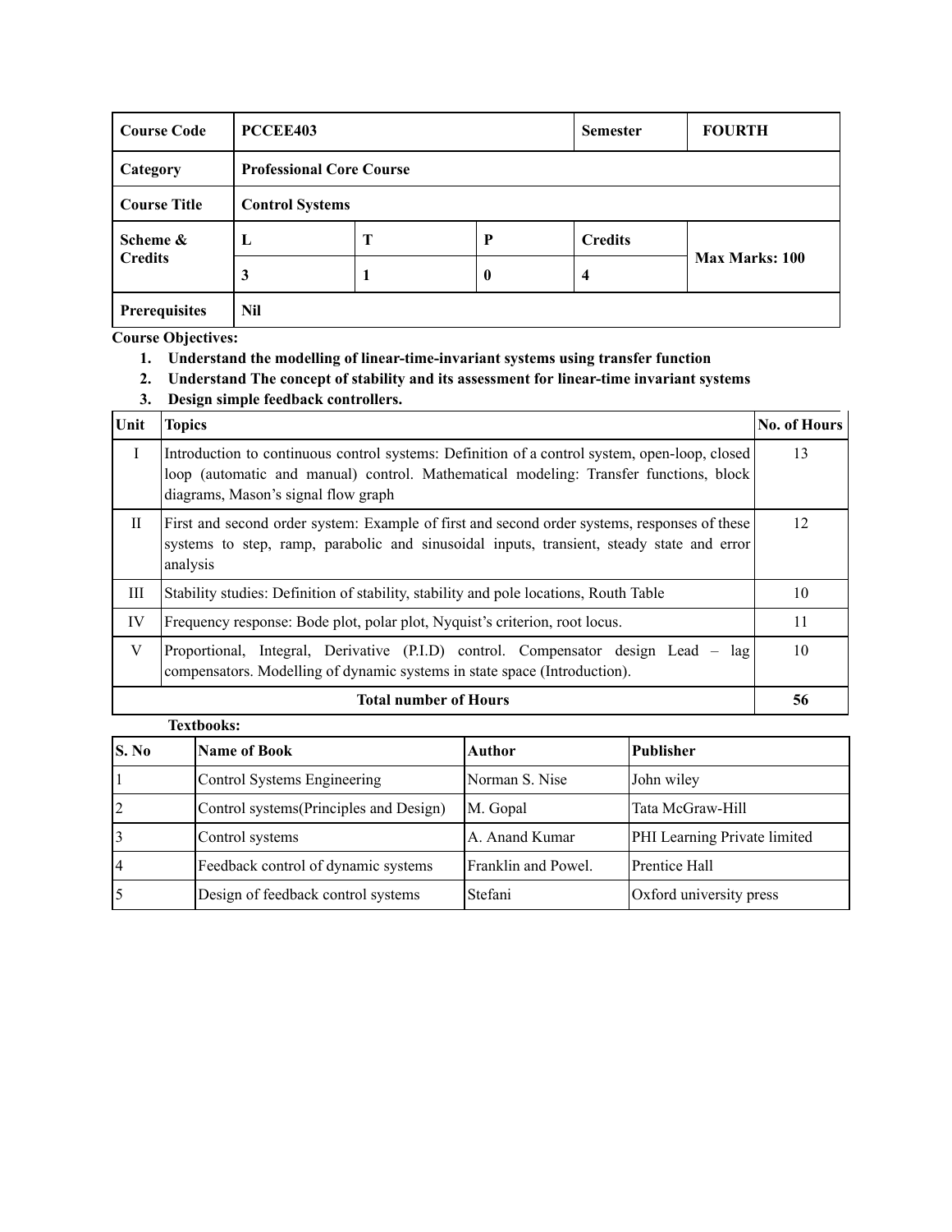| Course Code | PCCEE403 | | | Semester | FOURTH |
|---|---|---|---|---|---|
| Category | Professional Core Course | | | | |
| Course Title | Control Systems | | | | |
| Scheme & Credits | L | T | P | Credits | Max Marks: 100 |
| | 3 | 1 | 0 | 4 | |
| Prerequisites | Nil | | | | |

**Course Objectives:**

1. **Understand the modelling of linear-time-invariant systems using transfer function**
2. **Understand The concept of stability and its assessment for linear-time invariant systems**
3. **Design simple feedback controllers.**

| Unit | Topics | No. of Hours |
|---|---|---|
| I | Introduction to continuous control systems: Definition of a control system, open-loop, closed loop (automatic and manual) control. Mathematical modeling: Transfer functions, block diagrams, Mason's signal flow graph | 13 |
| II | First and second order system: Example of first and second order systems, responses of these systems to step, ramp, parabolic and sinusoidal inputs, transient, steady state and error analysis | 12 |
| III | Stability studies: Definition of stability, stability and pole locations, Routh Table | 10 |
| IV | Frequency response: Bode plot, polar plot, Nyquist's criterion, root locus. | 11 |
| V | Proportional, Integral, Derivative (P.I.D) control. Compensator design Lead – lag compensators. Modelling of dynamic systems in state space (Introduction). | 10 |
| **Total number of Hours** | | **56** |

**Textbooks:**

| S. No | Name of Book | Author | Publisher |
|---|---|---|---|
| 1 | Control Systems Engineering | Norman S. Nise | John wiley |
| 2 | Control systems(Principles and Design) | M. Gopal | Tata McGraw-Hill |
| 3 | Control systems | A. Anand Kumar | PHI Learning Private limited |
| 4 | Feedback control of dynamic systems | Franklin and Powel. | Prentice Hall |
| 5 | Design of feedback control systems | Stefani | Oxford university press |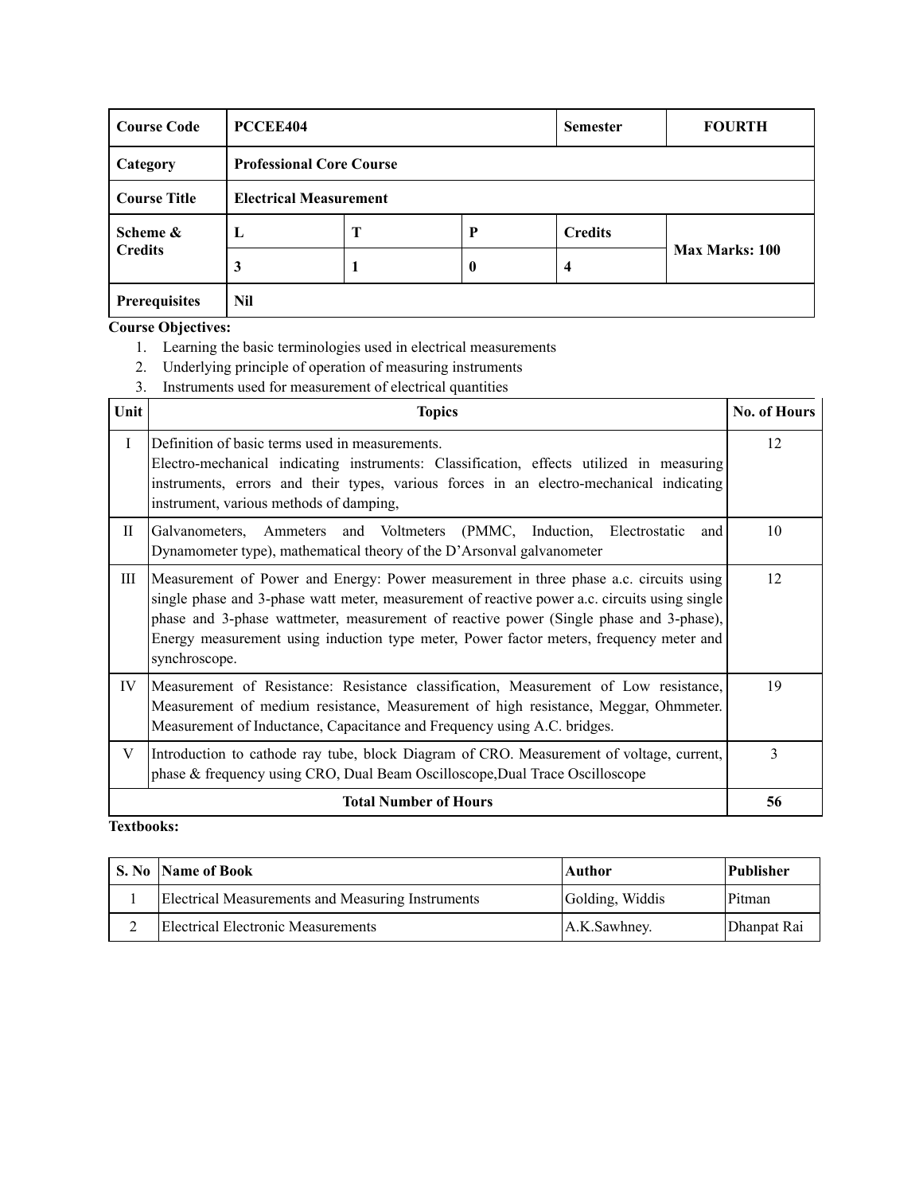| Course Code | PCCEE404 | | | Semester | FOURTH |
|---|---|---|---|---|---|
| Category | Professional Core Course | | | | |
| Course Title | Electrical Measurement | | | | |
| Scheme & Credits | L | T | P | Credits | Max Marks: 100 |
| | 3 | 1 | 0 | 4 | |
| Prerequisites | Nil | | | | |

**Course Objectives:**

1. Learning the basic terminologies used in electrical measurements
2. Underlying principle of operation of measuring instruments
3. Instruments used for measurement of electrical quantities

| Unit | Topics | No. of Hours |
|---|---|---|
| I | Definition of basic terms used in measurements. Electro-mechanical indicating instruments: Classification, effects utilized in measuring instruments, errors and their types, various forces in an electro-mechanical indicating instrument, various methods of damping, | 12 |
| II | Galvanometers, Ammeters and Voltmeters (PMMC, Induction, Electrostatic and Dynamometer type), mathematical theory of the D'Arsonval galvanometer | 10 |
| III | Measurement of Power and Energy: Power measurement in three phase a.c. circuits using single phase and 3-phase watt meter, measurement of reactive power a.c. circuits using single phase and 3-phase wattmeter, measurement of reactive power (Single phase and 3-phase), Energy measurement using induction type meter, Power factor meters, frequency meter and synchroscope. | 12 |
| IV | Measurement of Resistance: Resistance classification, Measurement of Low resistance, Measurement of medium resistance, Measurement of high resistance, Meggar, Ohmmeter. Measurement of Inductance, Capacitance and Frequency using A.C. bridges. | 19 |
| V | Introduction to cathode ray tube, block Diagram of CRO. Measurement of voltage, current, phase & frequency using CRO, Dual Beam Oscilloscope,Dual Trace Oscilloscope | 3 |
| **Total Number of Hours** | | **56** |

**Textbooks:**

| S. No | Name of Book | Author | Publisher |
|---|---|---|---|
| 1 | Electrical Measurements and Measuring Instruments | Golding, Widdis | Pitman |
| 2 | Electrical Electronic Measurements | A.K.Sawhney. | Dhanpat Rai |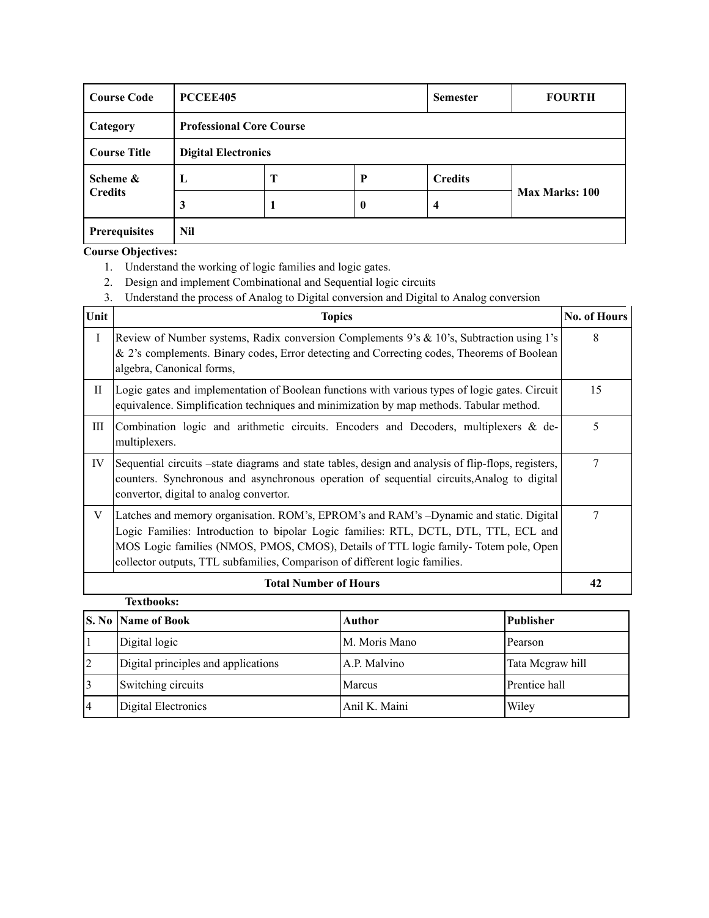| Course Code | PCCEE405 | | | Semester | FOURTH |
|---|---|---|---|---|---|
| Category | Professional Core Course | | | | |
| Course Title | Digital Electronics | | | | |
| Scheme & Credits | L | T | P | Credits | Max Marks: 100 |
| | 3 | 1 | 0 | 4 | |
| Prerequisites | Nil | | | | |

**Course Objectives:**

1. Understand the working of logic families and logic gates.
2. Design and implement Combinational and Sequential logic circuits
3. Understand the process of Analog to Digital conversion and Digital to Analog conversion

| Unit | Topics | No. of Hours |
|---|---|---|
| I | Review of Number systems, Radix conversion Complements 9's & 10's, Subtraction using 1's & 2's complements. Binary codes, Error detecting and Correcting codes, Theorems of Boolean algebra, Canonical forms, | 8 |
| II | Logic gates and implementation of Boolean functions with various types of logic gates. Circuit equivalence. Simplification techniques and minimization by map methods. Tabular method. | 15 |
| III | Combination logic and arithmetic circuits. Encoders and Decoders, multiplexers & de-multiplexers. | 5 |
| IV | Sequential circuits –state diagrams and state tables, design and analysis of flip-flops, registers, counters. Synchronous and asynchronous operation of sequential circuits,Analog to digital convertor, digital to analog convertor. | 7 |
| V | Latches and memory organisation. ROM's, EPROM's and RAM's –Dynamic and static. Digital Logic Families: Introduction to bipolar Logic families: RTL, DCTL, DTL, TTL, ECL and MOS Logic families (NMOS, PMOS, CMOS), Details of TTL logic family- Totem pole, Open collector outputs, TTL subfamilies, Comparison of different logic families. | 7 |
| **Total Number of Hours** | | **42** |

**Textbooks:**

| S. No | Name of Book | Author | Publisher |
|---|---|---|---|
| 1 | Digital logic | M. Moris Mano | Pearson |
| 2 | Digital principles and applications | A.P. Malvino | Tata Mcgraw hill |
| 3 | Switching circuits | Marcus | Prentice hall |
| 4 | Digital Electronics | Anil K. Maini | Wiley |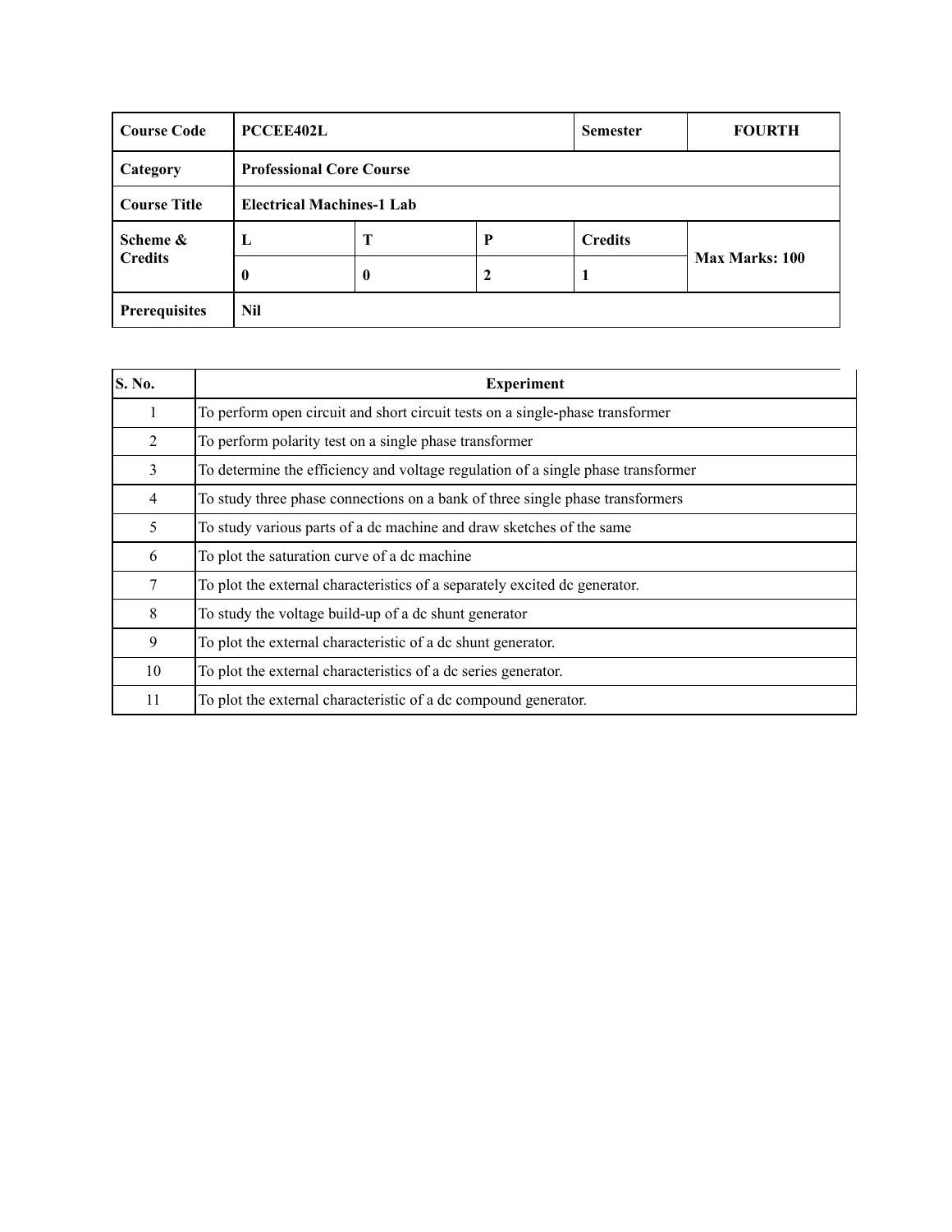| Course Code | PCCEE402L | | | Semester | FOURTH |
|---|---|---|---|---|---|
| Category | Professional Core Course | | | | |
| Course Title | Electrical Machines-1 Lab | | | | |
| Scheme & Credits | L | T | P | Credits | Max Marks: 100 |
| | 0 | 0 | 2 | 1 | |
| Prerequisites | Nil | | | | |

| S. No. | Experiment |
|---|---|
| 1 | To perform open circuit and short circuit tests on a single-phase transformer |
| 2 | To perform polarity test on a single phase transformer |
| 3 | To determine the efficiency and voltage regulation of a single phase transformer |
| 4 | To study three phase connections on a bank of three single phase transformers |
| 5 | To study various parts of a dc machine and draw sketches of the same |
| 6 | To plot the saturation curve of a dc machine |
| 7 | To plot the external characteristics of a separately excited dc generator. |
| 8 | To study the voltage build-up of a dc shunt generator |
| 9 | To plot the external characteristic of a dc shunt generator. |
| 10 | To plot the external characteristics of a dc series generator. |
| 11 | To plot the external characteristic of a dc compound generator. |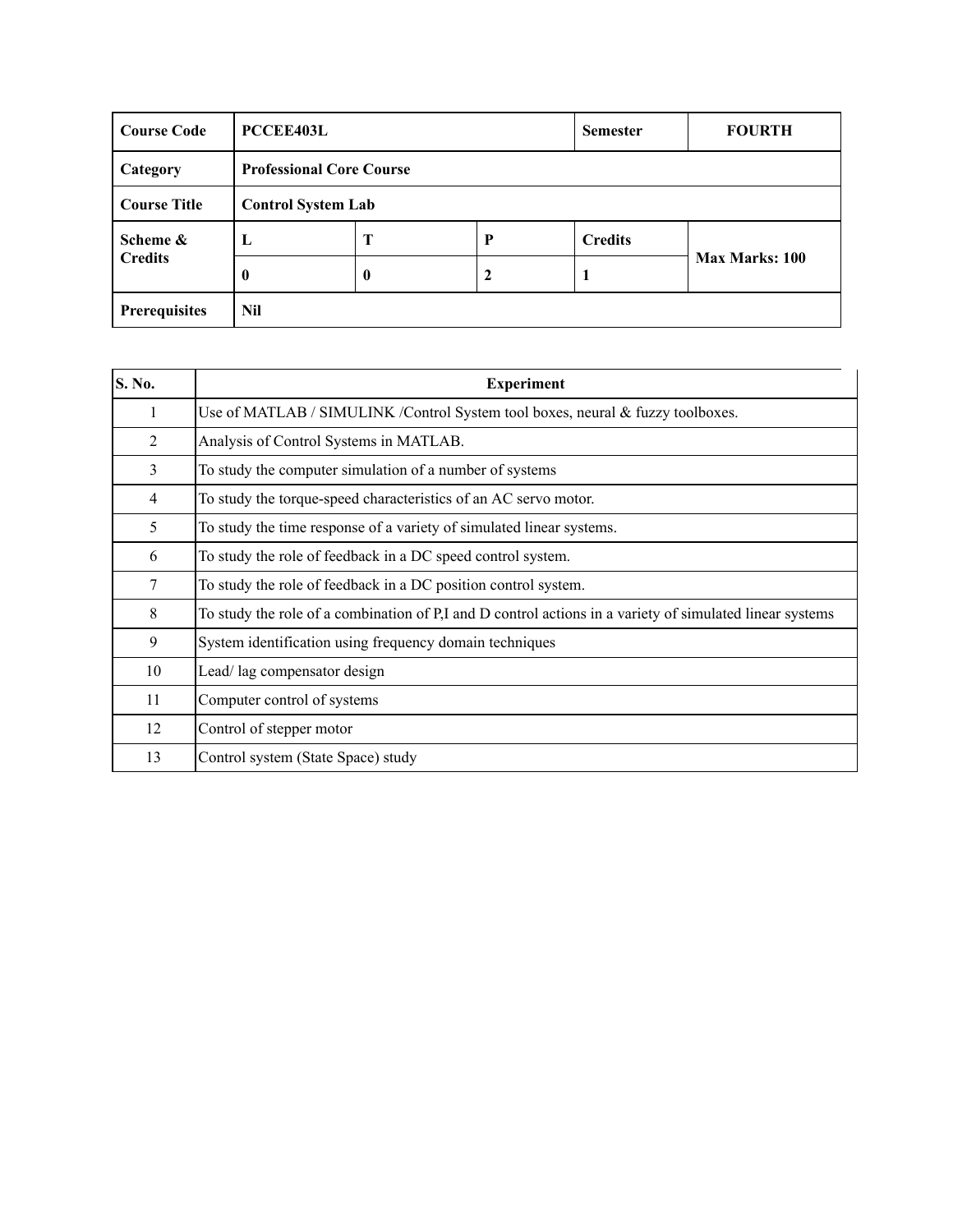| Course Code | PCCEE403L | | | Semester | FOURTH |
|---|---|---|---|---|---|
| Category | Professional Core Course | | | | |
| Course Title | Control System Lab | | | | |
| Scheme & Credits | L | T | P | Credits | Max Marks: 100 |
| | 0 | 0 | 2 | 1 | |
| Prerequisites | Nil | | | | |

| S. No. | Experiment |
|---|---|
| 1 | Use of MATLAB / SIMULINK /Control System tool boxes, neural & fuzzy toolboxes. |
| 2 | Analysis of Control Systems in MATLAB. |
| 3 | To study the computer simulation of a number of systems |
| 4 | To study the torque-speed characteristics of an AC servo motor. |
| 5 | To study the time response of a variety of simulated linear systems. |
| 6 | To study the role of feedback in a DC speed control system. |
| 7 | To study the role of feedback in a DC position control system. |
| 8 | To study the role of a combination of P,I and D control actions in a variety of simulated linear systems |
| 9 | System identification using frequency domain techniques |
| 10 | Lead/ lag compensator design |
| 11 | Computer control of systems |
| 12 | Control of stepper motor |
| 13 | Control system (State Space) study |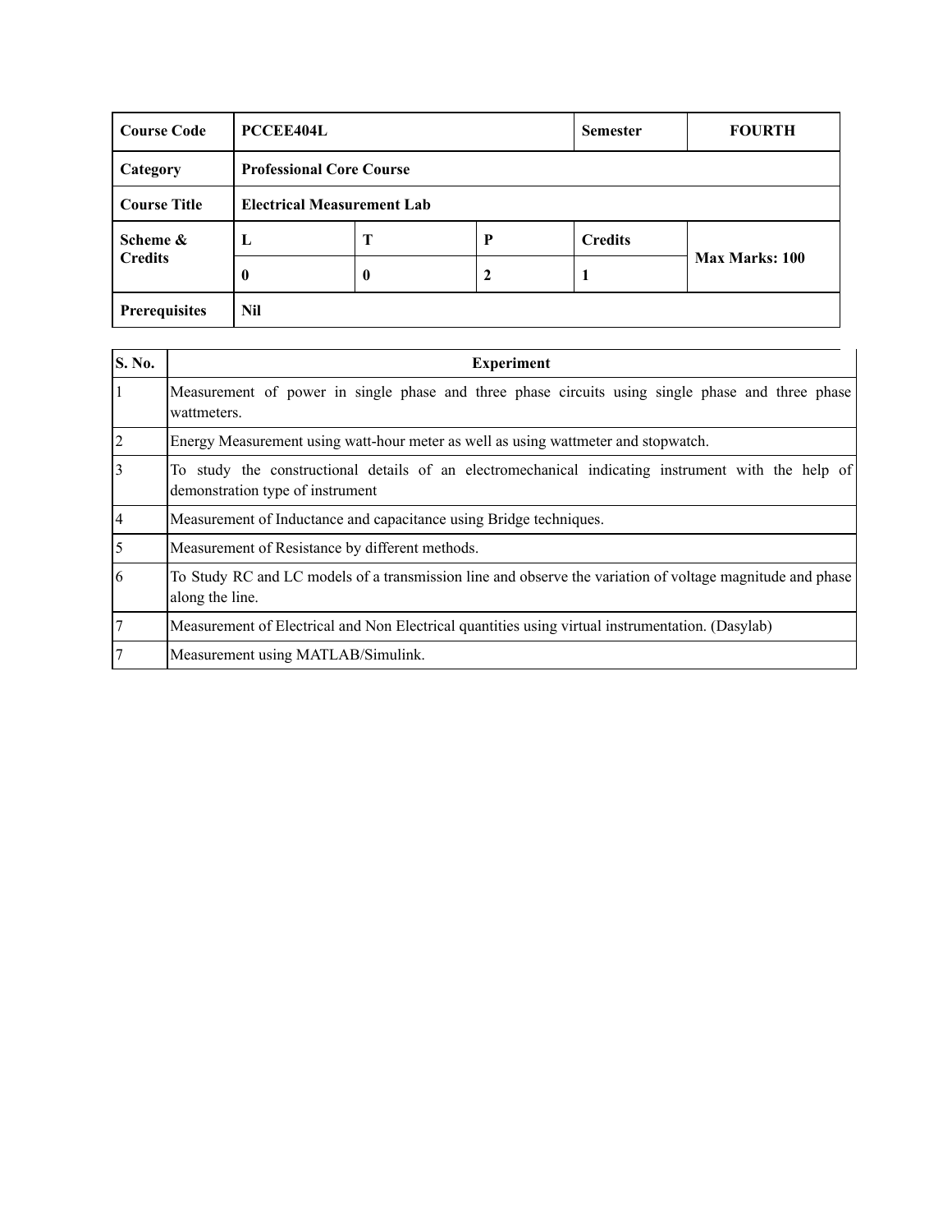| Course Code | PCCEE404L | | | Semester | FOURTH |
|---|---|---|---|---|---|
| Category | Professional Core Course | | | | |
| Course Title | Electrical Measurement Lab | | | | |
| Scheme & Credits | L | T | P | Credits | Max Marks: 100 |
| | 0 | 0 | 2 | 1 | |
| Prerequisites | Nil | | | | |

| S. No. | Experiment |
|---|---|
| 1 | Measurement of power in single phase and three phase circuits using single phase and three phase wattmeters. |
| 2 | Energy Measurement using watt-hour meter as well as using wattmeter and stopwatch. |
| 3 | To study the constructional details of an electromechanical indicating instrument with the help of demonstration type of instrument |
| 4 | Measurement of Inductance and capacitance using Bridge techniques. |
| 5 | Measurement of Resistance by different methods. |
| 6 | To Study RC and LC models of a transmission line and observe the variation of voltage magnitude and phase along the line. |
| 7 | Measurement of Electrical and Non Electrical quantities using virtual instrumentation. (Dasylab) |
| 7 | Measurement using MATLAB/Simulink. |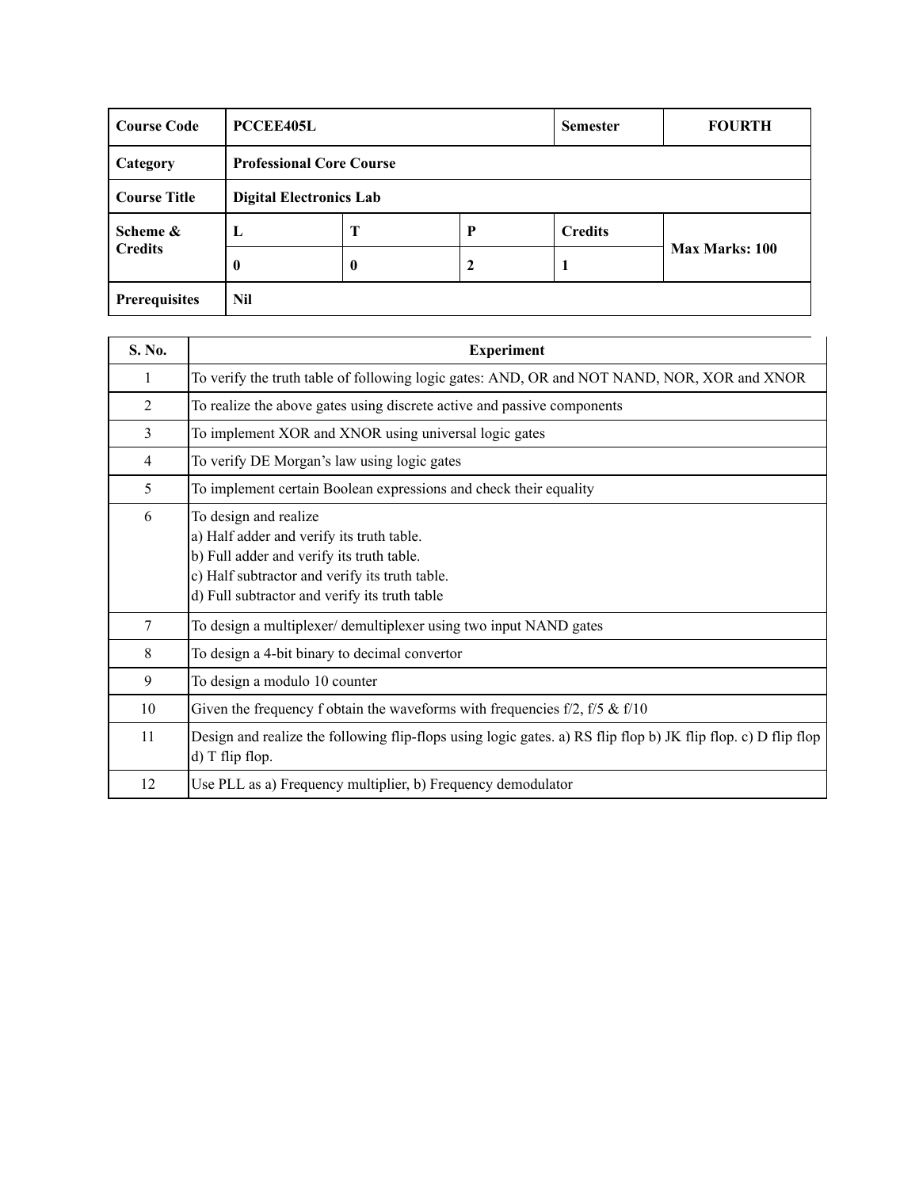| Course Code | PCCEE405L | | | Semester | FOURTH |
|---|---|---|---|---|---|
| Category | Professional Core Course | | | | |
| Course Title | Digital Electronics Lab | | | | |
| Scheme & Credits | L | T | P | Credits | Max Marks: 100 |
| | 0 | 0 | 2 | 1 | |
| Prerequisites | Nil | | | | |

| S. No. | Experiment |
|---|---|
| 1 | To verify the truth table of following logic gates: AND, OR and NOT NAND, NOR, XOR and XNOR |
| 2 | To realize the above gates using discrete active and passive components |
| 3 | To implement XOR and XNOR using universal logic gates |
| 4 | To verify DE Morgan's law using logic gates |
| 5 | To implement certain Boolean expressions and check their equality |
| 6 | To design and realize<br>a) Half adder and verify its truth table.<br>b) Full adder and verify its truth table.<br>c) Half subtractor and verify its truth table.<br>d) Full subtractor and verify its truth table |
| 7 | To design a multiplexer/ demultiplexer using two input NAND gates |
| 8 | To design a 4-bit binary to decimal convertor |
| 9 | To design a modulo 10 counter |
| 10 | Given the frequency f obtain the waveforms with frequencies f/2, f/5 & f/10 |
| 11 | Design and realize the following flip-flops using logic gates. a) RS flip flop b) JK flip flop. c) D flip flop d) T flip flop. |
| 12 | Use PLL as a) Frequency multiplier, b) Frequency demodulator |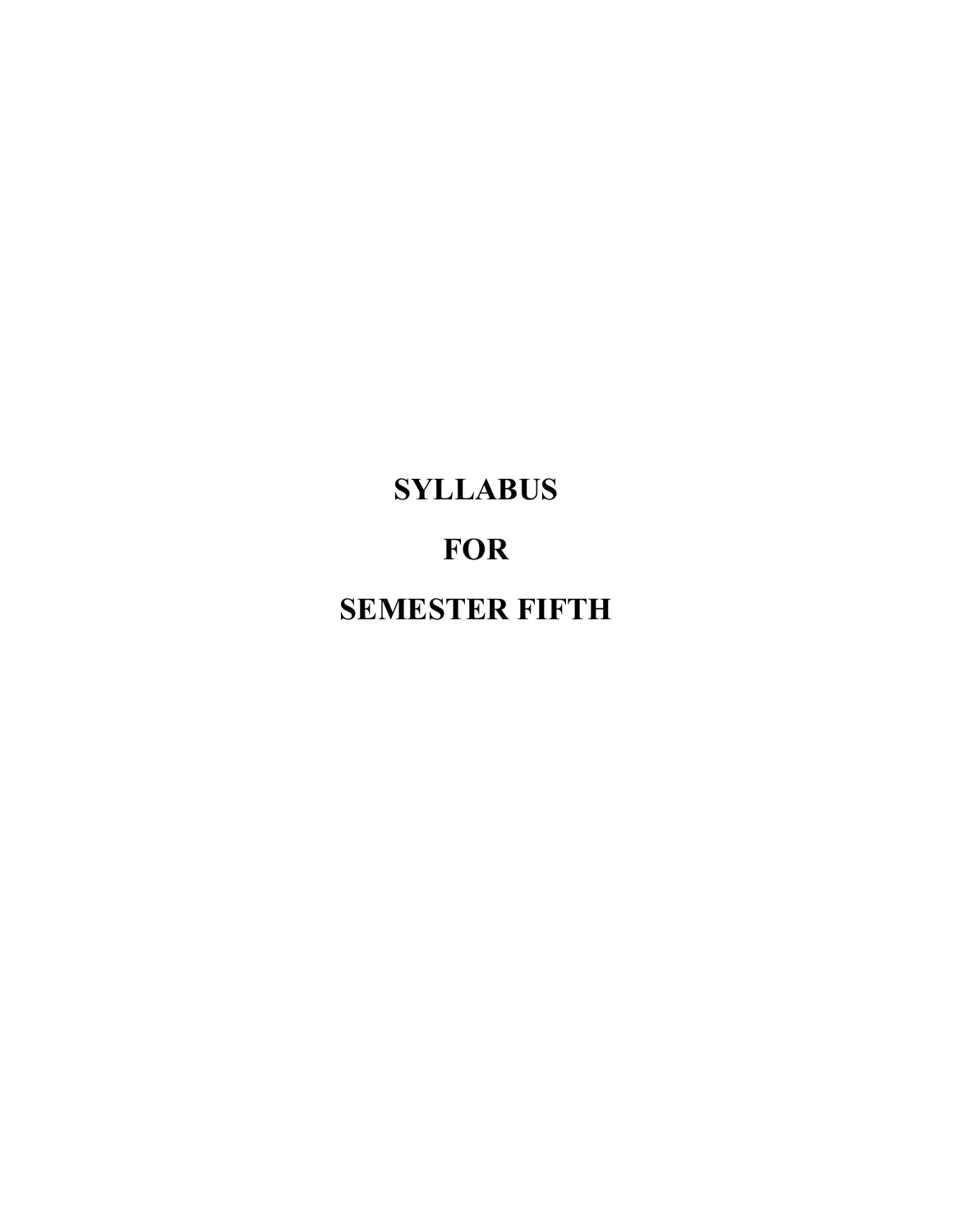# SYLLABUS

# FOR

# SEMESTER FIFTH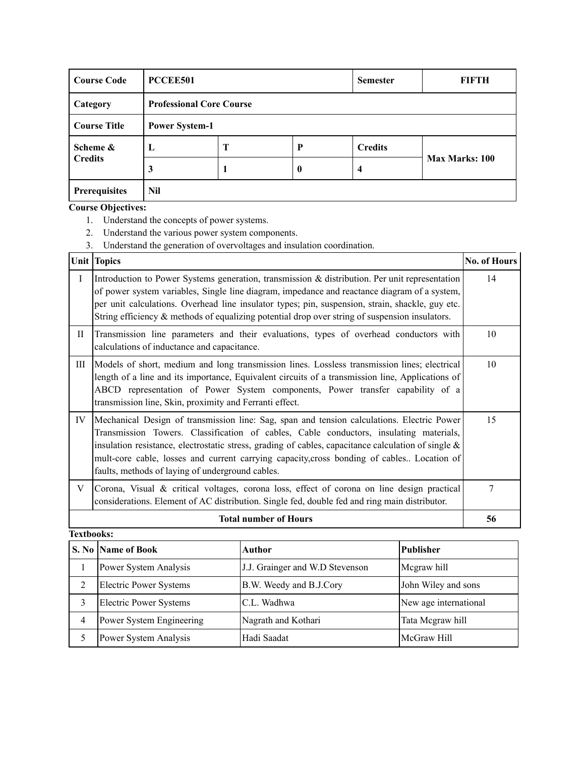| Course Code | PCCEE501 | | | Semester | FIFTH |
|---|---|---|---|---|---|
| Category | Professional Core Course | | | | |
| Course Title | Power System-1 | | | | |
| Scheme & Credits | L | T | P | Credits | Max Marks: 100 |
| | 3 | 1 | 0 | 4 | |
| Prerequisites | Nil | | | | |

**Course Objectives:**

1. Understand the concepts of power systems.
2. Understand the various power system components.
3. Understand the generation of overvoltages and insulation coordination.

| Unit | Topics | No. of Hours |
|---|---|---|
| I | Introduction to Power Systems generation, transmission & distribution. Per unit representation of power system variables, Single line diagram, impedance and reactance diagram of a system, per unit calculations. Overhead line insulator types; pin, suspension, strain, shackle, guy etc. String efficiency & methods of equalizing potential drop over string of suspension insulators. | 14 |
| II | Transmission line parameters and their evaluations, types of overhead conductors with calculations of inductance and capacitance. | 10 |
| III | Models of short, medium and long transmission lines. Lossless transmission lines; electrical length of a line and its importance, Equivalent circuits of a transmission line, Applications of ABCD representation of Power System components, Power transfer capability of a transmission line, Skin, proximity and Ferranti effect. | 10 |
| IV | Mechanical Design of transmission line: Sag, span and tension calculations. Electric Power Transmission Towers. Classification of cables, Cable conductors, insulating materials, insulation resistance, electrostatic stress, grading of cables, capacitance calculation of single & mult-core cable, losses and current carrying capacity,cross bonding of cables.. Location of faults, methods of laying of underground cables. | 15 |
| V | Corona, Visual & critical voltages, corona loss, effect of corona on line design practical considerations. Element of AC distribution. Single fed, double fed and ring main distributor. | 7 |
| | **Total number of Hours** | **56** |

**Textbooks:**

| S. No | Name of Book | Author | Publisher |
|---|---|---|---|
| 1 | Power System Analysis | J.J. Grainger and W.D Stevenson | Mcgraw hill |
| 2 | Electric Power Systems | B.W. Weedy and B.J.Cory | John Wiley and sons |
| 3 | Electric Power Systems | C.L. Wadhwa | New age international |
| 4 | Power System Engineering | Nagrath and Kothari | Tata Mcgraw hill |
| 5 | Power System Analysis | Hadi Saadat | McGraw Hill |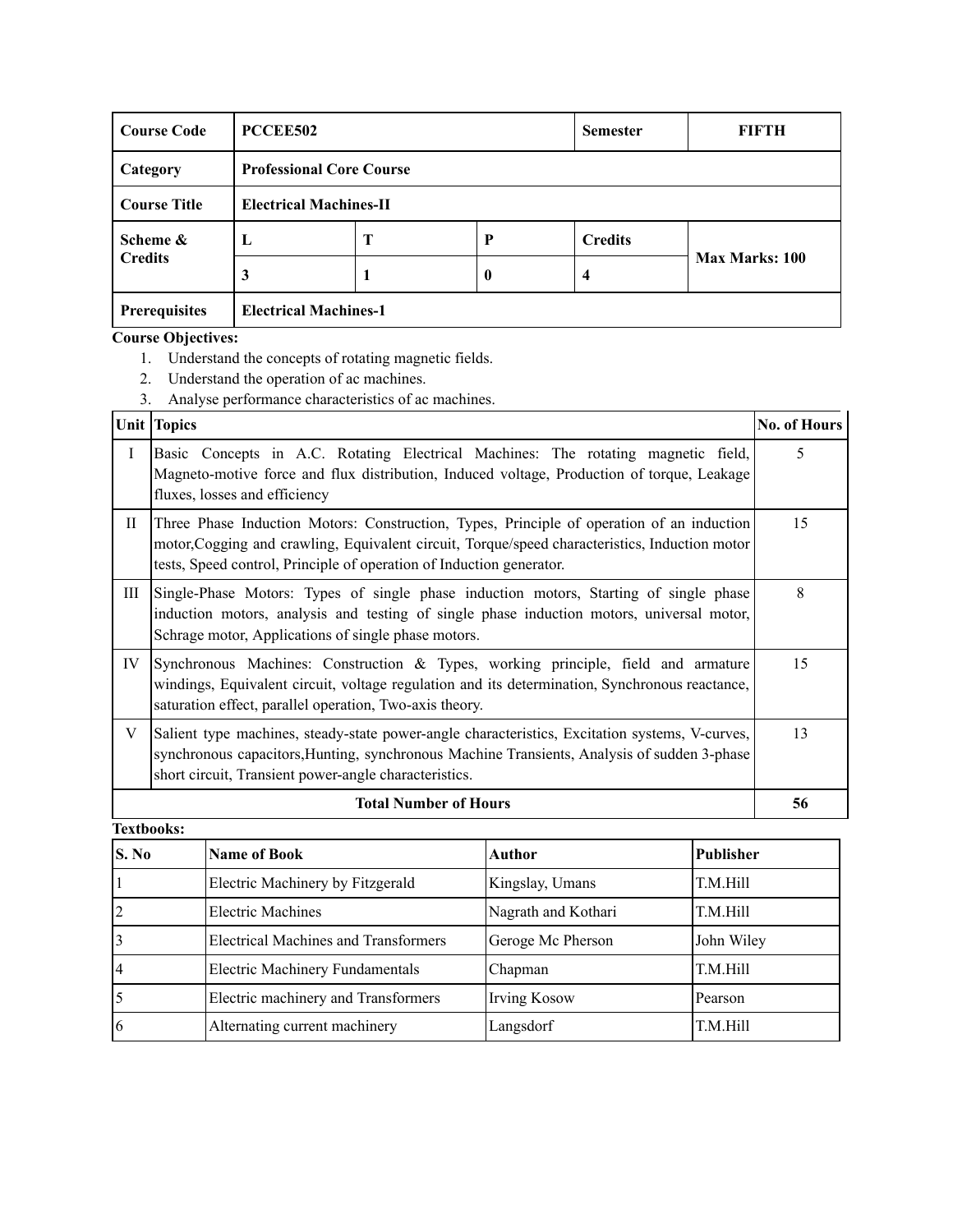| Course Code | PCCEE502 | | | Semester | FIFTH |
|---|---|---|---|---|---|
| Category | Professional Core Course | | | | |
| Course Title | Electrical Machines-II | | | | |
| Scheme & Credits | L | T | P | Credits | Max Marks: 100 |
| | 3 | 1 | 0 | 4 | |
| Prerequisites | Electrical Machines-1 | | | | |

**Course Objectives:**

1. Understand the concepts of rotating magnetic fields.
2. Understand the operation of ac machines.
3. Analyse performance characteristics of ac machines.

| Unit | Topics | No. of Hours |
|---|---|---|
| I | Basic Concepts in A.C. Rotating Electrical Machines: The rotating magnetic field, Magneto-motive force and flux distribution, Induced voltage, Production of torque, Leakage fluxes, losses and efficiency | 5 |
| II | Three Phase Induction Motors: Construction, Types, Principle of operation of an induction motor,Cogging and crawling, Equivalent circuit, Torque/speed characteristics, Induction motor tests, Speed control, Principle of operation of Induction generator. | 15 |
| III | Single-Phase Motors: Types of single phase induction motors, Starting of single phase induction motors, analysis and testing of single phase induction motors, universal motor, Schrage motor, Applications of single phase motors. | 8 |
| IV | Synchronous Machines: Construction & Types, working principle, field and armature windings, Equivalent circuit, voltage regulation and its determination, Synchronous reactance, saturation effect, parallel operation, Two-axis theory. | 15 |
| V | Salient type machines, steady-state power-angle characteristics, Excitation systems, V-curves, synchronous capacitors,Hunting, synchronous Machine Transients, Analysis of sudden 3-phase short circuit, Transient power-angle characteristics. | 13 |
| **Total Number of Hours** | | **56** |

**Textbooks:**

| S. No | Name of Book | Author | Publisher |
|---|---|---|---|
| 1 | Electric Machinery by Fitzgerald | Kingslay, Umans | T.M.Hill |
| 2 | Electric Machines | Nagrath and Kothari | T.M.Hill |
| 3 | Electrical Machines and Transformers | Geroge Mc Pherson | John Wiley |
| 4 | Electric Machinery Fundamentals | Chapman | T.M.Hill |
| 5 | Electric machinery and Transformers | Irving Kosow | Pearson |
| 6 | Alternating current machinery | Langsdorf | T.M.Hill |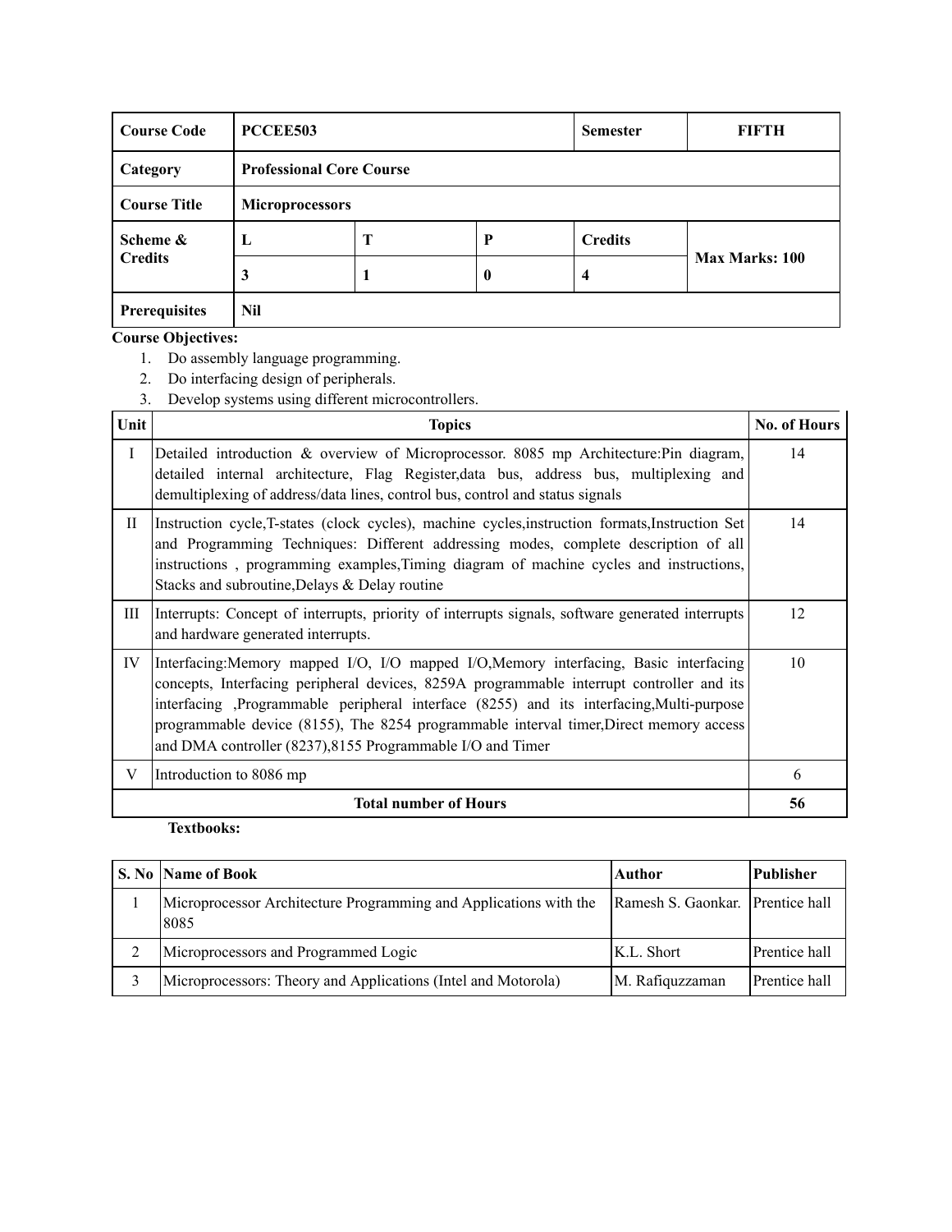| Course Code | PCCEE503 | | | Semester | FIFTH |
|---|---|---|---|---|---|
| Category | Professional Core Course | | | | |
| Course Title | Microprocessors | | | | |
| Scheme & Credits | L | T | P | Credits | Max Marks: 100 |
| | 3 | 1 | 0 | 4 | |
| Prerequisites | Nil | | | | |

**Course Objectives:**

1. Do assembly language programming.
2. Do interfacing design of peripherals.
3. Develop systems using different microcontrollers.

| Unit | Topics | No. of Hours |
|---|---|---|
| I | Detailed introduction & overview of Microprocessor. 8085 mp Architecture:Pin diagram, detailed internal architecture, Flag Register,data bus, address bus, multiplexing and demultiplexing of address/data lines, control bus, control and status signals | 14 |
| II | Instruction cycle,T-states (clock cycles), machine cycles,instruction formats,Instruction Set and Programming Techniques: Different addressing modes, complete description of all instructions , programming examples,Timing diagram of machine cycles and instructions, Stacks and subroutine,Delays & Delay routine | 14 |
| III | Interrupts: Concept of interrupts, priority of interrupts signals, software generated interrupts and hardware generated interrupts. | 12 |
| IV | Interfacing:Memory mapped I/O, I/O mapped I/O,Memory interfacing, Basic interfacing concepts, Interfacing peripheral devices, 8259A programmable interrupt controller and its interfacing ,Programmable peripheral interface (8255) and its interfacing,Multi-purpose programmable device (8155), The 8254 programmable interval timer,Direct memory access and DMA controller (8237),8155 Programmable I/O and Timer | 10 |
| V | Introduction to 8086 mp | 6 |
| **Total number of Hours** | | **56** |

**Textbooks:**

| S. No | Name of Book | Author | Publisher |
|---|---|---|---|
| 1 | Microprocessor Architecture Programming and Applications with the 8085 | Ramesh S. Gaonkar. | Prentice hall |
| 2 | Microprocessors and Programmed Logic | K.L. Short | Prentice hall |
| 3 | Microprocessors: Theory and Applications (Intel and Motorola) | M. Rafiquzzaman | Prentice hall |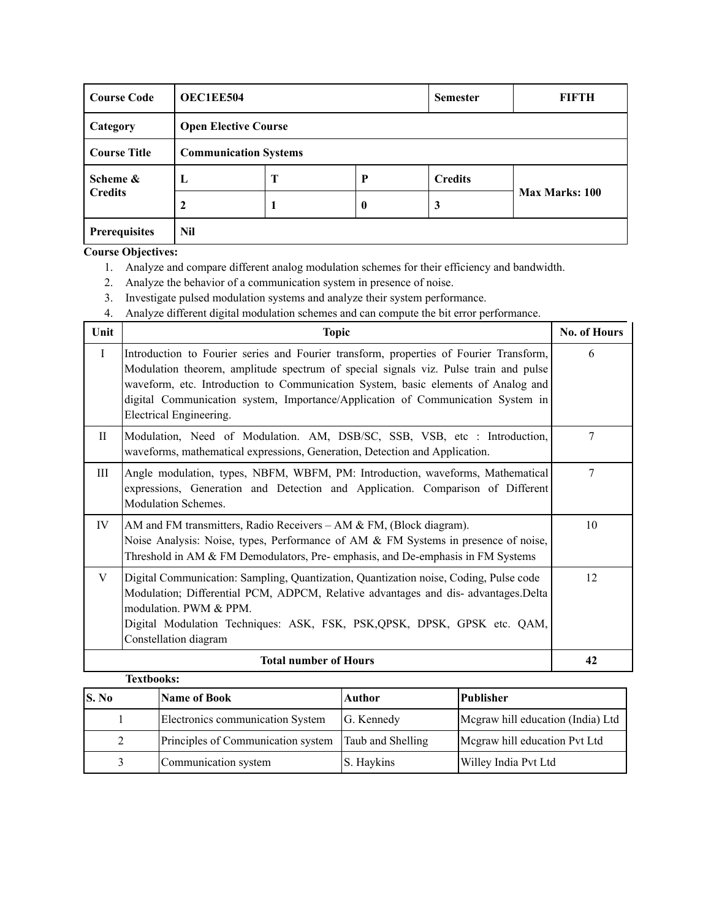| Course Code | OEC1EE504 | | | Semester | FIFTH |
|---|---|---|---|---|---|
| Category | Open Elective Course | | | | |
| Course Title | Communication Systems | | | | |
| Scheme & Credits | L | T | P | Credits | Max Marks: 100 |
| | 2 | 1 | 0 | 3 | |
| Prerequisites | Nil | | | | |

**Course Objectives:**

1. Analyze and compare different analog modulation schemes for their efficiency and bandwidth.
2. Analyze the behavior of a communication system in presence of noise.
3. Investigate pulsed modulation systems and analyze their system performance.
4. Analyze different digital modulation schemes and can compute the bit error performance.

| Unit | Topic | No. of Hours |
|---|---|---|
| I | Introduction to Fourier series and Fourier transform, properties of Fourier Transform, Modulation theorem, amplitude spectrum of special signals viz. Pulse train and pulse waveform, etc. Introduction to Communication System, basic elements of Analog and digital Communication system, Importance/Application of Communication System in Electrical Engineering. | 6 |
| II | Modulation, Need of Modulation. AM, DSB/SC, SSB, VSB, etc : Introduction, waveforms, mathematical expressions, Generation, Detection and Application. | 7 |
| III | Angle modulation, types, NBFM, WBFM, PM: Introduction, waveforms, Mathematical expressions, Generation and Detection and Application. Comparison of Different Modulation Schemes. | 7 |
| IV | AM and FM transmitters, Radio Receivers – AM & FM, (Block diagram).<br>Noise Analysis: Noise, types, Performance of AM & FM Systems in presence of noise, Threshold in AM & FM Demodulators, Pre- emphasis, and De-emphasis in FM Systems | 10 |
| V | Digital Communication: Sampling, Quantization, Quantization noise, Coding, Pulse code Modulation; Differential PCM, ADPCM, Relative advantages and dis- advantages.Delta modulation. PWM & PPM.<br>Digital Modulation Techniques: ASK, FSK, PSK,QPSK, DPSK, GPSK etc. QAM, Constellation diagram | 12 |
| **Total number of Hours** | | **42** |

**Textbooks:**

| S. No | Name of Book | Author | Publisher |
|---|---|---|---|
| 1 | Electronics communication System | G. Kennedy | Mcgraw hill education (India) Ltd |
| 2 | Principles of Communication system | Taub and Shelling | Mcgraw hill education Pvt Ltd |
| 3 | Communication system | S. Haykins | Willey India Pvt Ltd |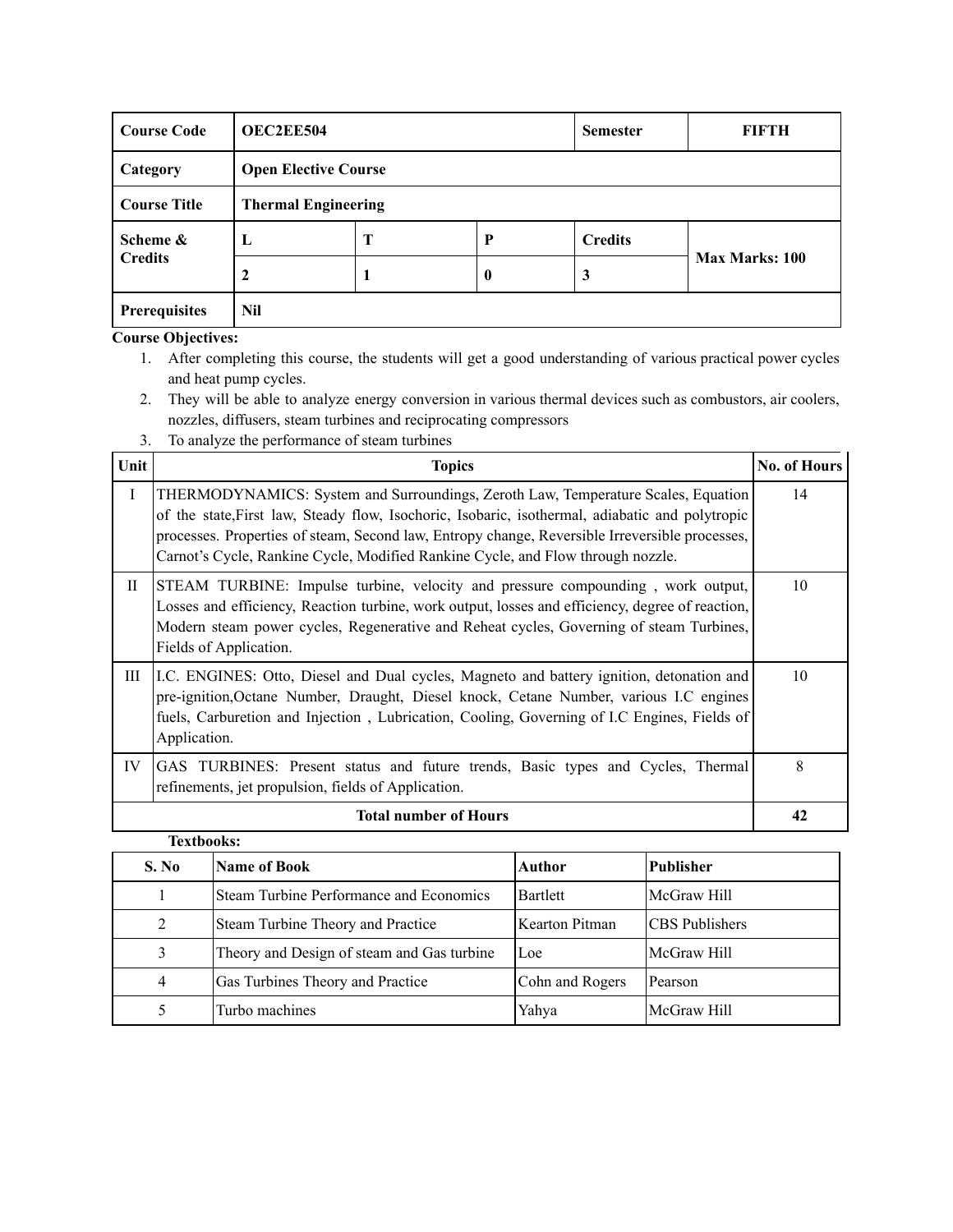| Course Code | OEC2EE504 | | | Semester | FIFTH |
|---|---|---|---|---|---|
| Category | Open Elective Course | | | | |
| Course Title | Thermal Engineering | | | | |
| Scheme & Credits | L | T | P | Credits | Max Marks: 100 |
| | 2 | 1 | 0 | 3 | |
| Prerequisites | Nil | | | | |

**Course Objectives:**

1. After completing this course, the students will get a good understanding of various practical power cycles and heat pump cycles.
2. They will be able to analyze energy conversion in various thermal devices such as combustors, air coolers, nozzles, diffusers, steam turbines and reciprocating compressors
3. To analyze the performance of steam turbines

| Unit | Topics | No. of Hours |
|---|---|---|
| I | THERMODYNAMICS: System and Surroundings, Zeroth Law, Temperature Scales, Equation of the state,First law, Steady flow, Isochoric, Isobaric, isothermal, adiabatic and polytropic processes. Properties of steam, Second law, Entropy change, Reversible Irreversible processes, Carnot's Cycle, Rankine Cycle, Modified Rankine Cycle, and Flow through nozzle. | 14 |
| II | STEAM TURBINE: Impulse turbine, velocity and pressure compounding , work output, Losses and efficiency, Reaction turbine, work output, losses and efficiency, degree of reaction, Modern steam power cycles, Regenerative and Reheat cycles, Governing of steam Turbines, Fields of Application. | 10 |
| III | I.C. ENGINES: Otto, Diesel and Dual cycles, Magneto and battery ignition, detonation and pre-ignition,Octane Number, Draught, Diesel knock, Cetane Number, various I.C engines fuels, Carburetion and Injection , Lubrication, Cooling, Governing of I.C Engines, Fields of Application. | 10 |
| IV | GAS TURBINES: Present status and future trends, Basic types and Cycles, Thermal refinements, jet propulsion, fields of Application. | 8 |
| **Total number of Hours** | | **42** |

**Textbooks:**

| S. No | Name of Book | Author | Publisher |
|---|---|---|---|
| 1 | Steam Turbine Performance and Economics | Bartlett | McGraw Hill |
| 2 | Steam Turbine Theory and Practice | Kearton Pitman | CBS Publishers |
| 3 | Theory and Design of steam and Gas turbine | Loe | McGraw Hill |
| 4 | Gas Turbines Theory and Practice | Cohn and Rogers | Pearson |
| 5 | Turbo machines | Yahya | McGraw Hill |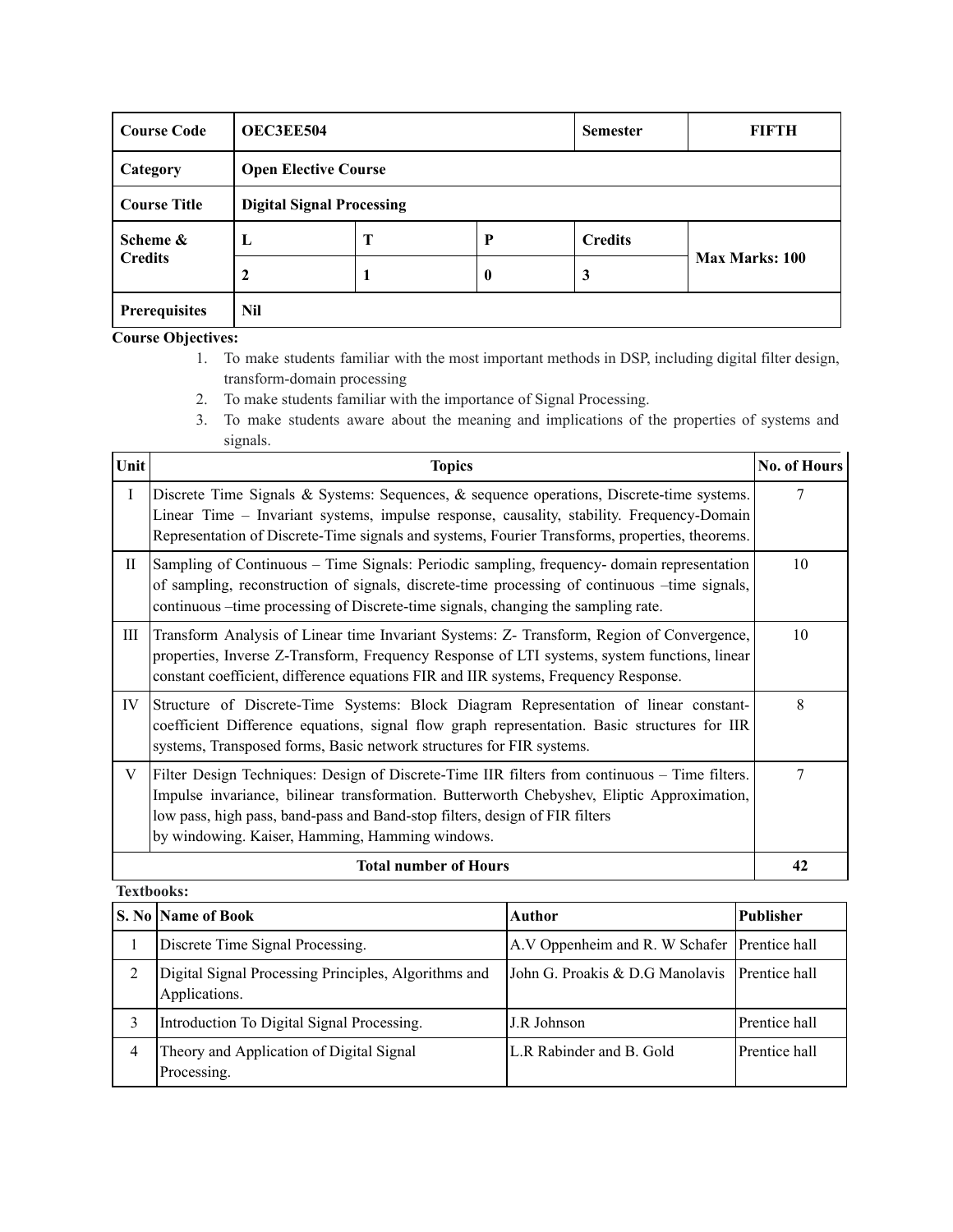| Course Code | OEC3EE504 | | | Semester | FIFTH |
|---|---|---|---|---|---|
| Category | Open Elective Course | | | | |
| Course Title | Digital Signal Processing | | | | |
| Scheme & Credits | L | T | P | Credits | Max Marks: 100 |
| | 2 | 1 | 0 | 3 | |
| Prerequisites | Nil | | | | |

**Course Objectives:**

1. To make students familiar with the most important methods in DSP, including digital filter design, transform-domain processing
2. To make students familiar with the importance of Signal Processing.
3. To make students aware about the meaning and implications of the properties of systems and signals.

| Unit | Topics | No. of Hours |
|---|---|---|
| I | Discrete Time Signals & Systems: Sequences, & sequence operations, Discrete-time systems. Linear Time – Invariant systems, impulse response, causality, stability. Frequency-Domain Representation of Discrete-Time signals and systems, Fourier Transforms, properties, theorems. | 7 |
| II | Sampling of Continuous – Time Signals: Periodic sampling, frequency- domain representation of sampling, reconstruction of signals, discrete-time processing of continuous –time signals, continuous –time processing of Discrete-time signals, changing the sampling rate. | 10 |
| III | Transform Analysis of Linear time Invariant Systems: Z- Transform, Region of Convergence, properties, Inverse Z-Transform, Frequency Response of LTI systems, system functions, linear constant coefficient, difference equations FIR and IIR systems, Frequency Response. | 10 |
| IV | Structure of Discrete-Time Systems: Block Diagram Representation of linear constant-coefficient Difference equations, signal flow graph representation. Basic structures for IIR systems, Transposed forms, Basic network structures for FIR systems. | 8 |
| V | Filter Design Techniques: Design of Discrete-Time IIR filters from continuous – Time filters. Impulse invariance, bilinear transformation. Butterworth Chebyshev, Eliptic Approximation, low pass, high pass, band-pass and Band-stop filters, design of FIR filters by windowing. Kaiser, Hamming, Hamming windows. | 7 |
| **Total number of Hours** | | **42** |

**Textbooks:**

| S. No | Name of Book | Author | Publisher |
|---|---|---|---|
| 1 | Discrete Time Signal Processing. | A.V Oppenheim and R. W Schafer | Prentice hall |
| 2 | Digital Signal Processing Principles, Algorithms and Applications. | John G. Proakis & D.G Manolavis | Prentice hall |
| 3 | Introduction To Digital Signal Processing. | J.R Johnson | Prentice hall |
| 4 | Theory and Application of Digital Signal Processing. | L.R Rabinder and B. Gold | Prentice hall |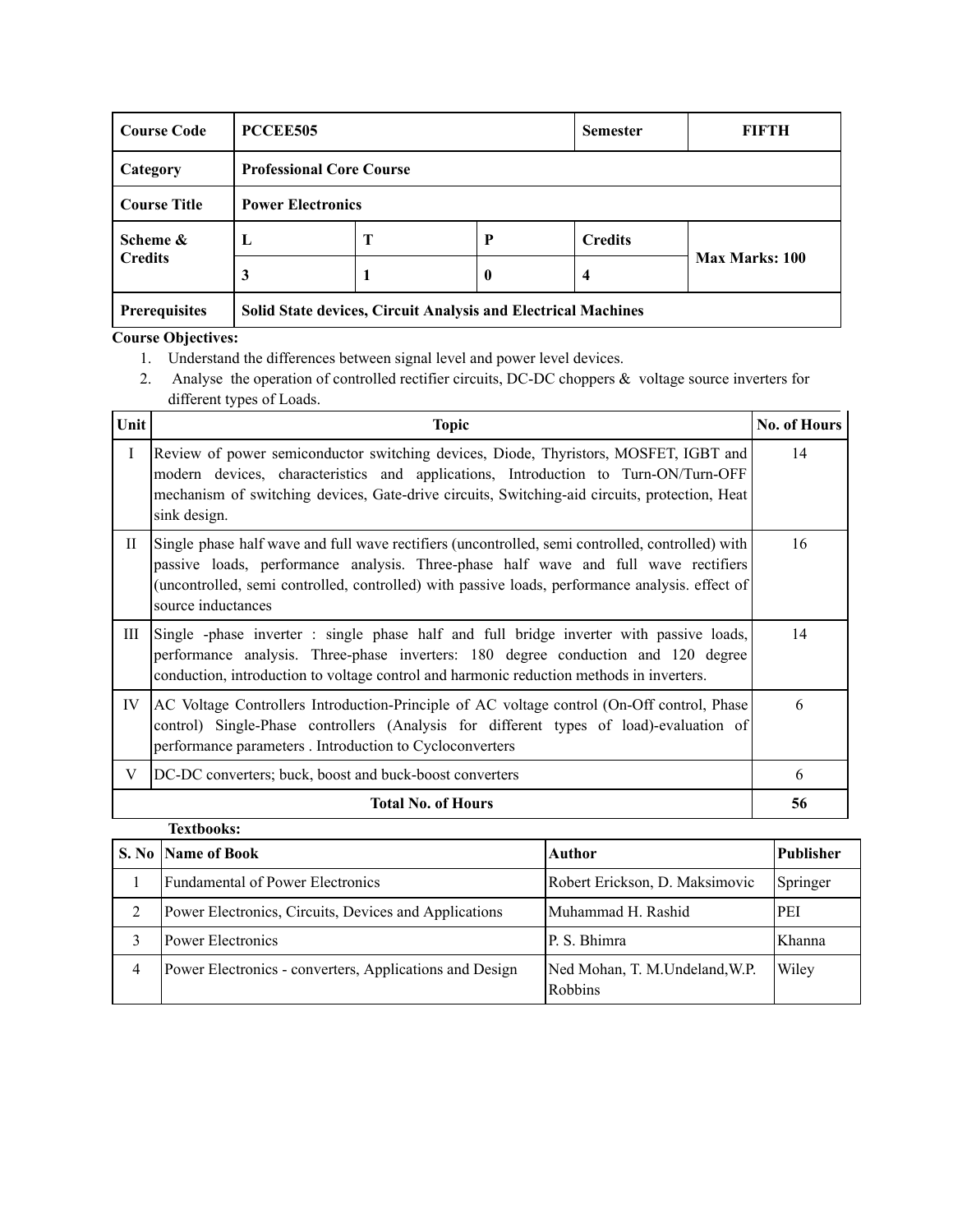| Course Code | PCCEE505 | | | Semester | FIFTH |
|---|---|---|---|---|---|
| Category | Professional Core Course | | | | |
| Course Title | Power Electronics | | | | |
| Scheme & Credits | L | T | P | Credits | Max Marks: 100 |
| | 3 | 1 | 0 | 4 | |
| Prerequisites | Solid State devices, Circuit Analysis and Electrical Machines | | | | |

**Course Objectives:**

1. Understand the differences between signal level and power level devices.
2. Analyse the operation of controlled rectifier circuits, DC-DC choppers & voltage source inverters for different types of Loads.

| Unit | Topic | No. of Hours |
|---|---|---|
| I | Review of power semiconductor switching devices, Diode, Thyristors, MOSFET, IGBT and modern devices, characteristics and applications, Introduction to Turn-ON/Turn-OFF mechanism of switching devices, Gate-drive circuits, Switching-aid circuits, protection, Heat sink design. | 14 |
| II | Single phase half wave and full wave rectifiers (uncontrolled, semi controlled, controlled) with passive loads, performance analysis. Three-phase half wave and full wave rectifiers (uncontrolled, semi controlled, controlled) with passive loads, performance analysis. effect of source inductances | 16 |
| III | Single -phase inverter : single phase half and full bridge inverter with passive loads, performance analysis. Three-phase inverters: 180 degree conduction and 120 degree conduction, introduction to voltage control and harmonic reduction methods in inverters. | 14 |
| IV | AC Voltage Controllers Introduction-Principle of AC voltage control (On-Off control, Phase control) Single-Phase controllers (Analysis for different types of load)-evaluation of performance parameters . Introduction to Cycloconverters | 6 |
| V | DC-DC converters; buck, boost and buck-boost converters | 6 |
| | **Total No. of Hours** | **56** |

**Textbooks:**

| S. No | Name of Book | Author | Publisher |
|---|---|---|---|
| 1 | Fundamental of Power Electronics | Robert Erickson, D. Maksimovic | Springer |
| 2 | Power Electronics, Circuits, Devices and Applications | Muhammad H. Rashid | PEI |
| 3 | Power Electronics | P. S. Bhimra | Khanna |
| 4 | Power Electronics - converters, Applications and Design | Ned Mohan, T. M.Undeland,W.P. Robbins | Wiley |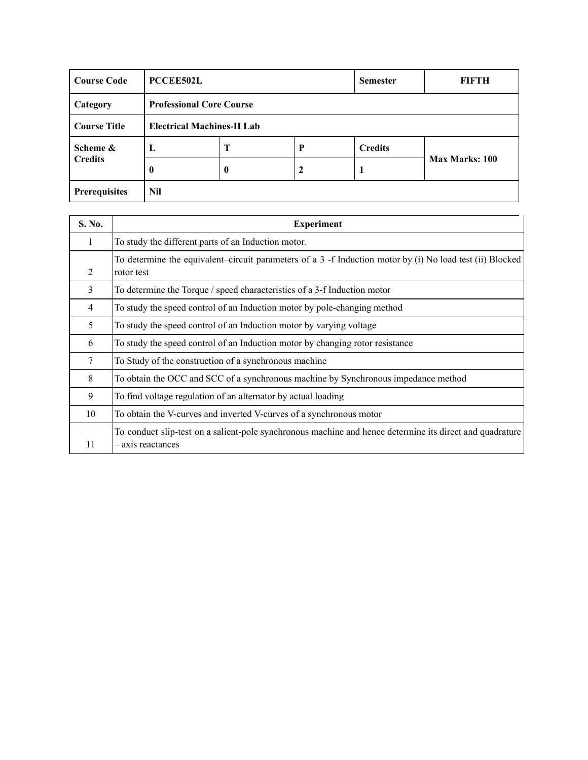| Course Code | PCCEE502L | | | Semester | FIFTH |
|---|---|---|---|---|---|
| Category | Professional Core Course | | | | |
| Course Title | Electrical Machines-II Lab | | | | |
| Scheme & Credits | L | T | P | Credits | Max Marks: 100 |
| | 0 | 0 | 2 | 1 | |
| Prerequisites | Nil | | | | |

| S. No. | Experiment |
|---|---|
| 1 | To study the different parts of an Induction motor. |
| 2 | To determine the equivalent–circuit parameters of a 3 -f Induction motor by (i) No load test (ii) Blocked rotor test |
| 3 | To determine the Torque / speed characteristics of a 3-f Induction motor |
| 4 | To study the speed control of an Induction motor by pole-changing method |
| 5 | To study the speed control of an Induction motor by varying voltage |
| 6 | To study the speed control of an Induction motor by changing rotor resistance |
| 7 | To Study of the construction of a synchronous machine |
| 8 | To obtain the OCC and SCC of a synchronous machine by Synchronous impedance method |
| 9 | To find voltage regulation of an alternator by actual loading |
| 10 | To obtain the V-curves and inverted V-curves of a synchronous motor |
| 11 | To conduct slip-test on a salient-pole synchronous machine and hence determine its direct and quadrature – axis reactances |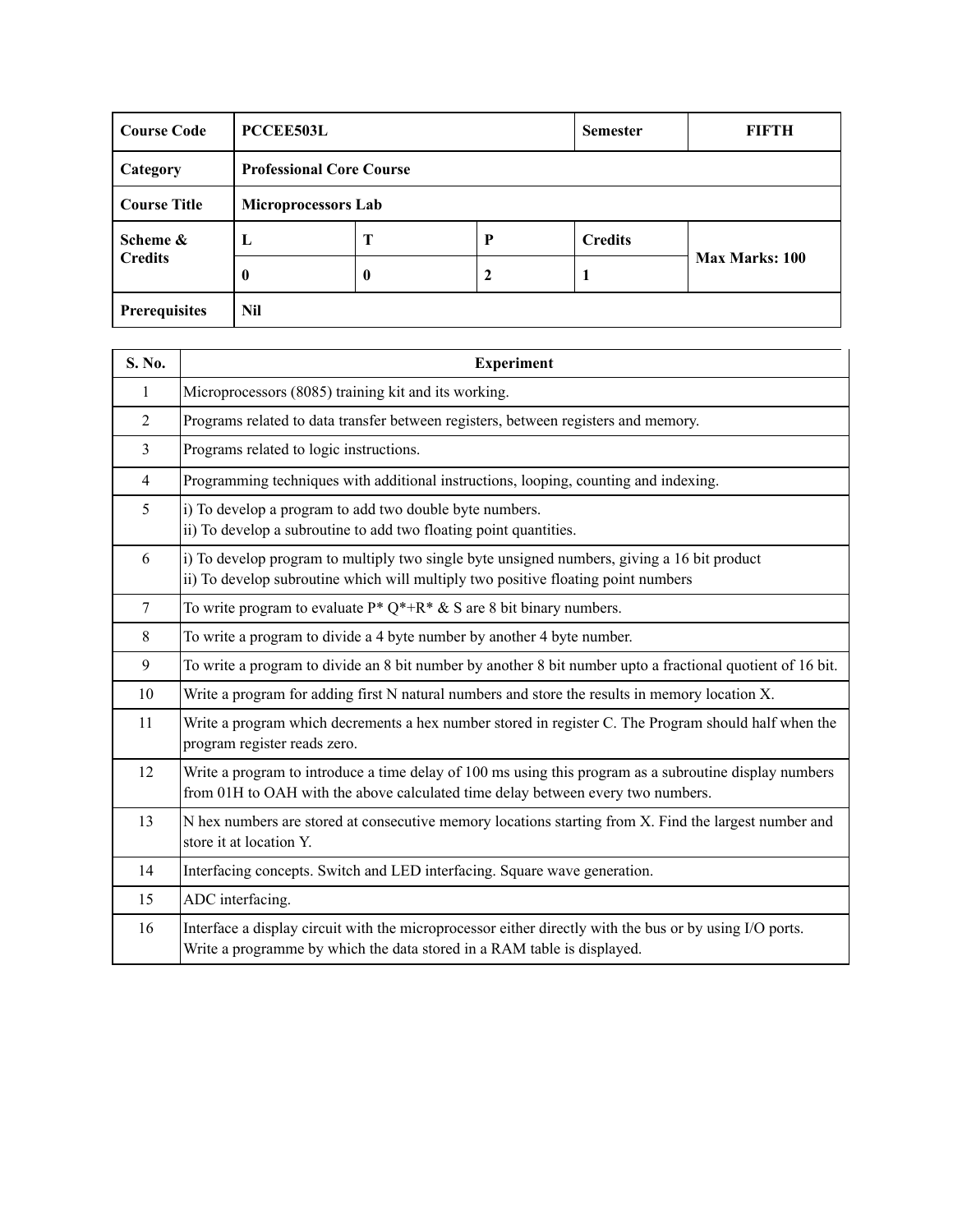| Course Code | PCCEE503L | | | Semester | FIFTH |
|---|---|---|---|---|---|
| Category | Professional Core Course | | | | |
| Course Title | Microprocessors Lab | | | | |
| Scheme & Credits | L | T | P | Credits | Max Marks: 100 |
| | 0 | 0 | 2 | 1 | |
| Prerequisites | Nil | | | | |

| S. No. | Experiment |
|---|---|
| 1 | Microprocessors (8085) training kit and its working. |
| 2 | Programs related to data transfer between registers, between registers and memory. |
| 3 | Programs related to logic instructions. |
| 4 | Programming techniques with additional instructions, looping, counting and indexing. |
| 5 | i) To develop a program to add two double byte numbers.<br>ii) To develop a subroutine to add two floating point quantities. |
| 6 | i) To develop program to multiply two single byte unsigned numbers, giving a 16 bit product<br>ii) To develop subroutine which will multiply two positive floating point numbers |
| 7 | To write program to evaluate P* Q*+R* & S are 8 bit binary numbers. |
| 8 | To write a program to divide a 4 byte number by another 4 byte number. |
| 9 | To write a program to divide an 8 bit number by another 8 bit number upto a fractional quotient of 16 bit. |
| 10 | Write a program for adding first N natural numbers and store the results in memory location X. |
| 11 | Write a program which decrements a hex number stored in register C. The Program should half when the program register reads zero. |
| 12 | Write a program to introduce a time delay of 100 ms using this program as a subroutine display numbers from 01H to OAH with the above calculated time delay between every two numbers. |
| 13 | N hex numbers are stored at consecutive memory locations starting from X. Find the largest number and store it at location Y. |
| 14 | Interfacing concepts. Switch and LED interfacing. Square wave generation. |
| 15 | ADC interfacing. |
| 16 | Interface a display circuit with the microprocessor either directly with the bus or by using I/O ports. Write a programme by which the data stored in a RAM table is displayed. |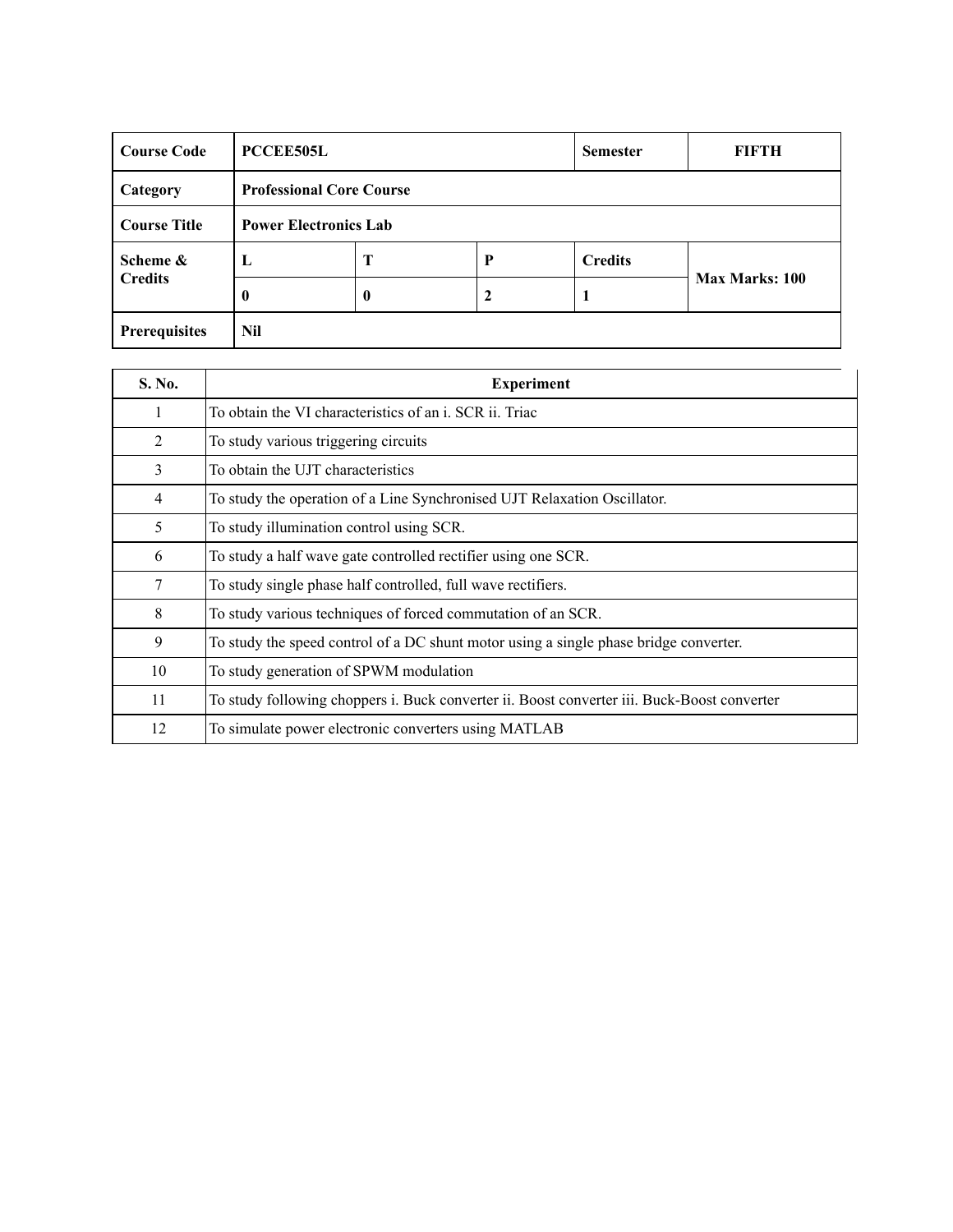| Course Code | PCCEE505L | | | Semester | FIFTH |
| --- | --- | --- | --- | --- | --- |
| Category | Professional Core Course | | | | |
| Course Title | Power Electronics Lab | | | | |
| Scheme & Credits | L | T | P | Credits | Max Marks: 100 |
| | 0 | 0 | 2 | 1 | |
| Prerequisites | Nil | | | | |

| S. No. | Experiment |
| --- | --- |
| 1 | To obtain the VI characteristics of an i. SCR ii. Triac |
| 2 | To study various triggering circuits |
| 3 | To obtain the UJT characteristics |
| 4 | To study the operation of a Line Synchronised UJT Relaxation Oscillator. |
| 5 | To study illumination control using SCR. |
| 6 | To study a half wave gate controlled rectifier using one SCR. |
| 7 | To study single phase half controlled, full wave rectifiers. |
| 8 | To study various techniques of forced commutation of an SCR. |
| 9 | To study the speed control of a DC shunt motor using a single phase bridge converter. |
| 10 | To study generation of SPWM modulation |
| 11 | To study following choppers i. Buck converter ii. Boost converter iii. Buck-Boost converter |
| 12 | To simulate power electronic converters using MATLAB |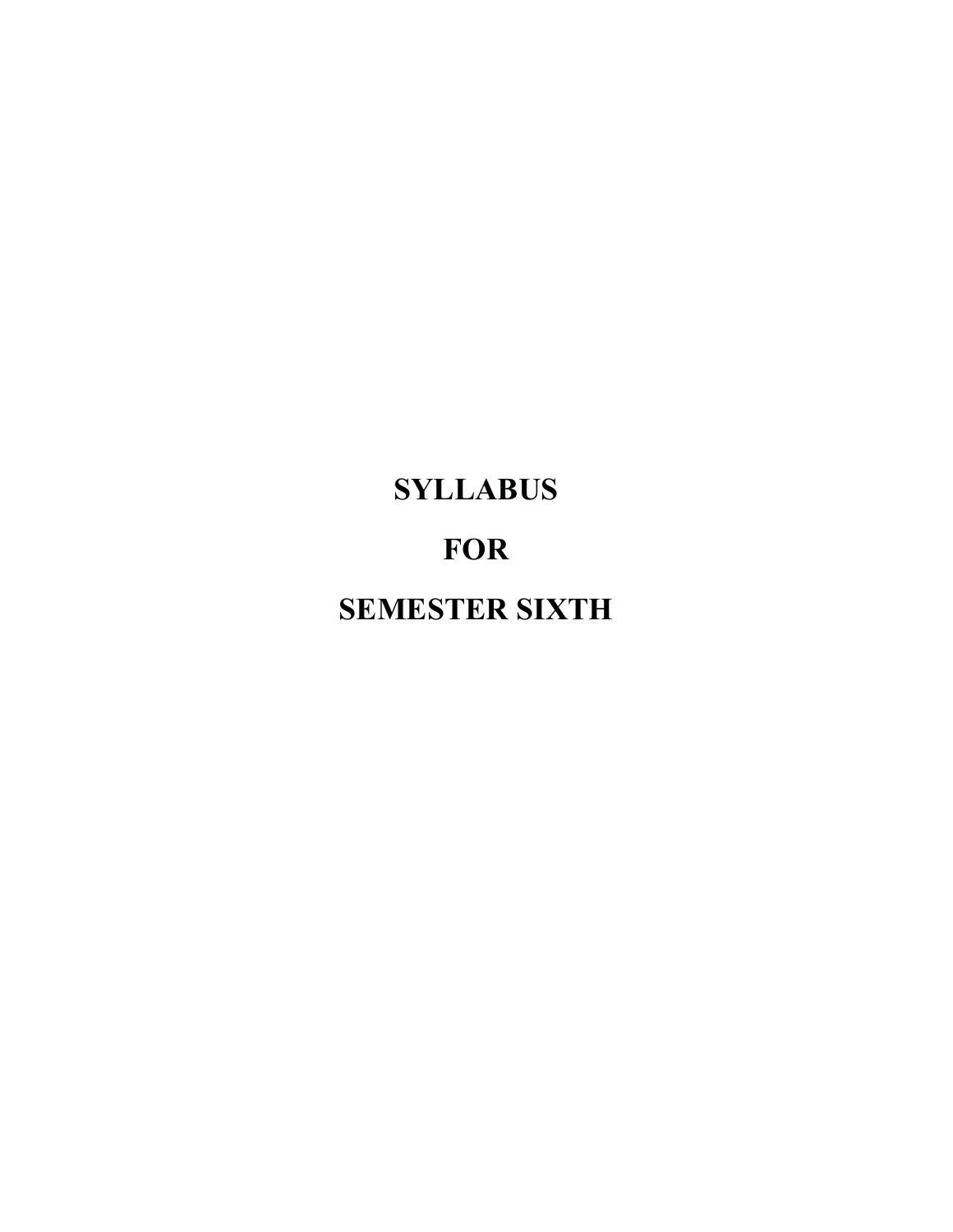# SYLLABUS

# FOR

# SEMESTER SIXTH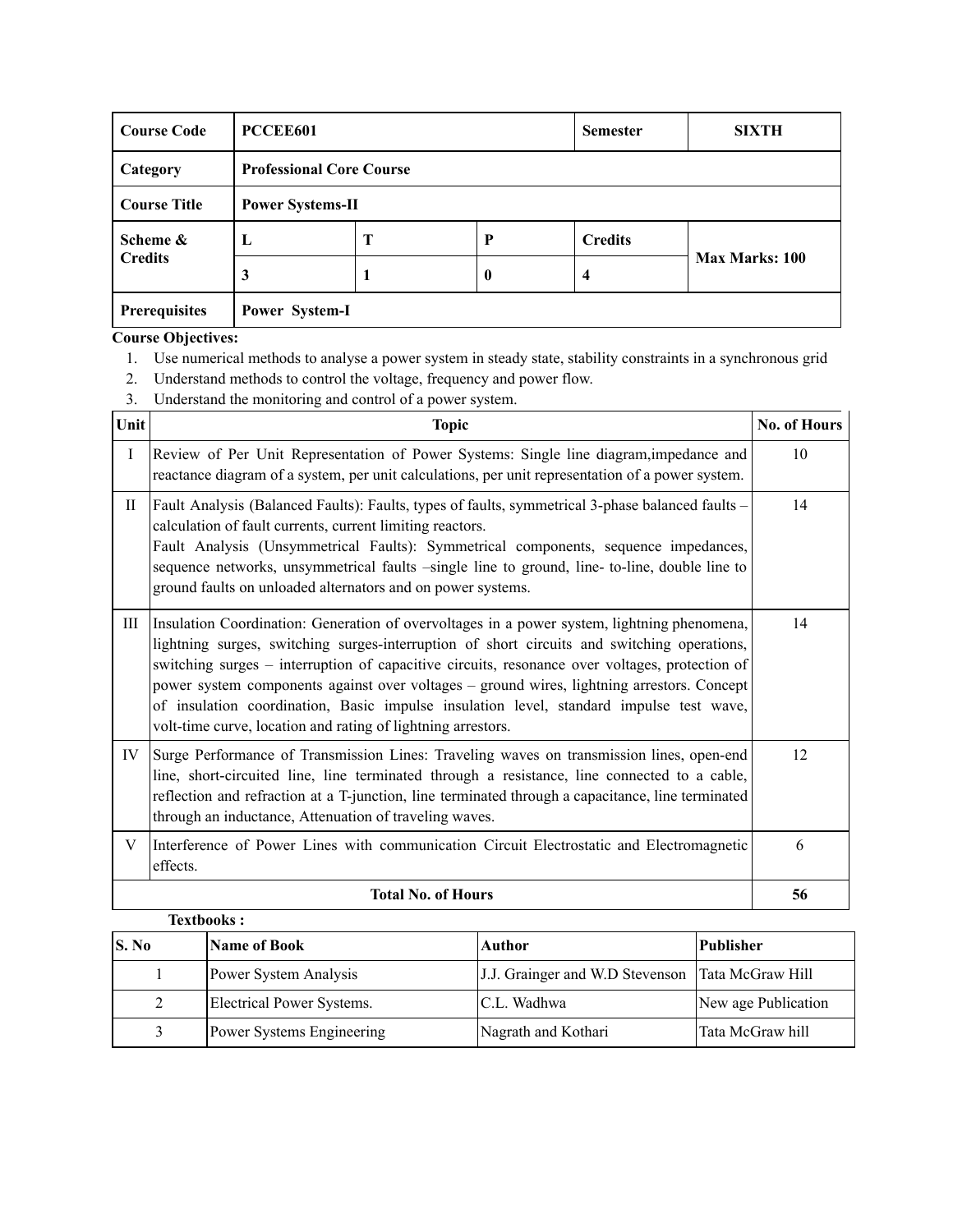| Course Code | PCCEE601 | | | Semester | SIXTH |
|---|---|---|---|---|---|
| Category | Professional Core Course | | | | |
| Course Title | Power Systems-II | | | | |
| Scheme & Credits | L | T | P | Credits | Max Marks: 100 |
| | 3 | 1 | 0 | 4 | |
| Prerequisites | Power System-I | | | | |

**Course Objectives:**

1. Use numerical methods to analyse a power system in steady state, stability constraints in a synchronous grid
2. Understand methods to control the voltage, frequency and power flow.
3. Understand the monitoring and control of a power system.

| Unit | Topic | No. of Hours |
|---|---|---|
| I | Review of Per Unit Representation of Power Systems: Single line diagram,impedance and reactance diagram of a system, per unit calculations, per unit representation of a power system. | 10 |
| II | Fault Analysis (Balanced Faults): Faults, types of faults, symmetrical 3-phase balanced faults – calculation of fault currents, current limiting reactors.<br>Fault Analysis (Unsymmetrical Faults): Symmetrical components, sequence impedances, sequence networks, unsymmetrical faults –single line to ground, line- to-line, double line to ground faults on unloaded alternators and on power systems. | 14 |
| III | Insulation Coordination: Generation of overvoltages in a power system, lightning phenomena, lightning surges, switching surges-interruption of short circuits and switching operations, switching surges – interruption of capacitive circuits, resonance over voltages, protection of power system components against over voltages – ground wires, lightning arrestors. Concept of insulation coordination, Basic impulse insulation level, standard impulse test wave, volt-time curve, location and rating of lightning arrestors. | 14 |
| IV | Surge Performance of Transmission Lines: Traveling waves on transmission lines, open-end line, short-circuited line, line terminated through a resistance, line connected to a cable, reflection and refraction at a T-junction, line terminated through a capacitance, line terminated through an inductance, Attenuation of traveling waves. | 12 |
| V | Interference of Power Lines with communication Circuit Electrostatic and Electromagnetic effects. | 6 |
| | **Total No. of Hours** | **56** |

**Textbooks :**

| S. No | Name of Book | Author | Publisher |
|---|---|---|---|
| 1 | Power System Analysis | J.J. Grainger and W.D Stevenson | Tata McGraw Hill |
| 2 | Electrical Power Systems. | C.L. Wadhwa | New age Publication |
| 3 | Power Systems Engineering | Nagrath and Kothari | Tata McGraw hill |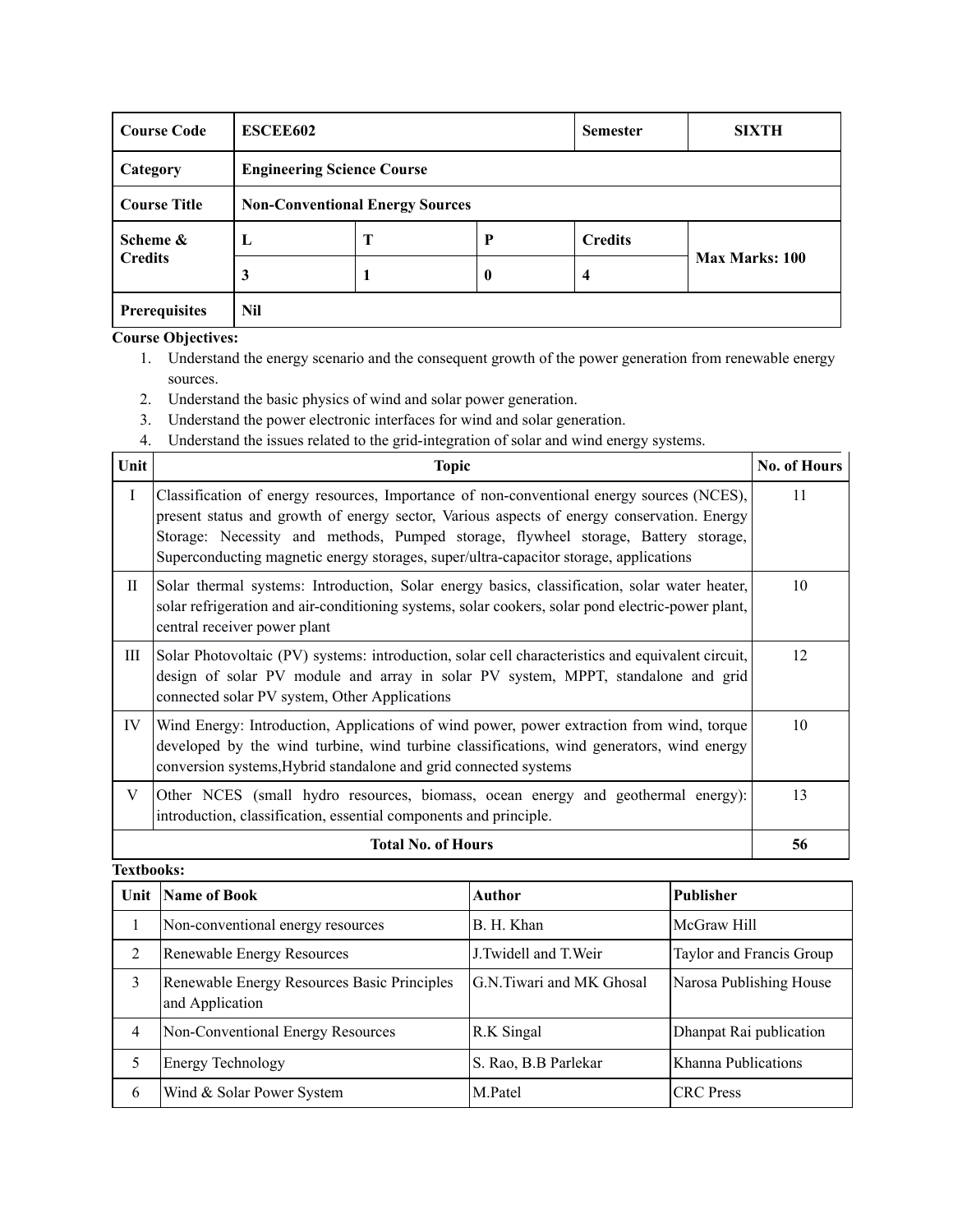| Course Code | ESCEE602 | | | Semester | SIXTH |
|---|---|---|---|---|---|
| Category | Engineering Science Course | | | | |
| Course Title | Non-Conventional Energy Sources | | | | |
| Scheme & Credits | L | T | P | Credits | Max Marks: 100 |
| | 3 | 1 | 0 | 4 | |
| Prerequisites | Nil | | | | |

**Course Objectives:**

1. Understand the energy scenario and the consequent growth of the power generation from renewable energy sources.
2. Understand the basic physics of wind and solar power generation.
3. Understand the power electronic interfaces for wind and solar generation.
4. Understand the issues related to the grid-integration of solar and wind energy systems.

| Unit | Topic | No. of Hours |
|---|---|---|
| I | Classification of energy resources, Importance of non-conventional energy sources (NCES), present status and growth of energy sector, Various aspects of energy conservation. Energy Storage: Necessity and methods, Pumped storage, flywheel storage, Battery storage, Superconducting magnetic energy storages, super/ultra-capacitor storage, applications | 11 |
| II | Solar thermal systems: Introduction, Solar energy basics, classification, solar water heater, solar refrigeration and air-conditioning systems, solar cookers, solar pond electric-power plant, central receiver power plant | 10 |
| III | Solar Photovoltaic (PV) systems: introduction, solar cell characteristics and equivalent circuit, design of solar PV module and array in solar PV system, MPPT, standalone and grid connected solar PV system, Other Applications | 12 |
| IV | Wind Energy: Introduction, Applications of wind power, power extraction from wind, torque developed by the wind turbine, wind turbine classifications, wind generators, wind energy conversion systems,Hybrid standalone and grid connected systems | 10 |
| V | Other NCES (small hydro resources, biomass, ocean energy and geothermal energy): introduction, classification, essential components and principle. | 13 |
| | **Total No. of Hours** | **56** |

**Textbooks:**

| Unit | Name of Book | Author | Publisher |
|---|---|---|---|
| 1 | Non-conventional energy resources | B. H. Khan | McGraw Hill |
| 2 | Renewable Energy Resources | J.Twidell and T.Weir | Taylor and Francis Group |
| 3 | Renewable Energy Resources Basic Principles and Application | G.N.Tiwari and MK Ghosal | Narosa Publishing House |
| 4 | Non-Conventional Energy Resources | R.K Singal | Dhanpat Rai publication |
| 5 | Energy Technology | S. Rao, B.B Parlekar | Khanna Publications |
| 6 | Wind & Solar Power System | M.Patel | CRC Press |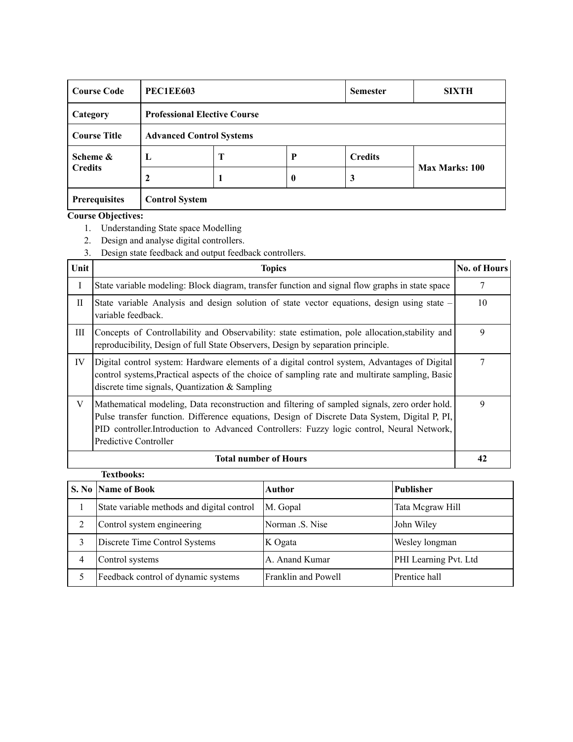| Course Code | PEC1EE603 | | | Semester | SIXTH |
|---|---|---|---|---|---|
| Category | Professional Elective Course | | | | |
| Course Title | Advanced Control Systems | | | | |
| Scheme & Credits | L | T | P | Credits | Max Marks: 100 |
| | 2 | 1 | 0 | 3 | |
| Prerequisites | Control System | | | | |

**Course Objectives:**

1. Understanding State space Modelling
2. Design and analyse digital controllers.
3. Design state feedback and output feedback controllers.

| Unit | Topics | No. of Hours |
|---|---|---|
| I | State variable modeling: Block diagram, transfer function and signal flow graphs in state space | 7 |
| II | State variable Analysis and design solution of state vector equations, design using state – variable feedback. | 10 |
| III | Concepts of Controllability and Observability: state estimation, pole allocation,stability and reproducibility, Design of full State Observers, Design by separation principle. | 9 |
| IV | Digital control system: Hardware elements of a digital control system, Advantages of Digital control systems,Practical aspects of the choice of sampling rate and multirate sampling, Basic discrete time signals, Quantization & Sampling | 7 |
| V | Mathematical modeling, Data reconstruction and filtering of sampled signals, zero order hold. Pulse transfer function. Difference equations, Design of Discrete Data System, Digital P, PI, PID controller.Introduction to Advanced Controllers: Fuzzy logic control, Neural Network, Predictive Controller | 9 |
| **Total number of Hours** | | **42** |

**Textbooks:**

| S. No | Name of Book | Author | Publisher |
|---|---|---|---|
| 1 | State variable methods and digital control | M. Gopal | Tata Mcgraw Hill |
| 2 | Control system engineering | Norman .S. Nise | John Wiley |
| 3 | Discrete Time Control Systems | K Ogata | Wesley longman |
| 4 | Control systems | A. Anand Kumar | PHI Learning Pvt. Ltd |
| 5 | Feedback control of dynamic systems | Franklin and Powell | Prentice hall |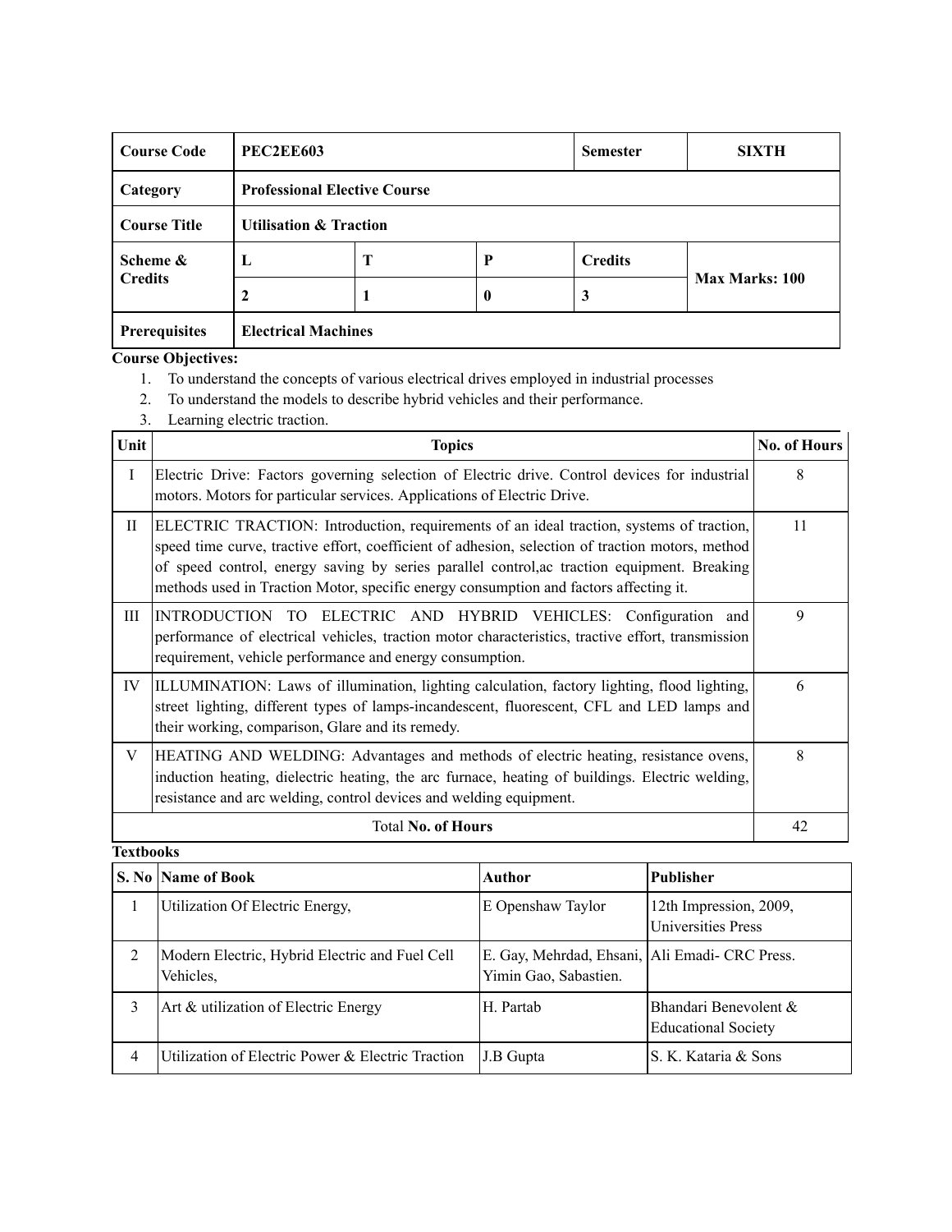| Course Code | PEC2EE603 | | | Semester | SIXTH |
|---|---|---|---|---|---|
| Category | Professional Elective Course | | | | |
| Course Title | Utilisation & Traction | | | | |
| Scheme & Credits | L | T | P | Credits | Max Marks: 100 |
| | 2 | 1 | 0 | 3 | |
| Prerequisites | Electrical Machines | | | | |

**Course Objectives:**

1. To understand the concepts of various electrical drives employed in industrial processes
2. To understand the models to describe hybrid vehicles and their performance.
3. Learning electric traction.

| Unit | Topics | No. of Hours |
|---|---|---|
| I | Electric Drive: Factors governing selection of Electric drive. Control devices for industrial motors. Motors for particular services. Applications of Electric Drive. | 8 |
| II | ELECTRIC TRACTION: Introduction, requirements of an ideal traction, systems of traction, speed time curve, tractive effort, coefficient of adhesion, selection of traction motors, method of speed control, energy saving by series parallel control,ac traction equipment. Breaking methods used in Traction Motor, specific energy consumption and factors affecting it. | 11 |
| III | INTRODUCTION TO ELECTRIC AND HYBRID VEHICLES: Configuration and performance of electrical vehicles, traction motor characteristics, tractive effort, transmission requirement, vehicle performance and energy consumption. | 9 |
| IV | ILLUMINATION: Laws of illumination, lighting calculation, factory lighting, flood lighting, street lighting, different types of lamps-incandescent, fluorescent, CFL and LED lamps and their working, comparison, Glare and its remedy. | 6 |
| V | HEATING AND WELDING: Advantages and methods of electric heating, resistance ovens, induction heating, dielectric heating, the arc furnace, heating of buildings. Electric welding, resistance and arc welding, control devices and welding equipment. | 8 |
| | Total **No. of Hours** | 42 |

**Textbooks**

| S. No | Name of Book | Author | Publisher |
|---|---|---|---|
| 1 | Utilization Of Electric Energy, | E Openshaw Taylor | 12th Impression, 2009, Universities Press |
| 2 | Modern Electric, Hybrid Electric and Fuel Cell Vehicles, | E. Gay, Mehrdad, Ehsani, Yimin Gao, Sabastien. | Ali Emadi- CRC Press. |
| 3 | Art & utilization of Electric Energy | H. Partab | Bhandari Benevolent & Educational Society |
| 4 | Utilization of Electric Power & Electric Traction | J.B Gupta | S. K. Kataria & Sons |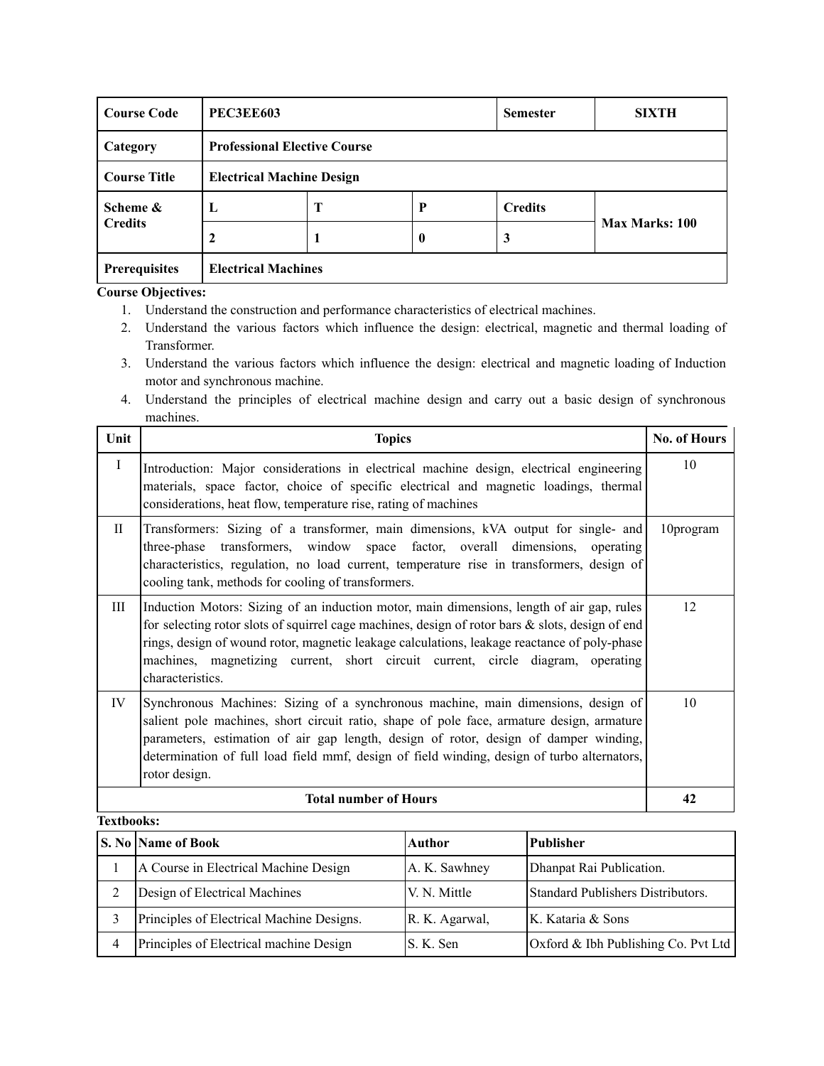| Course Code | PEC3EE603 | | | Semester | SIXTH |
|---|---|---|---|---|---|
| Category | Professional Elective Course | | | | |
| Course Title | Electrical Machine Design | | | | |
| Scheme & Credits | L | T | P | Credits | Max Marks: 100 |
| | 2 | 1 | 0 | 3 | |
| Prerequisites | Electrical Machines | | | | |

**Course Objectives:**

1. Understand the construction and performance characteristics of electrical machines.
2. Understand the various factors which influence the design: electrical, magnetic and thermal loading of Transformer.
3. Understand the various factors which influence the design: electrical and magnetic loading of Induction motor and synchronous machine.
4. Understand the principles of electrical machine design and carry out a basic design of synchronous machines.

| Unit | Topics | No. of Hours |
|---|---|---|
| I | Introduction: Major considerations in electrical machine design, electrical engineering materials, space factor, choice of specific electrical and magnetic loadings, thermal considerations, heat flow, temperature rise, rating of machines | 10 |
| II | Transformers: Sizing of a transformer, main dimensions, kVA output for single- and three-phase transformers, window space factor, overall dimensions, operating characteristics, regulation, no load current, temperature rise in transformers, design of cooling tank, methods for cooling of transformers. | 10program |
| III | Induction Motors: Sizing of an induction motor, main dimensions, length of air gap, rules for selecting rotor slots of squirrel cage machines, design of rotor bars & slots, design of end rings, design of wound rotor, magnetic leakage calculations, leakage reactance of poly-phase machines, magnetizing current, short circuit current, circle diagram, operating characteristics. | 12 |
| IV | Synchronous Machines: Sizing of a synchronous machine, main dimensions, design of salient pole machines, short circuit ratio, shape of pole face, armature design, armature parameters, estimation of air gap length, design of rotor, design of damper winding, determination of full load field mmf, design of field winding, design of turbo alternators, rotor design. | 10 |
| **Total number of Hours** | | **42** |

**Textbooks:**

| S. No | Name of Book | Author | Publisher |
|---|---|---|---|
| 1 | A Course in Electrical Machine Design | A. K. Sawhney | Dhanpat Rai Publication. |
| 2 | Design of Electrical Machines | V. N. Mittle | Standard Publishers Distributors. |
| 3 | Principles of Electrical Machine Designs. | R. K. Agarwal, | K. Kataria & Sons |
| 4 | Principles of Electrical machine Design | S. K. Sen | Oxford & Ibh Publishing Co. Pvt Ltd |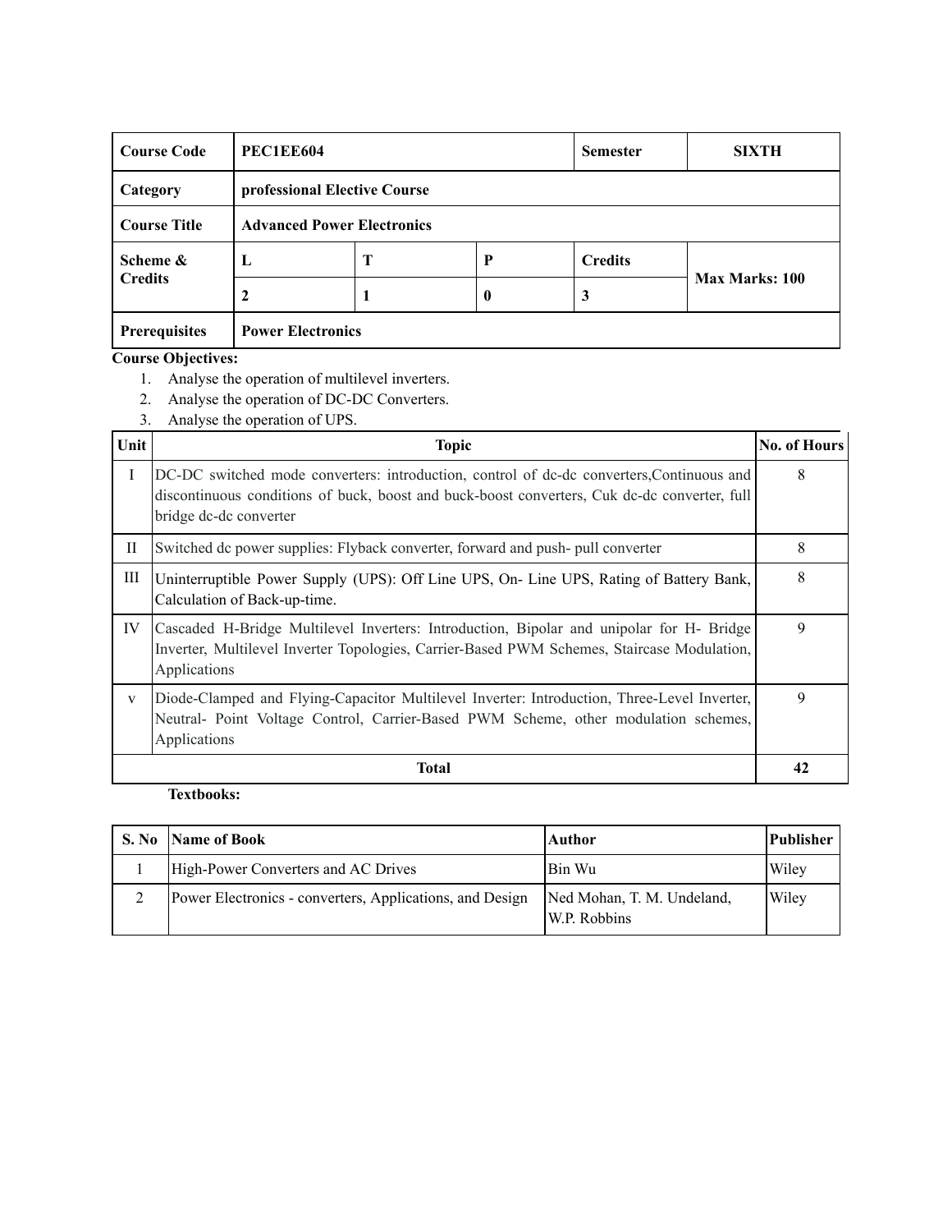| Course Code | PEC1EE604 | | | Semester | SIXTH |
|---|---|---|---|---|---|
| Category | professional Elective Course | | | | |
| Course Title | Advanced Power Electronics | | | | |
| Scheme & Credits | L | T | P | Credits | Max Marks: 100 |
| | 2 | 1 | 0 | 3 | |
| Prerequisites | Power Electronics | | | | |

**Course Objectives:**

1. Analyse the operation of multilevel inverters.
2. Analyse the operation of DC-DC Converters.
3. Analyse the operation of UPS.

| Unit | Topic | No. of Hours |
|---|---|---|
| I | DC-DC switched mode converters: introduction, control of dc-dc converters,Continuous and discontinuous conditions of buck, boost and buck-boost converters, Cuk dc-dc converter, full bridge dc-dc converter | 8 |
| II | Switched dc power supplies: Flyback converter, forward and push- pull converter | 8 |
| III | Uninterruptible Power Supply (UPS): Off Line UPS, On- Line UPS, Rating of Battery Bank, Calculation of Back-up-time. | 8 |
| IV | Cascaded H-Bridge Multilevel Inverters: Introduction, Bipolar and unipolar for H- Bridge Inverter, Multilevel Inverter Topologies, Carrier-Based PWM Schemes, Staircase Modulation, Applications | 9 |
| v | Diode-Clamped and Flying-Capacitor Multilevel Inverter: Introduction, Three-Level Inverter, Neutral- Point Voltage Control, Carrier-Based PWM Scheme, other modulation schemes, Applications | 9 |
| **Total** | | **42** |

**Textbooks:**

| S. No | Name of Book | Author | Publisher |
|---|---|---|---|
| 1 | High-Power Converters and AC Drives | Bin Wu | Wiley |
| 2 | Power Electronics - converters, Applications, and Design | Ned Mohan, T. M. Undeland, W.P. Robbins | Wiley |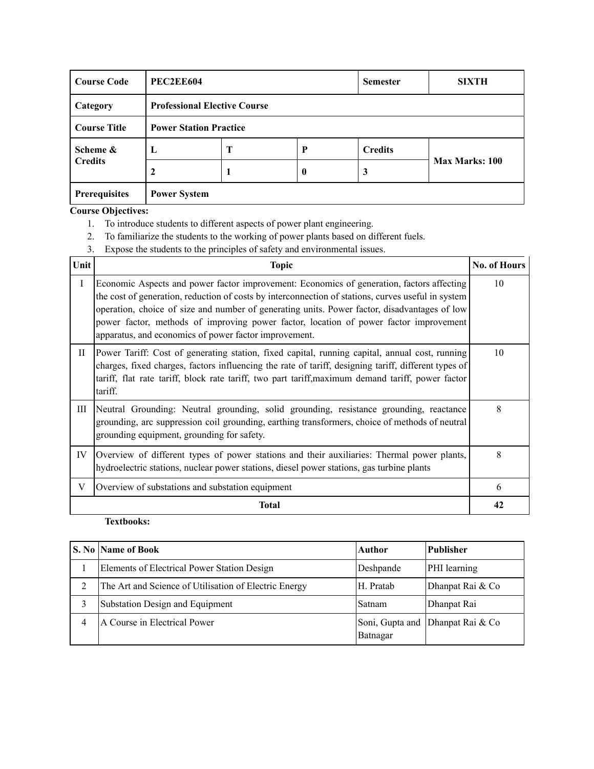| Course Code | PEC2EE604 | | | Semester | SIXTH |
|---|---|---|---|---|---|
| Category | Professional Elective Course | | | | |
| Course Title | Power Station Practice | | | | |
| Scheme & Credits | L | T | P | Credits | Max Marks: 100 |
| | 2 | 1 | 0 | 3 | |
| Prerequisites | Power System | | | | |

**Course Objectives:**

1. To introduce students to different aspects of power plant engineering.
2. To familiarize the students to the working of power plants based on different fuels.
3. Expose the students to the principles of safety and environmental issues.

| Unit | Topic | No. of Hours |
|---|---|---|
| I | Economic Aspects and power factor improvement: Economics of generation, factors affecting the cost of generation, reduction of costs by interconnection of stations, curves useful in system operation, choice of size and number of generating units. Power factor, disadvantages of low power factor, methods of improving power factor, location of power factor improvement apparatus, and economics of power factor improvement. | 10 |
| II | Power Tariff: Cost of generating station, fixed capital, running capital, annual cost, running charges, fixed charges, factors influencing the rate of tariff, designing tariff, different types of tariff, flat rate tariff, block rate tariff, two part tariff,maximum demand tariff, power factor tariff. | 10 |
| III | Neutral Grounding: Neutral grounding, solid grounding, resistance grounding, reactance grounding, arc suppression coil grounding, earthing transformers, choice of methods of neutral grounding equipment, grounding for safety. | 8 |
| IV | Overview of different types of power stations and their auxiliaries: Thermal power plants, hydroelectric stations, nuclear power stations, diesel power stations, gas turbine plants | 8 |
| V | Overview of substations and substation equipment | 6 |
| **Total** | | **42** |

**Textbooks:**

| S. No | Name of Book | Author | Publisher |
|---|---|---|---|
| 1 | Elements of Electrical Power Station Design | Deshpande | PHI learning |
| 2 | The Art and Science of Utilisation of Electric Energy | H. Pratab | Dhanpat Rai & Co |
| 3 | Substation Design and Equipment | Satnam | Dhanpat Rai |
| 4 | A Course in Electrical Power | Soni, Gupta and Batnagar | Dhanpat Rai & Co |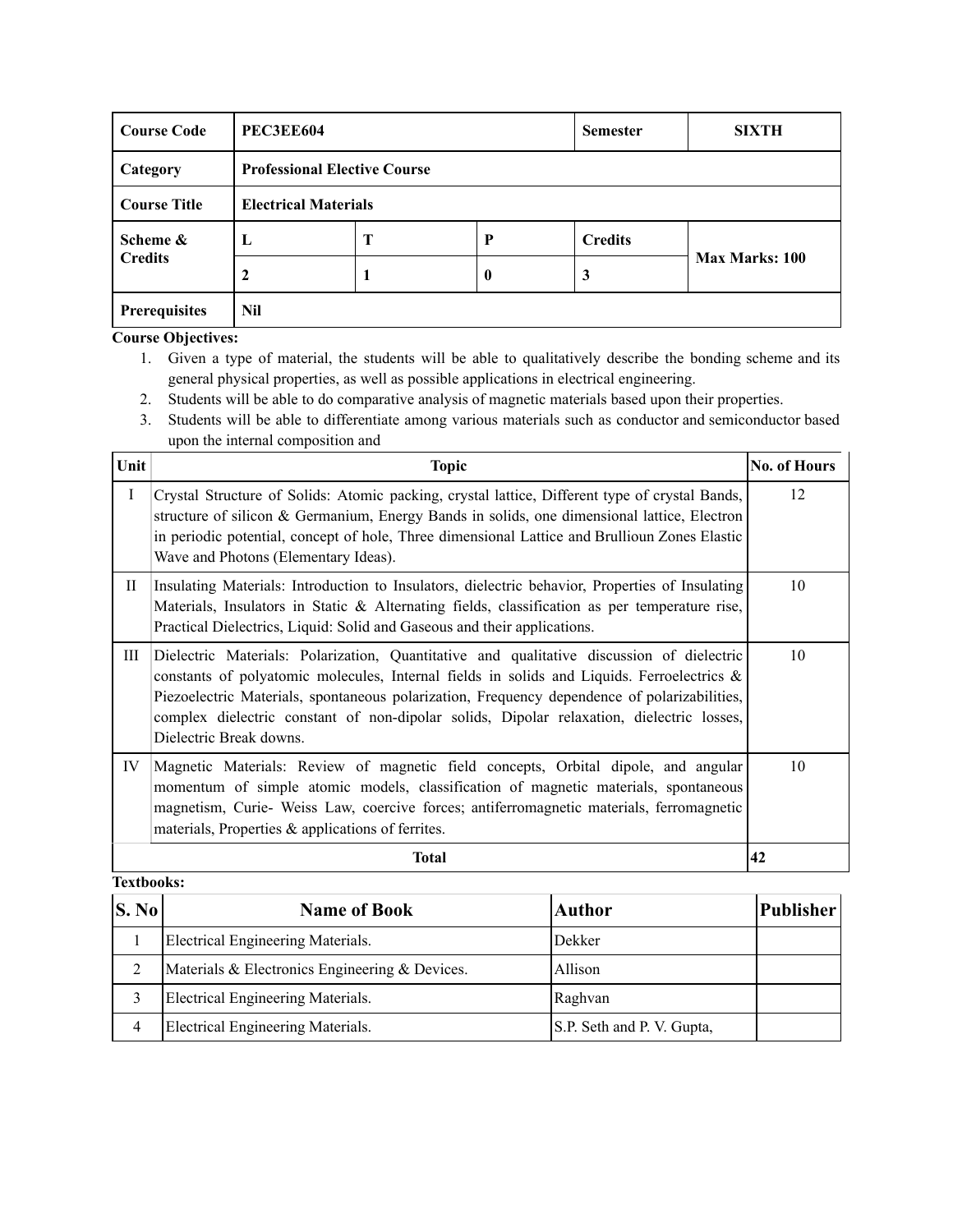| Course Code | PEC3EE604 | | | Semester | SIXTH |
|---|---|---|---|---|---|
| Category | Professional Elective Course | | | | |
| Course Title | Electrical Materials | | | | |
| Scheme & Credits | L | T | P | Credits | Max Marks: 100 |
| | 2 | 1 | 0 | 3 | |
| Prerequisites | Nil | | | | |

**Course Objectives:**

1. Given a type of material, the students will be able to qualitatively describe the bonding scheme and its general physical properties, as well as possible applications in electrical engineering.
2. Students will be able to do comparative analysis of magnetic materials based upon their properties.
3. Students will be able to differentiate among various materials such as conductor and semiconductor based upon the internal composition and

| Unit | Topic | No. of Hours |
|---|---|---|
| I | Crystal Structure of Solids: Atomic packing, crystal lattice, Different type of crystal Bands, structure of silicon & Germanium, Energy Bands in solids, one dimensional lattice, Electron in periodic potential, concept of hole, Three dimensional Lattice and Brullioun Zones Elastic Wave and Photons (Elementary Ideas). | 12 |
| II | Insulating Materials: Introduction to Insulators, dielectric behavior, Properties of Insulating Materials, Insulators in Static & Alternating fields, classification as per temperature rise, Practical Dielectrics, Liquid: Solid and Gaseous and their applications. | 10 |
| III | Dielectric Materials: Polarization, Quantitative and qualitative discussion of dielectric constants of polyatomic molecules, Internal fields in solids and Liquids. Ferroelectrics & Piezoelectric Materials, spontaneous polarization, Frequency dependence of polarizabilities, complex dielectric constant of non-dipolar solids, Dipolar relaxation, dielectric losses, Dielectric Break downs. | 10 |
| IV | Magnetic Materials: Review of magnetic field concepts, Orbital dipole, and angular momentum of simple atomic models, classification of magnetic materials, spontaneous magnetism, Curie- Weiss Law, coercive forces; antiferromagnetic materials, ferromagnetic materials, Properties & applications of ferrites. | 10 |
| **Total** | | **42** |

**Textbooks:**

| S. No | Name of Book | Author | Publisher |
|---|---|---|---|
| 1 | Electrical Engineering Materials. | Dekker | |
| 2 | Materials & Electronics Engineering & Devices. | Allison | |
| 3 | Electrical Engineering Materials. | Raghvan | |
| 4 | Electrical Engineering Materials. | S.P. Seth and P. V. Gupta, | |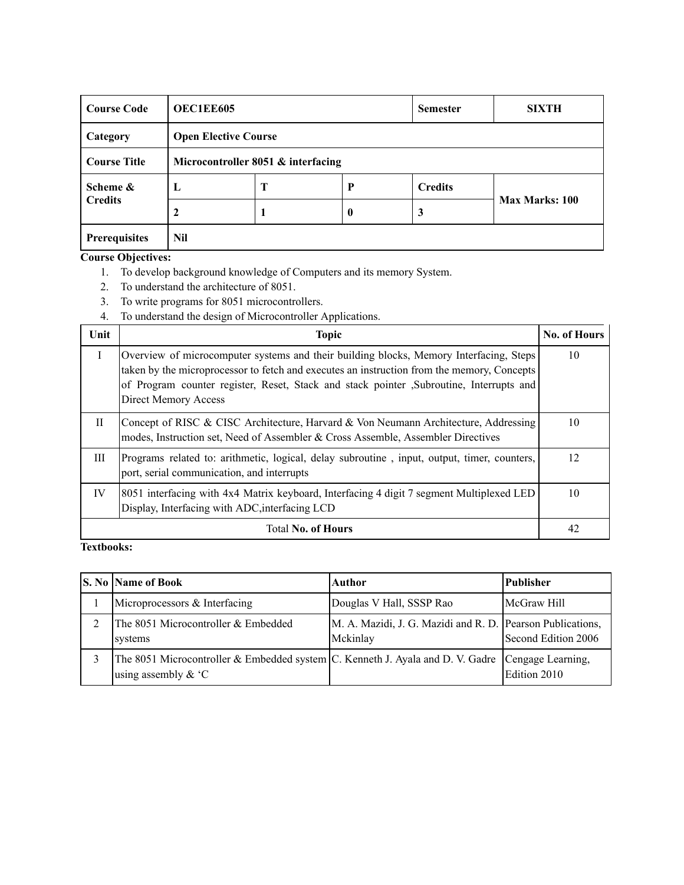| Course Code | OEC1EE605 | | | Semester | SIXTH |
|---|---|---|---|---|---|
| Category | Open Elective Course | | | | |
| Course Title | Microcontroller 8051 & interfacing | | | | |
| Scheme & Credits | L | T | P | Credits | Max Marks: 100 |
| | 2 | 1 | 0 | 3 | |
| Prerequisites | Nil | | | | |

**Course Objectives:**

1. To develop background knowledge of Computers and its memory System.
2. To understand the architecture of 8051.
3. To write programs for 8051 microcontrollers.
4. To understand the design of Microcontroller Applications.

| Unit | Topic | No. of Hours |
|---|---|---|
| I | Overview of microcomputer systems and their building blocks, Memory Interfacing, Steps taken by the microprocessor to fetch and executes an instruction from the memory, Concepts of Program counter register, Reset, Stack and stack pointer ,Subroutine, Interrupts and Direct Memory Access | 10 |
| II | Concept of RISC & CISC Architecture, Harvard & Von Neumann Architecture, Addressing modes, Instruction set, Need of Assembler & Cross Assemble, Assembler Directives | 10 |
| III | Programs related to: arithmetic, logical, delay subroutine , input, output, timer, counters, port, serial communication, and interrupts | 12 |
| IV | 8051 interfacing with 4x4 Matrix keyboard, Interfacing 4 digit 7 segment Multiplexed LED Display, Interfacing with ADC,interfacing LCD | 10 |
| Total **No. of Hours** | | 42 |

**Textbooks:**

| S. No | Name of Book | Author | Publisher |
|---|---|---|---|
| 1 | Microprocessors & Interfacing | Douglas V Hall, SSSP Rao | McGraw Hill |
| 2 | The 8051 Microcontroller & Embedded systems | M. A. Mazidi, J. G. Mazidi and R. D. Mckinlay | Pearson Publications, Second Edition 2006 |
| 3 | The 8051 Microcontroller & Embedded system using assembly & 'C | C. Kenneth J. Ayala and D. V. Gadre | Cengage Learning, Edition 2010 |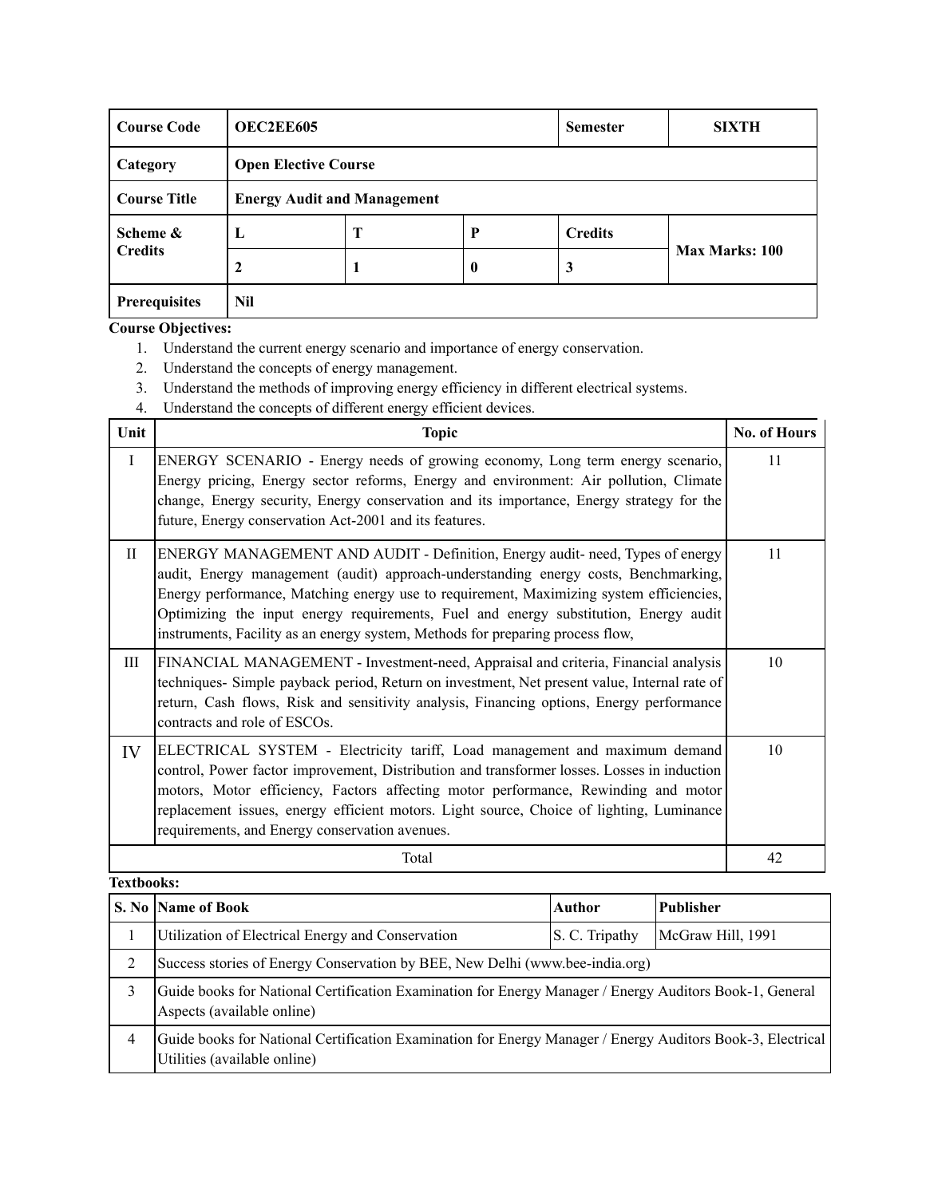| Course Code | OEC2EE605 | | | Semester | SIXTH |
|---|---|---|---|---|---|
| Category | Open Elective Course | | | | |
| Course Title | Energy Audit and Management | | | | |
| Scheme & Credits | L | T | P | Credits | Max Marks: 100 |
| | 2 | 1 | 0 | 3 | |
| Prerequisites | Nil | | | | |

**Course Objectives:**

1. Understand the current energy scenario and importance of energy conservation.
2. Understand the concepts of energy management.
3. Understand the methods of improving energy efficiency in different electrical systems.
4. Understand the concepts of different energy efficient devices.

| Unit | Topic | No. of Hours |
|---|---|---|
| I | ENERGY SCENARIO - Energy needs of growing economy, Long term energy scenario, Energy pricing, Energy sector reforms, Energy and environment: Air pollution, Climate change, Energy security, Energy conservation and its importance, Energy strategy for the future, Energy conservation Act-2001 and its features. | 11 |
| II | ENERGY MANAGEMENT AND AUDIT - Definition, Energy audit- need, Types of energy audit, Energy management (audit) approach-understanding energy costs, Benchmarking, Energy performance, Matching energy use to requirement, Maximizing system efficiencies, Optimizing the input energy requirements, Fuel and energy substitution, Energy audit instruments, Facility as an energy system, Methods for preparing process flow, | 11 |
| III | FINANCIAL MANAGEMENT - Investment-need, Appraisal and criteria, Financial analysis techniques- Simple payback period, Return on investment, Net present value, Internal rate of return, Cash flows, Risk and sensitivity analysis, Financing options, Energy performance contracts and role of ESCOs. | 10 |
| IV | ELECTRICAL SYSTEM - Electricity tariff, Load management and maximum demand control, Power factor improvement, Distribution and transformer losses. Losses in induction motors, Motor efficiency, Factors affecting motor performance, Rewinding and motor replacement issues, energy efficient motors. Light source, Choice of lighting, Luminance requirements, and Energy conservation avenues. | 10 |
| | Total | 42 |

**Textbooks:**

| S. No | Name of Book | Author | Publisher |
|---|---|---|---|
| 1 | Utilization of Electrical Energy and Conservation | S. C. Tripathy | McGraw Hill, 1991 |
| 2 | Success stories of Energy Conservation by BEE, New Delhi (www.bee-india.org) | | |
| 3 | Guide books for National Certification Examination for Energy Manager / Energy Auditors Book-1, General Aspects (available online) | | |
| 4 | Guide books for National Certification Examination for Energy Manager / Energy Auditors Book-3, Electrical Utilities (available online) | | |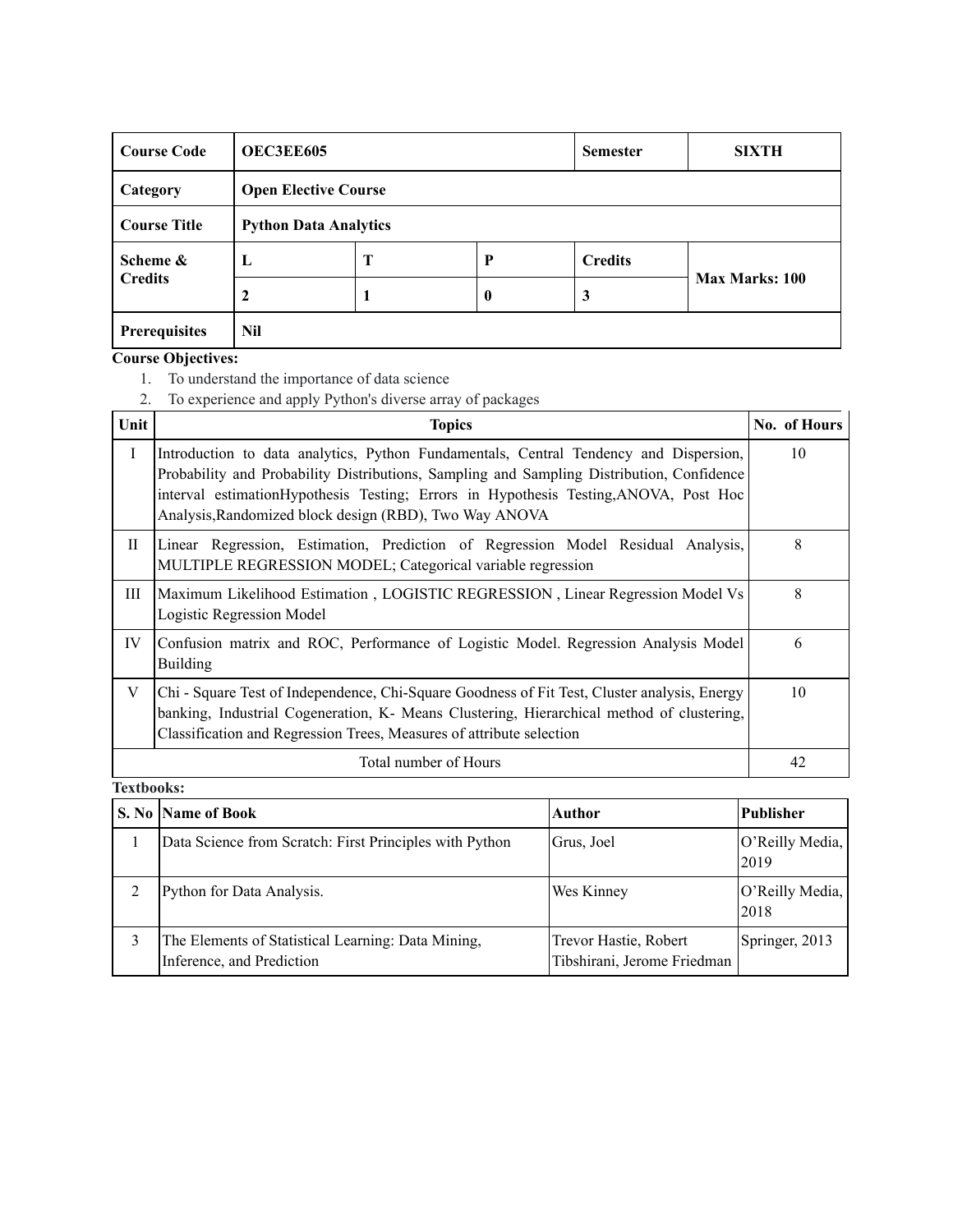| Course Code | OEC3EE605 | | | Semester | SIXTH |
|---|---|---|---|---|---|
| Category | Open Elective Course | | | | |
| Course Title | Python Data Analytics | | | | |
| Scheme & Credits | L | T | P | Credits | Max Marks: 100 |
| | 2 | 1 | 0 | 3 | |
| Prerequisites | Nil | | | | |

**Course Objectives:**

1. To understand the importance of data science
2. To experience and apply Python's diverse array of packages

| Unit | Topics | No. of Hours |
|---|---|---|
| I | Introduction to data analytics, Python Fundamentals, Central Tendency and Dispersion, Probability and Probability Distributions, Sampling and Sampling Distribution, Confidence interval estimationHypothesis Testing; Errors in Hypothesis Testing,ANOVA, Post Hoc Analysis,Randomized block design (RBD), Two Way ANOVA | 10 |
| II | Linear Regression, Estimation, Prediction of Regression Model Residual Analysis, MULTIPLE REGRESSION MODEL; Categorical variable regression | 8 |
| III | Maximum Likelihood Estimation , LOGISTIC REGRESSION , Linear Regression Model Vs Logistic Regression Model | 8 |
| IV | Confusion matrix and ROC, Performance of Logistic Model. Regression Analysis Model Building | 6 |
| V | Chi - Square Test of Independence, Chi-Square Goodness of Fit Test, Cluster analysis, Energy banking, Industrial Cogeneration, K- Means Clustering, Hierarchical method of clustering, Classification and Regression Trees, Measures of attribute selection | 10 |
| | Total number of Hours | 42 |

**Textbooks:**

| S. No | Name of Book | Author | Publisher |
|---|---|---|---|
| 1 | Data Science from Scratch: First Principles with Python | Grus, Joel | O'Reilly Media, 2019 |
| 2 | Python for Data Analysis. | Wes Kinney | O'Reilly Media, 2018 |
| 3 | The Elements of Statistical Learning: Data Mining, Inference, and Prediction | Trevor Hastie, Robert Tibshirani, Jerome Friedman | Springer, 2013 |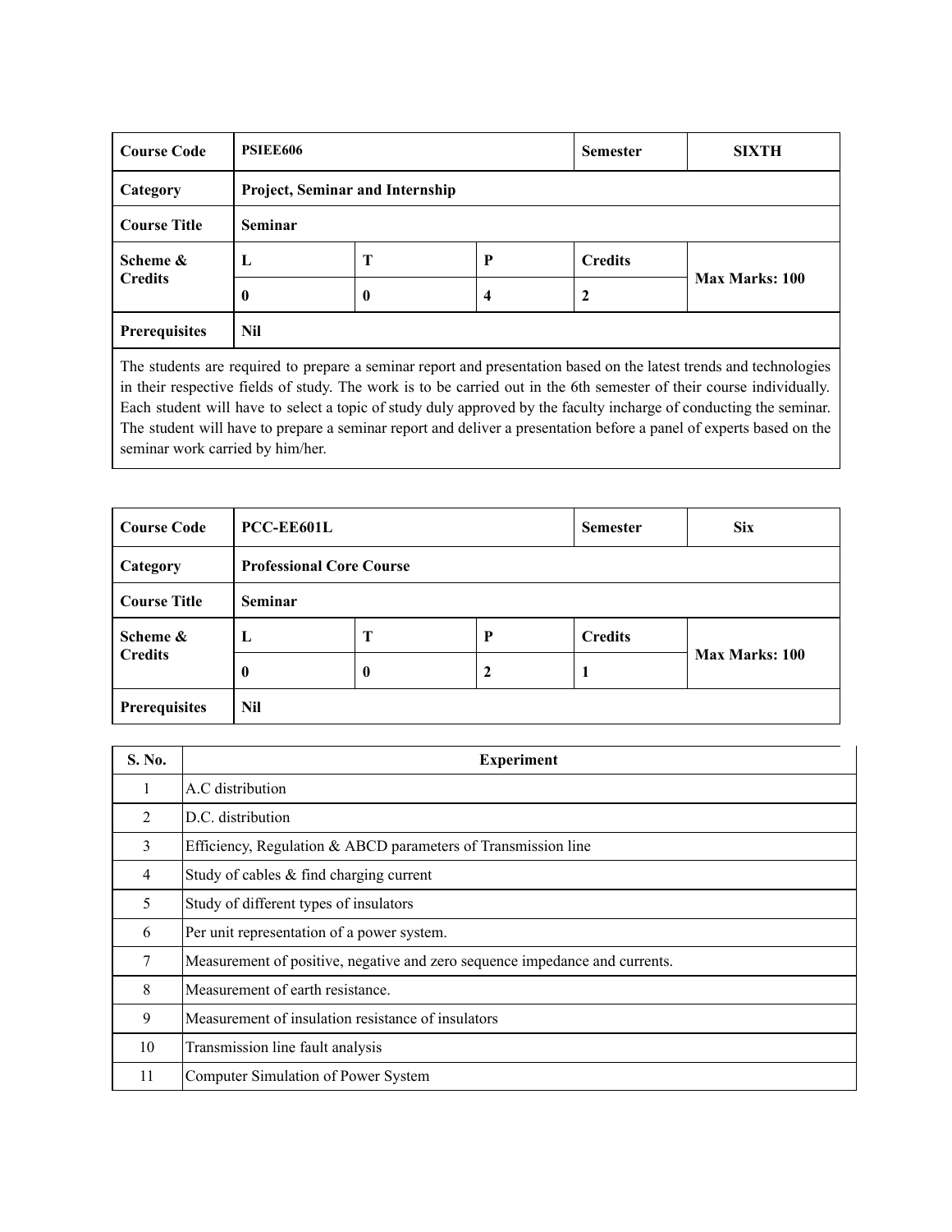| Course Code | PSIEE606 | | | Semester | SIXTH |
|---|---|---|---|---|---|
| Category | Project, Seminar and Internship | | | | |
| Course Title | Seminar | | | | |
| Scheme & Credits | L | T | P | Credits | Max Marks: 100 |
| | 0 | 0 | 4 | 2 | |
| Prerequisites | Nil | | | | |

The students are required to prepare a seminar report and presentation based on the latest trends and technologies in their respective fields of study. The work is to be carried out in the 6th semester of their course individually. Each student will have to select a topic of study duly approved by the faculty incharge of conducting the seminar. The student will have to prepare a seminar report and deliver a presentation before a panel of experts based on the seminar work carried by him/her.

| Course Code | PCC-EE601L | | | Semester | Six |
|---|---|---|---|---|---|
| Category | Professional Core Course | | | | |
| Course Title | Seminar | | | | |
| Scheme & Credits | L | T | P | Credits | Max Marks: 100 |
| | 0 | 0 | 2 | 1 | |
| Prerequisites | Nil | | | | |

| S. No. | Experiment |
|---|---|
| 1 | A.C distribution |
| 2 | D.C. distribution |
| 3 | Efficiency, Regulation & ABCD parameters of Transmission line |
| 4 | Study of cables & find charging current |
| 5 | Study of different types of insulators |
| 6 | Per unit representation of a power system. |
| 7 | Measurement of positive, negative and zero sequence impedance and currents. |
| 8 | Measurement of earth resistance. |
| 9 | Measurement of insulation resistance of insulators |
| 10 | Transmission line fault analysis |
| 11 | Computer Simulation of Power System |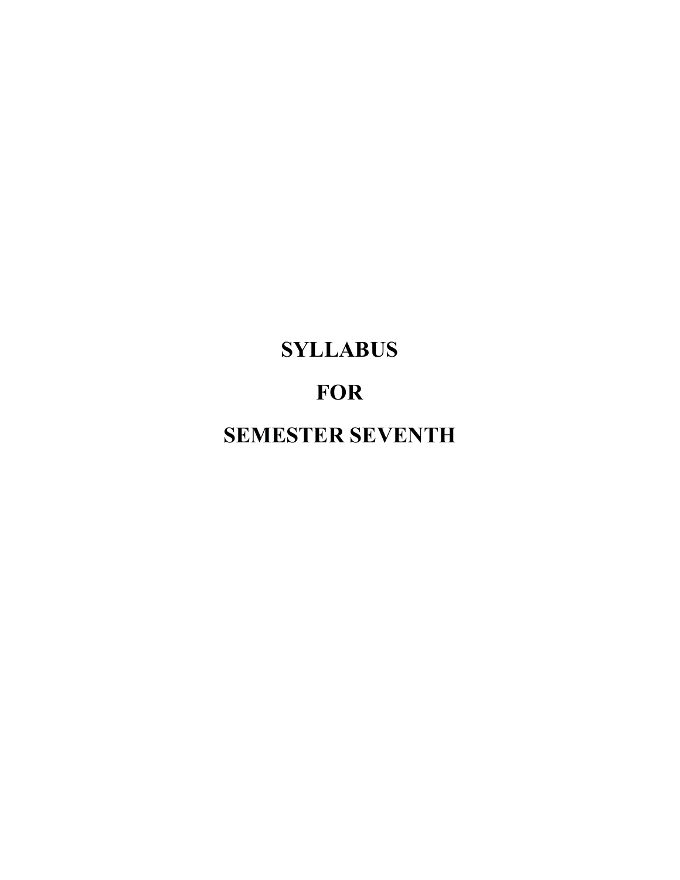# SYLLABUS

# FOR

# SEMESTER SEVENTH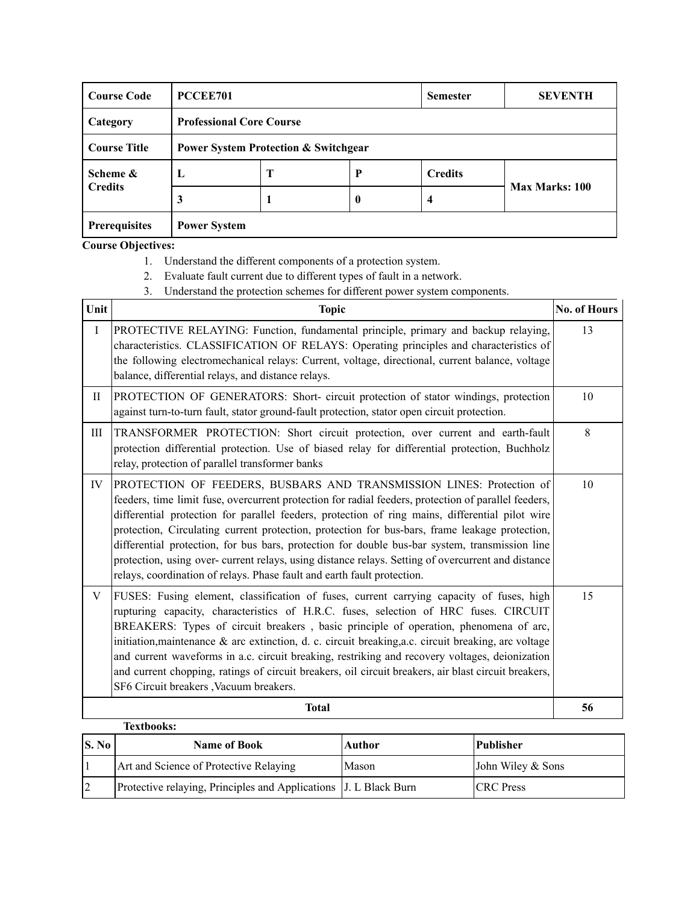| Course Code | PCCEE701 | | | Semester | SEVENTH |
|---|---|---|---|---|---|
| Category | Professional Core Course | | | | |
| Course Title | Power System Protection & Switchgear | | | | |
| Scheme & Credits | L | T | P | Credits | Max Marks: 100 |
| | 3 | 1 | 0 | 4 | |
| Prerequisites | Power System | | | | |

**Course Objectives:**

1. Understand the different components of a protection system.
2. Evaluate fault current due to different types of fault in a network.
3. Understand the protection schemes for different power system components.

| Unit | Topic | No. of Hours |
|---|---|---|
| I | PROTECTIVE RELAYING: Function, fundamental principle, primary and backup relaying, characteristics. CLASSIFICATION OF RELAYS: Operating principles and characteristics of the following electromechanical relays: Current, voltage, directional, current balance, voltage balance, differential relays, and distance relays. | 13 |
| II | PROTECTION OF GENERATORS: Short- circuit protection of stator windings, protection against turn-to-turn fault, stator ground-fault protection, stator open circuit protection. | 10 |
| III | TRANSFORMER PROTECTION: Short circuit protection, over current and earth-fault protection differential protection. Use of biased relay for differential protection, Buchholz relay, protection of parallel transformer banks | 8 |
| IV | PROTECTION OF FEEDERS, BUSBARS AND TRANSMISSION LINES: Protection of feeders, time limit fuse, overcurrent protection for radial feeders, protection of parallel feeders, differential protection for parallel feeders, protection of ring mains, differential pilot wire protection, Circulating current protection, protection for bus-bars, frame leakage protection, differential protection, for bus bars, protection for double bus-bar system, transmission line protection, using over- current relays, using distance relays. Setting of overcurrent and distance relays, coordination of relays. Phase fault and earth fault protection. | 10 |
| V | FUSES: Fusing element, classification of fuses, current carrying capacity of fuses, high rupturing capacity, characteristics of H.R.C. fuses, selection of HRC fuses. CIRCUIT BREAKERS: Types of circuit breakers , basic principle of operation, phenomena of arc, initiation,maintenance & arc extinction, d. c. circuit breaking,a.c. circuit breaking, arc voltage and current waveforms in a.c. circuit breaking, restriking and recovery voltages, deionization and current chopping, ratings of circuit breakers, oil circuit breakers, air blast circuit breakers, SF6 Circuit breakers ,Vacuum breakers. | 15 |
| | **Total** | **56** |

**Textbooks:**

| S. No | Name of Book | Author | Publisher |
|---|---|---|---|
| 1 | Art and Science of Protective Relaying | Mason | John Wiley & Sons |
| 2 | Protective relaying, Principles and Applications | J. L Black Burn | CRC Press |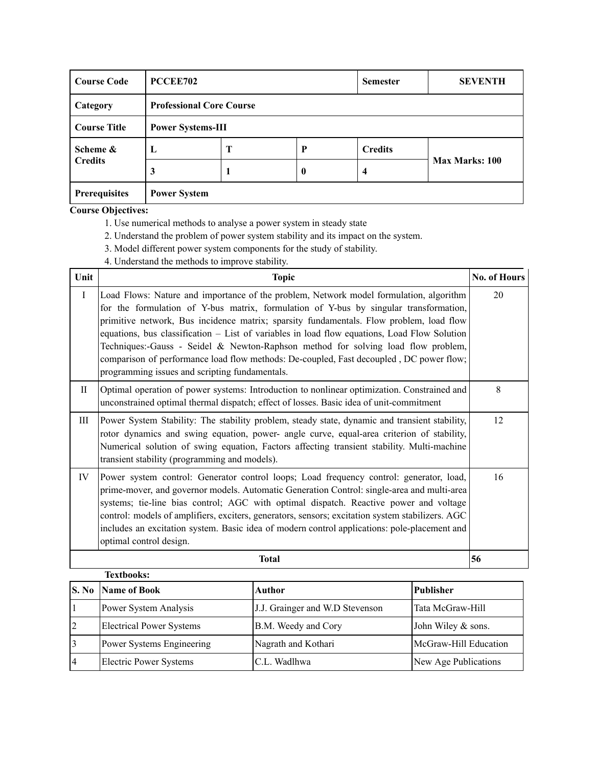| Course Code | PCCEE702 | | | Semester | SEVENTH |
|---|---|---|---|---|---|
| Category | Professional Core Course | | | | |
| Course Title | Power Systems-III | | | | |
| Scheme & Credits | L | T | P | Credits | Max Marks: 100 |
| | 3 | 1 | 0 | 4 | |
| Prerequisites | Power System | | | | |

**Course Objectives:**

1. Use numerical methods to analyse a power system in steady state
2. Understand the problem of power system stability and its impact on the system.
3. Model different power system components for the study of stability.
4. Understand the methods to improve stability.

| Unit | Topic | No. of Hours |
|---|---|---|
| I | Load Flows: Nature and importance of the problem, Network model formulation, algorithm for the formulation of Y-bus matrix, formulation of Y-bus by singular transformation, primitive network, Bus incidence matrix; sparsity fundamentals. Flow problem, load flow equations, bus classification – List of variables in load flow equations, Load Flow Solution Techniques:-Gauss - Seidel & Newton-Raphson method for solving load flow problem, comparison of performance load flow methods: De-coupled, Fast decoupled , DC power flow; programming issues and scripting fundamentals. | 20 |
| II | Optimal operation of power systems: Introduction to nonlinear optimization. Constrained and unconstrained optimal thermal dispatch; effect of losses. Basic idea of unit-commitment | 8 |
| III | Power System Stability: The stability problem, steady state, dynamic and transient stability, rotor dynamics and swing equation, power- angle curve, equal-area criterion of stability, Numerical solution of swing equation, Factors affecting transient stability. Multi-machine transient stability (programming and models). | 12 |
| IV | Power system control: Generator control loops; Load frequency control: generator, load, prime-mover, and governor models. Automatic Generation Control: single-area and multi-area systems; tie-line bias control; AGC with optimal dispatch. Reactive power and voltage control: models of amplifiers, exciters, generators, sensors; excitation system stabilizers. AGC includes an excitation system. Basic idea of modern control applications: pole-placement and optimal control design. | 16 |
| | **Total** | **56** |

**Textbooks:**

| S. No | Name of Book | Author | Publisher |
|---|---|---|---|
| 1 | Power System Analysis | J.J. Grainger and W.D Stevenson | Tata McGraw-Hill |
| 2 | Electrical Power Systems | B.M. Weedy and Cory | John Wiley & sons. |
| 3 | Power Systems Engineering | Nagrath and Kothari | McGraw-Hill Education |
| 4 | Electric Power Systems | C.L. Wadlhwa | New Age Publications |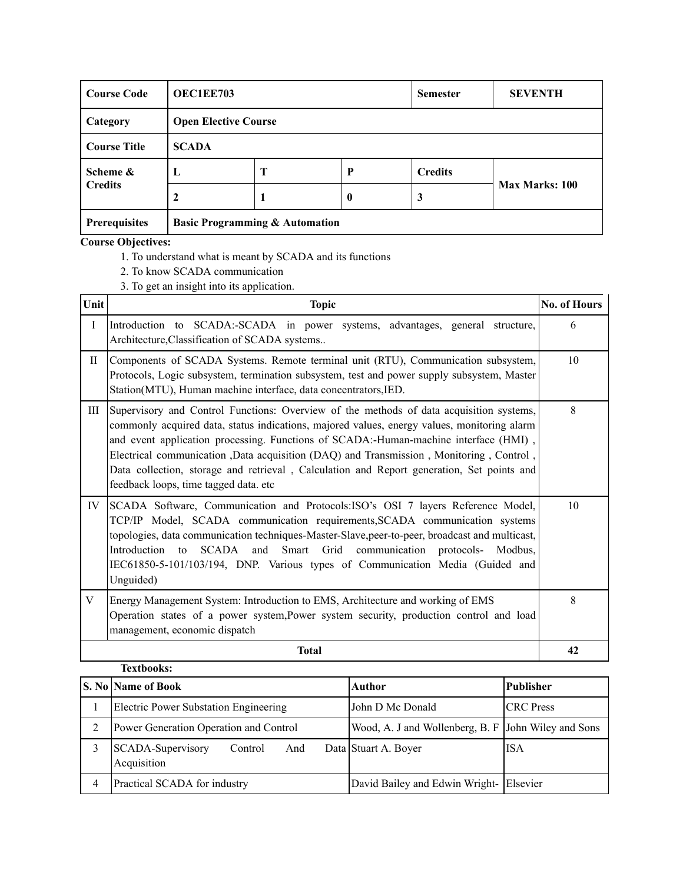| Course Code | OEC1EE703 | | | Semester | SEVENTH |
|---|---|---|---|---|---|
| Category | Open Elective Course | | | | |
| Course Title | SCADA | | | | |
| Scheme & Credits | L | T | P | Credits | Max Marks: 100 |
| | 2 | 1 | 0 | 3 | |
| Prerequisites | Basic Programming & Automation | | | | |

**Course Objectives:**

1. To understand what is meant by SCADA and its functions
2. To know SCADA communication
3. To get an insight into its application.

| Unit | Topic | No. of Hours |
|---|---|---|
| I | Introduction to SCADA:-SCADA in power systems, advantages, general structure, Architecture,Classification of SCADA systems.. | 6 |
| II | Components of SCADA Systems. Remote terminal unit (RTU), Communication subsystem, Protocols, Logic subsystem, termination subsystem, test and power supply subsystem, Master Station(MTU), Human machine interface, data concentrators,IED. | 10 |
| III | Supervisory and Control Functions: Overview of the methods of data acquisition systems, commonly acquired data, status indications, majored values, energy values, monitoring alarm and event application processing. Functions of SCADA:-Human-machine interface (HMI) , Electrical communication ,Data acquisition (DAQ) and Transmission , Monitoring , Control , Data collection, storage and retrieval , Calculation and Report generation, Set points and feedback loops, time tagged data. etc | 8 |
| IV | SCADA Software, Communication and Protocols:ISO's OSI 7 layers Reference Model, TCP/IP Model, SCADA communication requirements,SCADA communication systems topologies, data communication techniques-Master-Slave,peer-to-peer, broadcast and multicast, Introduction to SCADA and Smart Grid communication protocols- Modbus, IEC61850-5-101/103/194, DNP. Various types of Communication Media (Guided and Unguided) | 10 |
| V | Energy Management System: Introduction to EMS, Architecture and working of EMS Operation states of a power system,Power system security, production control and load management, economic dispatch | 8 |
| **Total** | | **42** |

**Textbooks:**

| S. No | Name of Book | Author | Publisher |
|---|---|---|---|
| 1 | Electric Power Substation Engineering | John D Mc Donald | CRC Press |
| 2 | Power Generation Operation and Control | Wood, A. J and Wollenberg, B. F | John Wiley and Sons |
| 3 | SCADA-Supervisory Control And Data Acquisition | Stuart A. Boyer | ISA |
| 4 | Practical SCADA for industry | David Bailey and Edwin Wright- | Elsevier |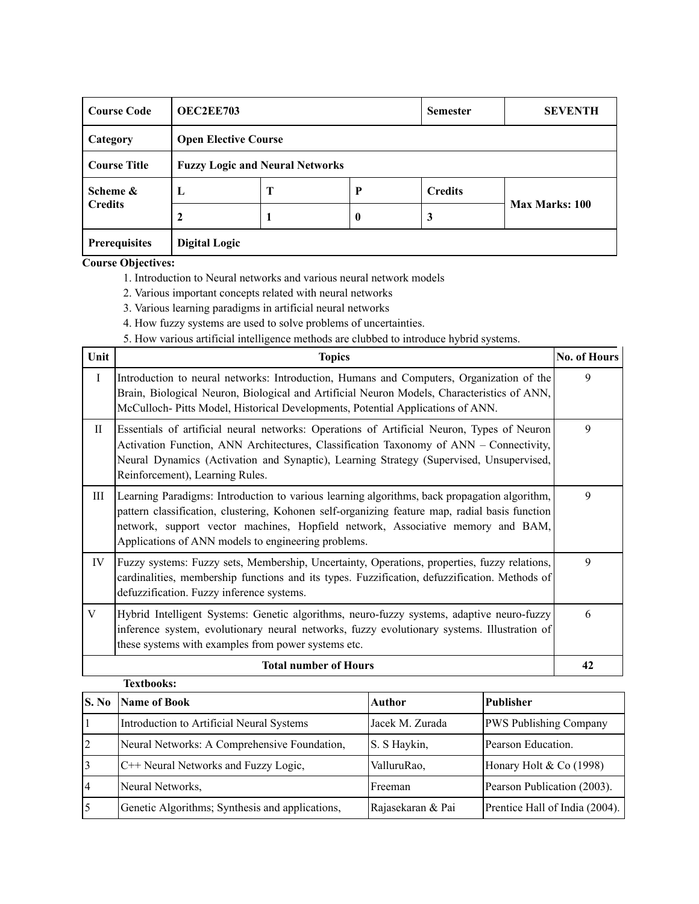| Course Code | OEC2EE703 | | | Semester | SEVENTH |
|---|---|---|---|---|---|
| Category | Open Elective Course | | | | |
| Course Title | Fuzzy Logic and Neural Networks | | | | |
| Scheme & Credits | L | T | P | Credits | Max Marks: 100 |
| | 2 | 1 | 0 | 3 | |
| Prerequisites | Digital Logic | | | | |

**Course Objectives:**

1. Introduction to Neural networks and various neural network models
2. Various important concepts related with neural networks
3. Various learning paradigms in artificial neural networks
4. How fuzzy systems are used to solve problems of uncertainties.
5. How various artificial intelligence methods are clubbed to introduce hybrid systems.

| Unit | Topics | No. of Hours |
|---|---|---|
| I | Introduction to neural networks: Introduction, Humans and Computers, Organization of the Brain, Biological Neuron, Biological and Artificial Neuron Models, Characteristics of ANN, McCulloch- Pitts Model, Historical Developments, Potential Applications of ANN. | 9 |
| II | Essentials of artificial neural networks: Operations of Artificial Neuron, Types of Neuron Activation Function, ANN Architectures, Classification Taxonomy of ANN – Connectivity, Neural Dynamics (Activation and Synaptic), Learning Strategy (Supervised, Unsupervised, Reinforcement), Learning Rules. | 9 |
| III | Learning Paradigms: Introduction to various learning algorithms, back propagation algorithm, pattern classification, clustering, Kohonen self-organizing feature map, radial basis function network, support vector machines, Hopfield network, Associative memory and BAM, Applications of ANN models to engineering problems. | 9 |
| IV | Fuzzy systems: Fuzzy sets, Membership, Uncertainty, Operations, properties, fuzzy relations, cardinalities, membership functions and its types. Fuzzification, defuzzification. Methods of defuzzification. Fuzzy inference systems. | 9 |
| V | Hybrid Intelligent Systems: Genetic algorithms, neuro-fuzzy systems, adaptive neuro-fuzzy inference system, evolutionary neural networks, fuzzy evolutionary systems. Illustration of these systems with examples from power systems etc. | 6 |
| | **Total number of Hours** | **42** |

**Textbooks:**

| S. No | Name of Book | Author | Publisher |
|---|---|---|---|
| 1 | Introduction to Artificial Neural Systems | Jacek M. Zurada | PWS Publishing Company |
| 2 | Neural Networks: A Comprehensive Foundation, | S. S Haykin, | Pearson Education. |
| 3 | C++ Neural Networks and Fuzzy Logic, | ValluruRao, | Honary Holt & Co (1998) |
| 4 | Neural Networks, | Freeman | Pearson Publication (2003). |
| 5 | Genetic Algorithms; Synthesis and applications, | Rajasekaran & Pai | Prentice Hall of India (2004). |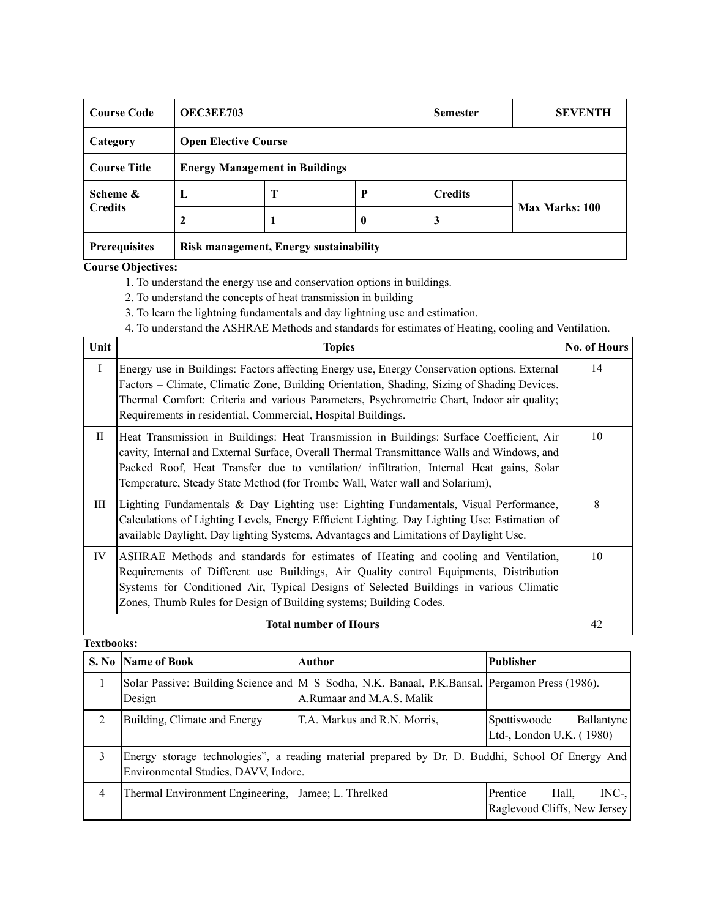| Course Code | OEC3EE703 | | | Semester | SEVENTH |
|---|---|---|---|---|---|
| Category | Open Elective Course | | | | |
| Course Title | Energy Management in Buildings | | | | |
| Scheme & Credits | L | T | P | Credits | Max Marks: 100 |
| | 2 | 1 | 0 | 3 | |
| Prerequisites | Risk management, Energy sustainability | | | | |

**Course Objectives:**

1. To understand the energy use and conservation options in buildings.
2. To understand the concepts of heat transmission in building
3. To learn the lightning fundamentals and day lightning use and estimation.
4. To understand the ASHRAE Methods and standards for estimates of Heating, cooling and Ventilation.

| Unit | Topics | No. of Hours |
|---|---|---|
| I | Energy use in Buildings: Factors affecting Energy use, Energy Conservation options. External Factors – Climate, Climatic Zone, Building Orientation, Shading, Sizing of Shading Devices. Thermal Comfort: Criteria and various Parameters, Psychrometric Chart, Indoor air quality; Requirements in residential, Commercial, Hospital Buildings. | 14 |
| II | Heat Transmission in Buildings: Heat Transmission in Buildings: Surface Coefficient, Air cavity, Internal and External Surface, Overall Thermal Transmittance Walls and Windows, and Packed Roof, Heat Transfer due to ventilation/ infiltration, Internal Heat gains, Solar Temperature, Steady State Method (for Trombe Wall, Water wall and Solarium), | 10 |
| III | Lighting Fundamentals & Day Lighting use: Lighting Fundamentals, Visual Performance, Calculations of Lighting Levels, Energy Efficient Lighting. Day Lighting Use: Estimation of available Daylight, Day lighting Systems, Advantages and Limitations of Daylight Use. | 8 |
| IV | ASHRAE Methods and standards for estimates of Heating and cooling and Ventilation, Requirements of Different use Buildings, Air Quality control Equipments, Distribution Systems for Conditioned Air, Typical Designs of Selected Buildings in various Climatic Zones, Thumb Rules for Design of Building systems; Building Codes. | 10 |
| | **Total number of Hours** | 42 |

**Textbooks:**

| S. No | Name of Book | Author | Publisher |
|---|---|---|---|
| 1 | Solar Passive: Building Science and Design | M S Sodha, N.K. Banaal, P.K.Bansal, A.Rumaar and M.A.S. Malik | Pergamon Press (1986). |
| 2 | Building, Climate and Energy | T.A. Markus and R.N. Morris, | Spottiswoode Ballantyne Ltd-, London U.K. ( 1980) |
| 3 | Energy storage technologies", a reading material prepared by Dr. D. Buddhi, School Of Energy And Environmental Studies, DAVV, Indore. | | |
| 4 | Thermal Environment Engineering, | Jamee; L. Threlked | Prentice Hall, INC-, Raglevood Cliffs, New Jersey |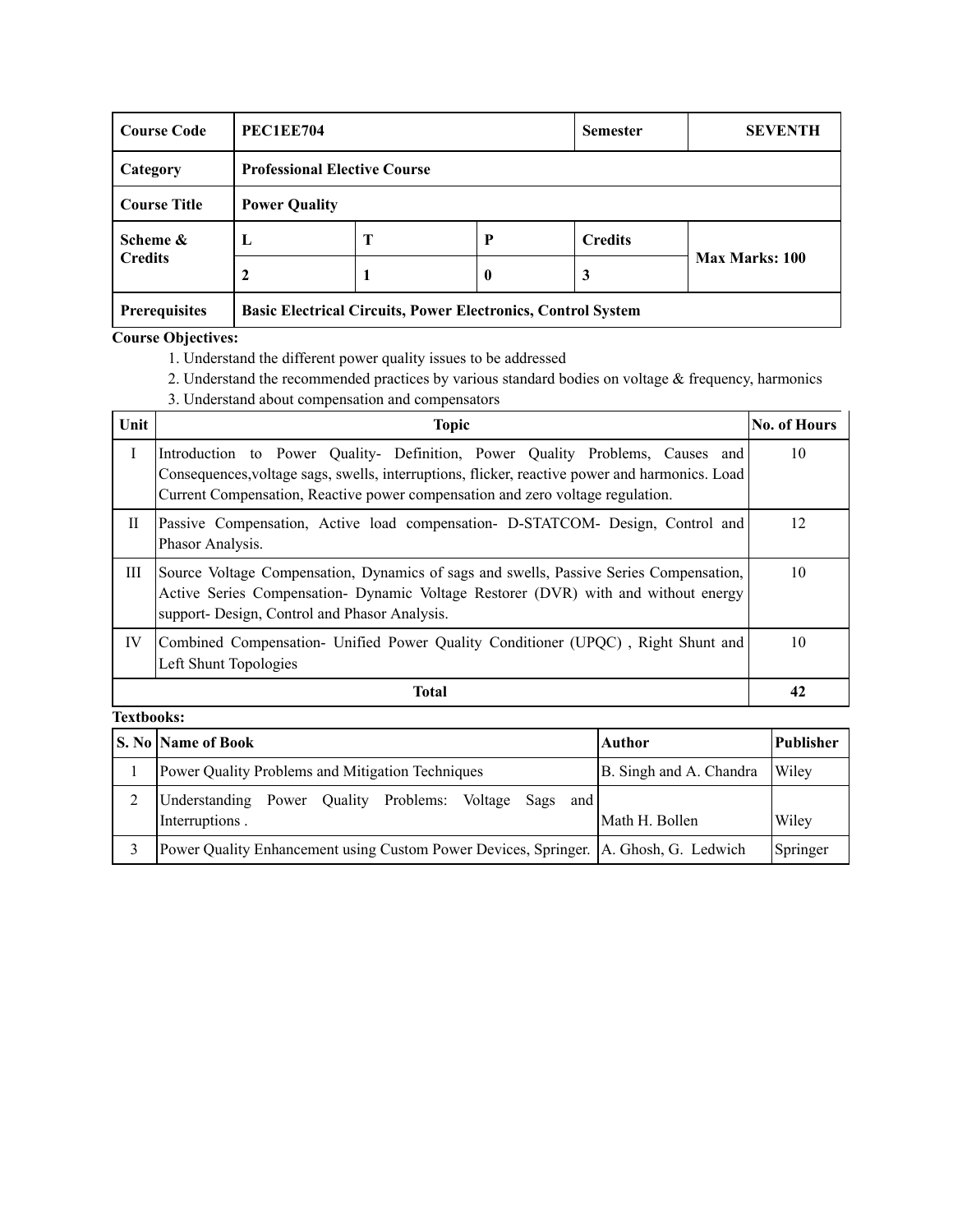| Course Code | PEC1EE704 | | | Semester | SEVENTH |
|---|---|---|---|---|---|
| **Category** | **Professional Elective Course** | | | | |
| **Course Title** | **Power Quality** | | | | |
| **Scheme & Credits** | **L** | **T** | **P** | **Credits** | **Max Marks: 100** |
| | **2** | **1** | **0** | **3** | |
| **Prerequisites** | **Basic Electrical Circuits, Power Electronics, Control System** | | | | |

**Course Objectives:**

1. Understand the different power quality issues to be addressed
2. Understand the recommended practices by various standard bodies on voltage & frequency, harmonics
3. Understand about compensation and compensators

| Unit | Topic | No. of Hours |
|---|---|---|
| I | Introduction to Power Quality- Definition, Power Quality Problems, Causes and Consequences,voltage sags, swells, interruptions, flicker, reactive power and harmonics. Load Current Compensation, Reactive power compensation and zero voltage regulation. | 10 |
| II | Passive Compensation, Active load compensation- D-STATCOM- Design, Control and Phasor Analysis. | 12 |
| III | Source Voltage Compensation, Dynamics of sags and swells, Passive Series Compensation, Active Series Compensation- Dynamic Voltage Restorer (DVR) with and without energy support- Design, Control and Phasor Analysis. | 10 |
| IV | Combined Compensation- Unified Power Quality Conditioner (UPQC) , Right Shunt and Left Shunt Topologies | 10 |
| | **Total** | **42** |

**Textbooks:**

| S. No | Name of Book | Author | Publisher |
|---|---|---|---|
| 1 | Power Quality Problems and Mitigation Techniques | B. Singh and A. Chandra | Wiley |
| 2 | Understanding Power Quality Problems: Voltage Sags and Interruptions . | Math H. Bollen | Wiley |
| 3 | Power Quality Enhancement using Custom Power Devices, Springer. | A. Ghosh, G. Ledwich | Springer |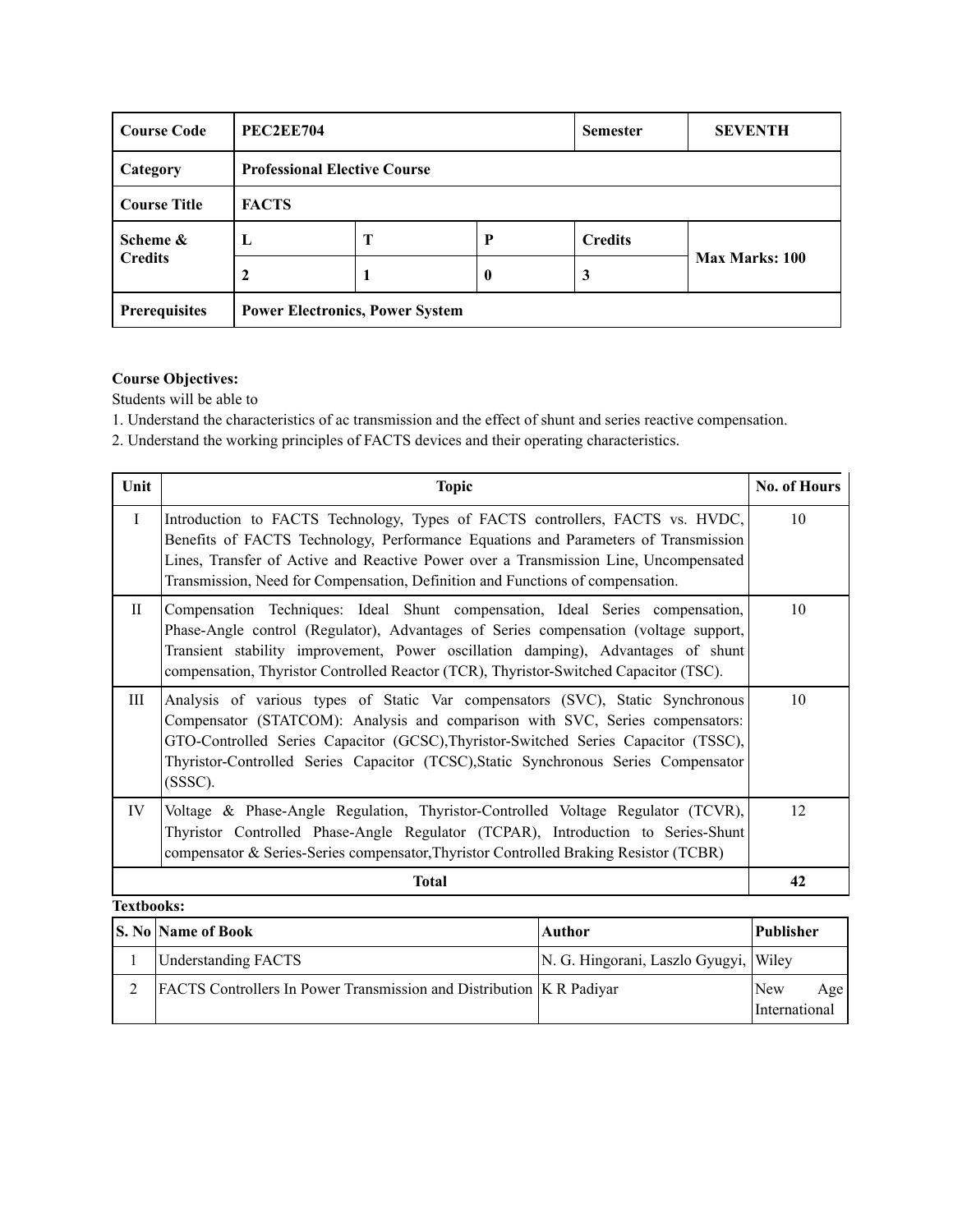| Course Code | PEC2EE704 | | | Semester | SEVENTH |
|---|---|---|---|---|---|
| Category | Professional Elective Course | | | | |
| Course Title | FACTS | | | | |
| Scheme & Credits | L | T | P | Credits | Max Marks: 100 |
| | 2 | 1 | 0 | 3 | |
| Prerequisites | Power Electronics, Power System | | | | |

**Course Objectives:**

Students will be able to

1. Understand the characteristics of ac transmission and the effect of shunt and series reactive compensation.
2. Understand the working principles of FACTS devices and their operating characteristics.

| Unit | Topic | No. of Hours |
|---|---|---|
| I | Introduction to FACTS Technology, Types of FACTS controllers, FACTS vs. HVDC, Benefits of FACTS Technology, Performance Equations and Parameters of Transmission Lines, Transfer of Active and Reactive Power over a Transmission Line, Uncompensated Transmission, Need for Compensation, Definition and Functions of compensation. | 10 |
| II | Compensation Techniques: Ideal Shunt compensation, Ideal Series compensation, Phase-Angle control (Regulator), Advantages of Series compensation (voltage support, Transient stability improvement, Power oscillation damping), Advantages of shunt compensation, Thyristor Controlled Reactor (TCR), Thyristor-Switched Capacitor (TSC). | 10 |
| III | Analysis of various types of Static Var compensators (SVC), Static Synchronous Compensator (STATCOM): Analysis and comparison with SVC, Series compensators: GTO-Controlled Series Capacitor (GCSC),Thyristor-Switched Series Capacitor (TSSC), Thyristor-Controlled Series Capacitor (TCSC),Static Synchronous Series Compensator (SSSC). | 10 |
| IV | Voltage & Phase-Angle Regulation, Thyristor-Controlled Voltage Regulator (TCVR), Thyristor Controlled Phase-Angle Regulator (TCPAR), Introduction to Series-Shunt compensator & Series-Series compensator,Thyristor Controlled Braking Resistor (TCBR) | 12 |
| | **Total** | **42** |

**Textbooks:**

| S. No | Name of Book | Author | Publisher |
|---|---|---|---|
| 1 | Understanding FACTS | N. G. Hingorani, Laszlo Gyugyi, | Wiley |
| 2 | FACTS Controllers In Power Transmission and Distribution | K R Padiyar | New Age International |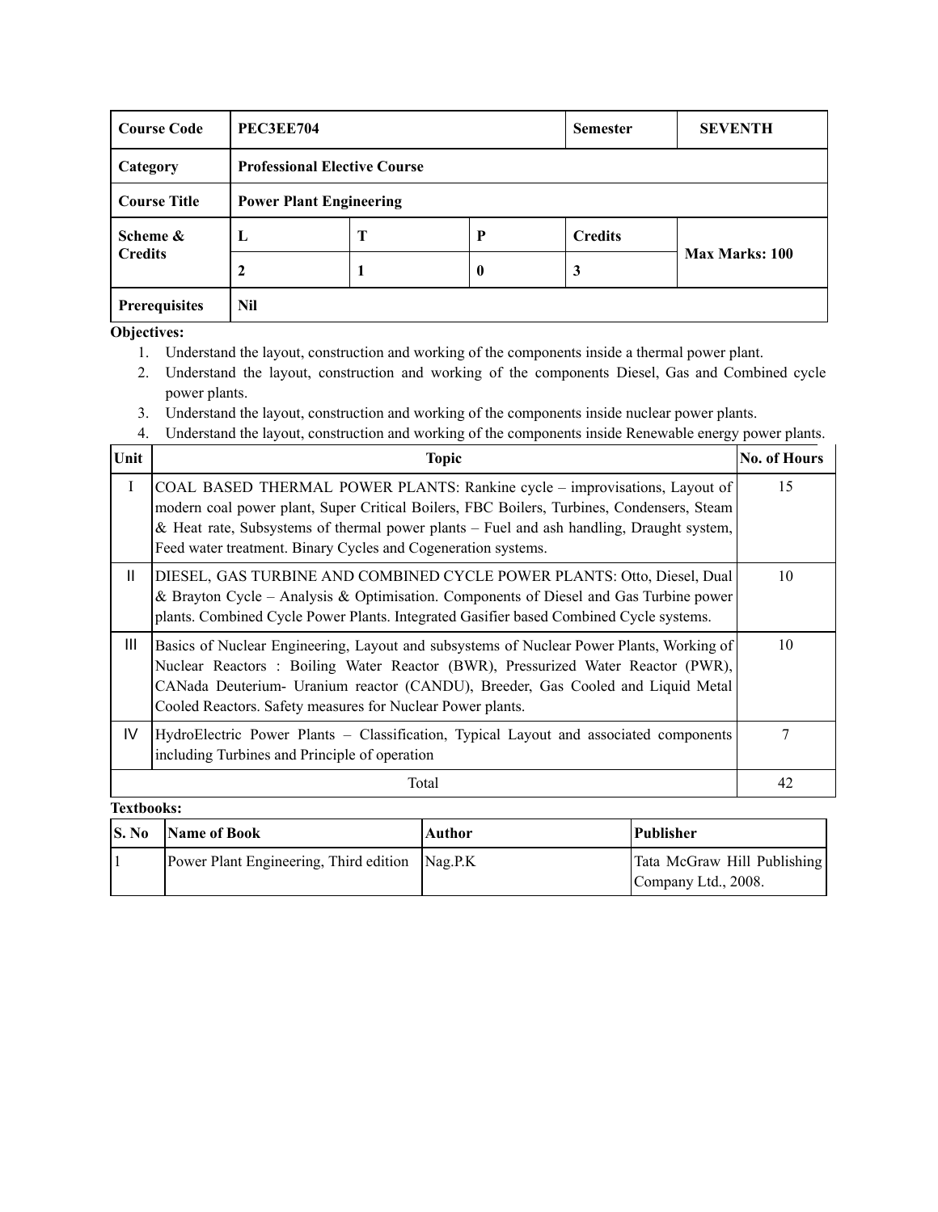| Course Code | PEC3EE704 | | | Semester | SEVENTH |
|---|---|---|---|---|---|
| Category | Professional Elective Course | | | | |
| Course Title | Power Plant Engineering | | | | |
| Scheme & Credits | L | T | P | Credits | Max Marks: 100 |
| | 2 | 1 | 0 | 3 | |
| Prerequisites | Nil | | | | |

**Objectives:**

1. Understand the layout, construction and working of the components inside a thermal power plant.
2. Understand the layout, construction and working of the components Diesel, Gas and Combined cycle power plants.
3. Understand the layout, construction and working of the components inside nuclear power plants.
4. Understand the layout, construction and working of the components inside Renewable energy power plants.

| Unit | Topic | No. of Hours |
|---|---|---|
| I | COAL BASED THERMAL POWER PLANTS: Rankine cycle – improvisations, Layout of modern coal power plant, Super Critical Boilers, FBC Boilers, Turbines, Condensers, Steam & Heat rate, Subsystems of thermal power plants – Fuel and ash handling, Draught system, Feed water treatment. Binary Cycles and Cogeneration systems. | 15 |
| II | DIESEL, GAS TURBINE AND COMBINED CYCLE POWER PLANTS: Otto, Diesel, Dual & Brayton Cycle – Analysis & Optimisation. Components of Diesel and Gas Turbine power plants. Combined Cycle Power Plants. Integrated Gasifier based Combined Cycle systems. | 10 |
| III | Basics of Nuclear Engineering, Layout and subsystems of Nuclear Power Plants, Working of Nuclear Reactors : Boiling Water Reactor (BWR), Pressurized Water Reactor (PWR), CANada Deuterium- Uranium reactor (CANDU), Breeder, Gas Cooled and Liquid Metal Cooled Reactors. Safety measures for Nuclear Power plants. | 10 |
| IV | HydroElectric Power Plants – Classification, Typical Layout and associated components including Turbines and Principle of operation | 7 |
| | Total | 42 |

**Textbooks:**

| S. No | Name of Book | Author | Publisher |
|---|---|---|---|
| 1 | Power Plant Engineering, Third edition | Nag.P.K | Tata McGraw Hill Publishing Company Ltd., 2008. |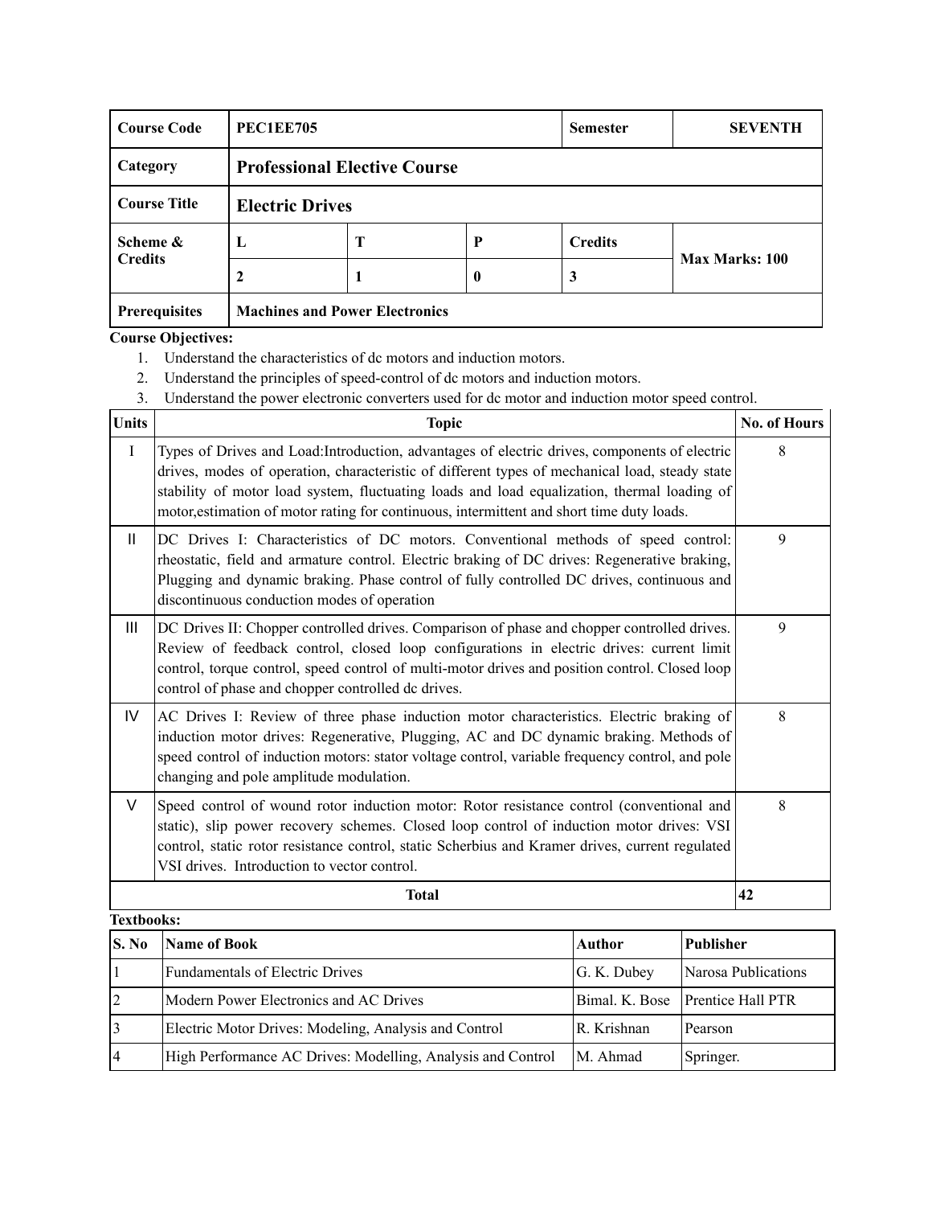| Course Code | PEC1EE705 | | | Semester | SEVENTH |
|---|---|---|---|---|---|
| Category | **Professional Elective Course** | | | | |
| Course Title | **Electric Drives** | | | | |
| Scheme & Credits | L | T | P | Credits | Max Marks: 100 |
| | 2 | 1 | 0 | 3 | |
| Prerequisites | **Machines and Power Electronics** | | | | |

**Course Objectives:**

1. Understand the characteristics of dc motors and induction motors.
2. Understand the principles of speed-control of dc motors and induction motors.
3. Understand the power electronic converters used for dc motor and induction motor speed control.

| Units | Topic | No. of Hours |
|---|---|---|
| I | Types of Drives and Load:Introduction, advantages of electric drives, components of electric drives, modes of operation, characteristic of different types of mechanical load, steady state stability of motor load system, fluctuating loads and load equalization, thermal loading of motor,estimation of motor rating for continuous, intermittent and short time duty loads. | 8 |
| II | DC Drives I: Characteristics of DC motors. Conventional methods of speed control: rheostatic, field and armature control. Electric braking of DC drives: Regenerative braking, Plugging and dynamic braking. Phase control of fully controlled DC drives, continuous and discontinuous conduction modes of operation | 9 |
| III | DC Drives II: Chopper controlled drives. Comparison of phase and chopper controlled drives. Review of feedback control, closed loop configurations in electric drives: current limit control, torque control, speed control of multi-motor drives and position control. Closed loop control of phase and chopper controlled dc drives. | 9 |
| IV | AC Drives I: Review of three phase induction motor characteristics. Electric braking of induction motor drives: Regenerative, Plugging, AC and DC dynamic braking. Methods of speed control of induction motors: stator voltage control, variable frequency control, and pole changing and pole amplitude modulation. | 8 |
| V | Speed control of wound rotor induction motor: Rotor resistance control (conventional and static), slip power recovery schemes. Closed loop control of induction motor drives: VSI control, static rotor resistance control, static Scherbius and Kramer drives, current regulated VSI drives. Introduction to vector control. | 8 |
| | **Total** | **42** |

**Textbooks:**

| S. No | Name of Book | Author | Publisher |
|---|---|---|---|
| 1 | Fundamentals of Electric Drives | G. K. Dubey | Narosa Publications |
| 2 | Modern Power Electronics and AC Drives | Bimal. K. Bose | Prentice Hall PTR |
| 3 | Electric Motor Drives: Modeling, Analysis and Control | R. Krishnan | Pearson |
| 4 | High Performance AC Drives: Modelling, Analysis and Control | M. Ahmad | Springer. |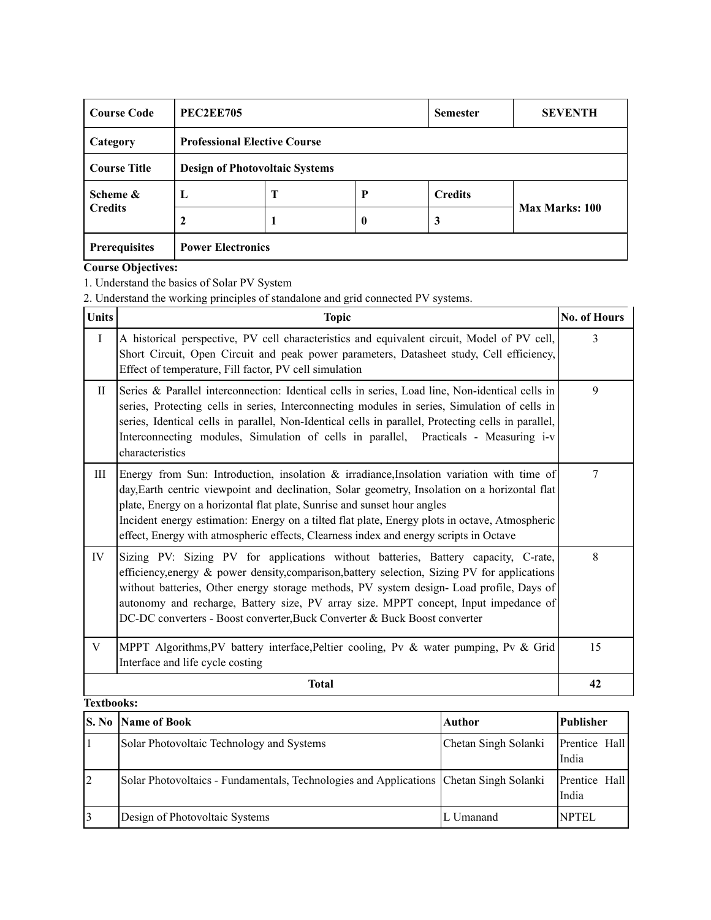| Course Code | PEC2EE705 | | | Semester | SEVENTH |
|---|---|---|---|---|---|
| Category | Professional Elective Course | | | | |
| Course Title | Design of Photovoltaic Systems | | | | |
| Scheme & Credits | L | T | P | Credits | Max Marks: 100 |
| | 2 | 1 | 0 | 3 | |
| Prerequisites | Power Electronics | | | | |

**Course Objectives:**

1. Understand the basics of Solar PV System
2. Understand the working principles of standalone and grid connected PV systems.

| Units | Topic | No. of Hours |
|---|---|---|
| I | A historical perspective, PV cell characteristics and equivalent circuit, Model of PV cell, Short Circuit, Open Circuit and peak power parameters, Datasheet study, Cell efficiency, Effect of temperature, Fill factor, PV cell simulation | 3 |
| II | Series & Parallel interconnection: Identical cells in series, Load line, Non-identical cells in series, Protecting cells in series, Interconnecting modules in series, Simulation of cells in series, Identical cells in parallel, Non-Identical cells in parallel, Protecting cells in parallel, Interconnecting modules, Simulation of cells in parallel, Practicals - Measuring i-v characteristics | 9 |
| III | Energy from Sun: Introduction, insolation & irradiance,Insolation variation with time of day,Earth centric viewpoint and declination, Solar geometry, Insolation on a horizontal flat plate, Energy on a horizontal flat plate, Sunrise and sunset hour angles<br>Incident energy estimation: Energy on a tilted flat plate, Energy plots in octave, Atmospheric effect, Energy with atmospheric effects, Clearness index and energy scripts in Octave | 7 |
| IV | Sizing PV: Sizing PV for applications without batteries, Battery capacity, C-rate, efficiency,energy & power density,comparison,battery selection, Sizing PV for applications without batteries, Other energy storage methods, PV system design- Load profile, Days of autonomy and recharge, Battery size, PV array size. MPPT concept, Input impedance of DC-DC converters - Boost converter,Buck Converter & Buck Boost converter | 8 |
| V | MPPT Algorithms,PV battery interface,Peltier cooling, Pv & water pumping, Pv & Grid Interface and life cycle costing | 15 |
| | **Total** | **42** |

**Textbooks:**

| S. No | Name of Book | Author | Publisher |
|---|---|---|---|
| 1 | Solar Photovoltaic Technology and Systems | Chetan Singh Solanki | Prentice Hall India |
| 2 | Solar Photovoltaics - Fundamentals, Technologies and Applications | Chetan Singh Solanki | Prentice Hall India |
| 3 | Design of Photovoltaic Systems | L Umanand | NPTEL |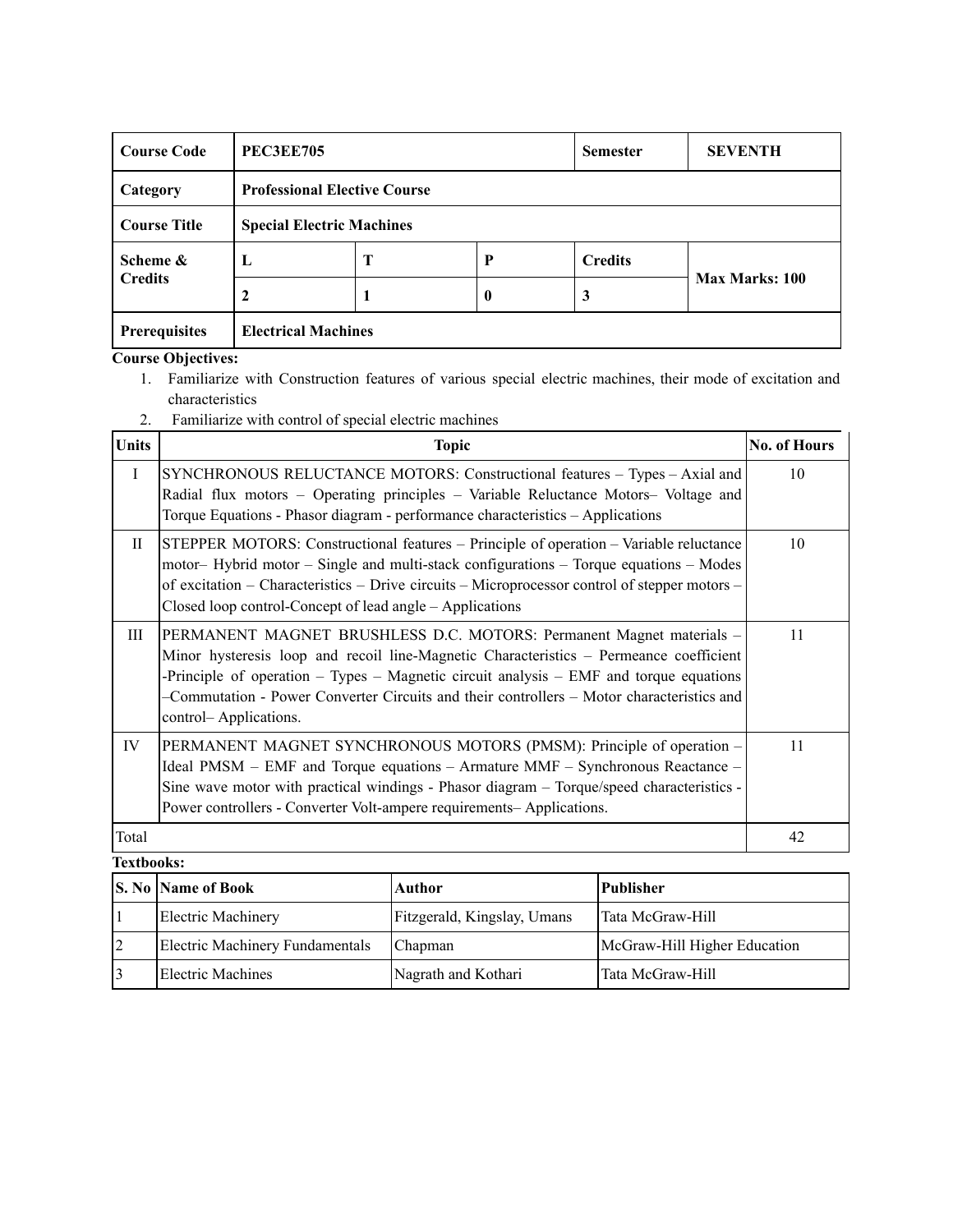| Course Code | PEC3EE705 | | | Semester | SEVENTH |
|---|---|---|---|---|---|
| Category | Professional Elective Course | | | | |
| Course Title | Special Electric Machines | | | | |
| Scheme & Credits | L | T | P | Credits | Max Marks: 100 |
| | 2 | 1 | 0 | 3 | |
| Prerequisites | Electrical Machines | | | | |

**Course Objectives:**

1. Familiarize with Construction features of various special electric machines, their mode of excitation and characteristics
2. Familiarize with control of special electric machines

| Units | Topic | No. of Hours |
|---|---|---|
| I | SYNCHRONOUS RELUCTANCE MOTORS: Constructional features – Types – Axial and Radial flux motors – Operating principles – Variable Reluctance Motors– Voltage and Torque Equations - Phasor diagram - performance characteristics – Applications | 10 |
| II | STEPPER MOTORS: Constructional features – Principle of operation – Variable reluctance motor– Hybrid motor – Single and multi-stack configurations – Torque equations – Modes of excitation – Characteristics – Drive circuits – Microprocessor control of stepper motors – Closed loop control-Concept of lead angle – Applications | 10 |
| III | PERMANENT MAGNET BRUSHLESS D.C. MOTORS: Permanent Magnet materials – Minor hysteresis loop and recoil line-Magnetic Characteristics – Permeance coefficient -Principle of operation – Types – Magnetic circuit analysis – EMF and torque equations –Commutation - Power Converter Circuits and their controllers – Motor characteristics and control– Applications. | 11 |
| IV | PERMANENT MAGNET SYNCHRONOUS MOTORS (PMSM): Principle of operation – Ideal PMSM – EMF and Torque equations – Armature MMF – Synchronous Reactance – Sine wave motor with practical windings - Phasor diagram – Torque/speed characteristics - Power controllers - Converter Volt-ampere requirements– Applications. | 11 |
| Total | | 42 |

**Textbooks:**

| S. No | Name of Book | Author | Publisher |
|---|---|---|---|
| 1 | Electric Machinery | Fitzgerald, Kingslay, Umans | Tata McGraw-Hill |
| 2 | Electric Machinery Fundamentals | Chapman | McGraw-Hill Higher Education |
| 3 | Electric Machines | Nagrath and Kothari | Tata McGraw-Hill |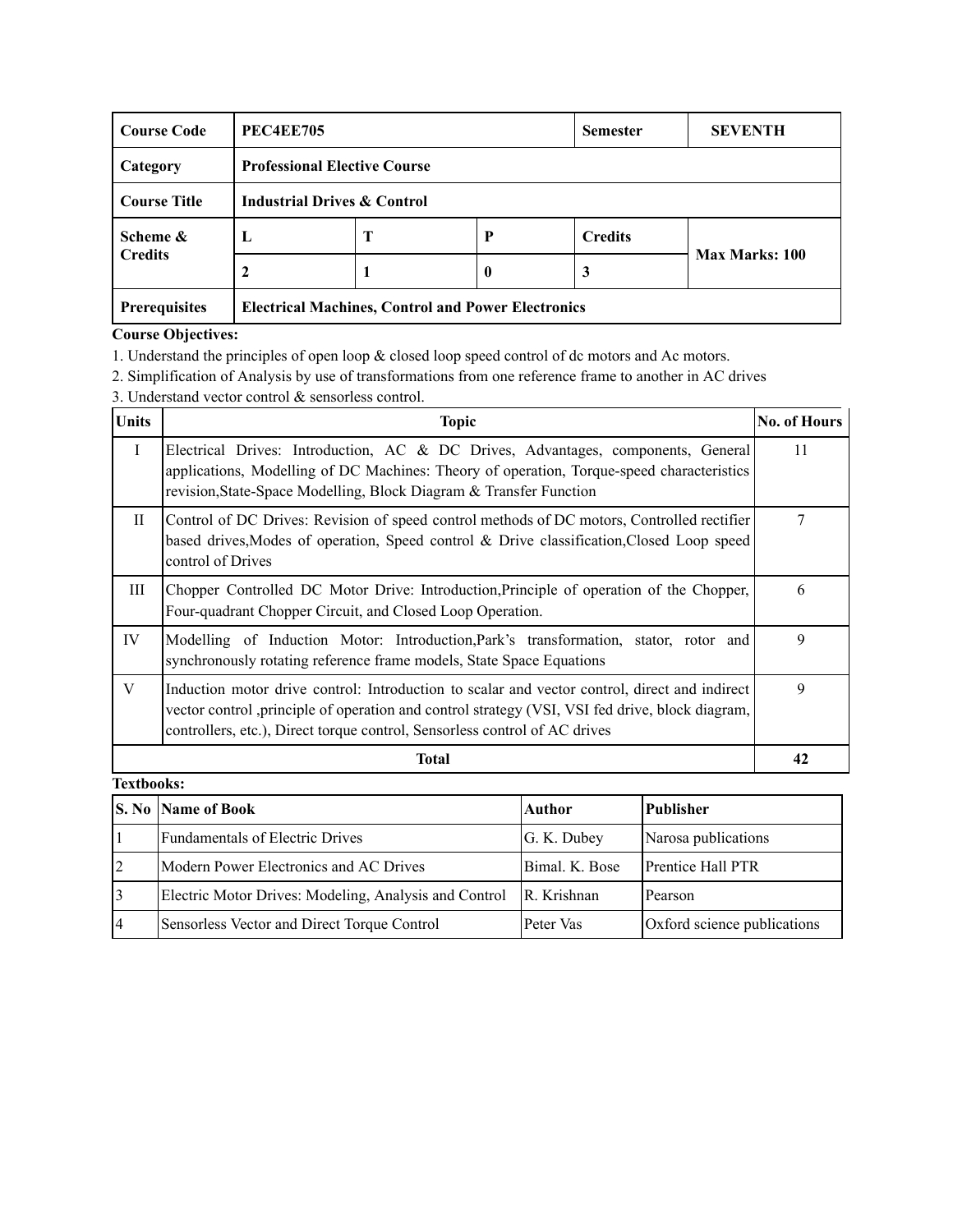| Course Code | PEC4EE705 | | | Semester | SEVENTH |
|---|---|---|---|---|---|
| Category | Professional Elective Course | | | | |
| Course Title | Industrial Drives & Control | | | | |
| Scheme & Credits | L | T | P | Credits | Max Marks: 100 |
| | 2 | 1 | 0 | 3 | |
| Prerequisites | Electrical Machines, Control and Power Electronics | | | | |

**Course Objectives:**

1. Understand the principles of open loop & closed loop speed control of dc motors and Ac motors.
2. Simplification of Analysis by use of transformations from one reference frame to another in AC drives
3. Understand vector control & sensorless control.

| Units | Topic | No. of Hours |
|---|---|---|
| I | Electrical Drives: Introduction, AC & DC Drives, Advantages, components, General applications, Modelling of DC Machines: Theory of operation, Torque-speed characteristics revision,State-Space Modelling, Block Diagram & Transfer Function | 11 |
| II | Control of DC Drives: Revision of speed control methods of DC motors, Controlled rectifier based drives,Modes of operation, Speed control & Drive classification,Closed Loop speed control of Drives | 7 |
| III | Chopper Controlled DC Motor Drive: Introduction,Principle of operation of the Chopper, Four-quadrant Chopper Circuit, and Closed Loop Operation. | 6 |
| IV | Modelling of Induction Motor: Introduction,Park's transformation, stator, rotor and synchronously rotating reference frame models, State Space Equations | 9 |
| V | Induction motor drive control: Introduction to scalar and vector control, direct and indirect vector control ,principle of operation and control strategy (VSI, VSI fed drive, block diagram, controllers, etc.), Direct torque control, Sensorless control of AC drives | 9 |
| **Total** | | **42** |

**Textbooks:**

| S. No | Name of Book | Author | Publisher |
|---|---|---|---|
| 1 | Fundamentals of Electric Drives | G. K. Dubey | Narosa publications |
| 2 | Modern Power Electronics and AC Drives | Bimal. K. Bose | Prentice Hall PTR |
| 3 | Electric Motor Drives: Modeling, Analysis and Control | R. Krishnan | Pearson |
| 4 | Sensorless Vector and Direct Torque Control | Peter Vas | Oxford science publications |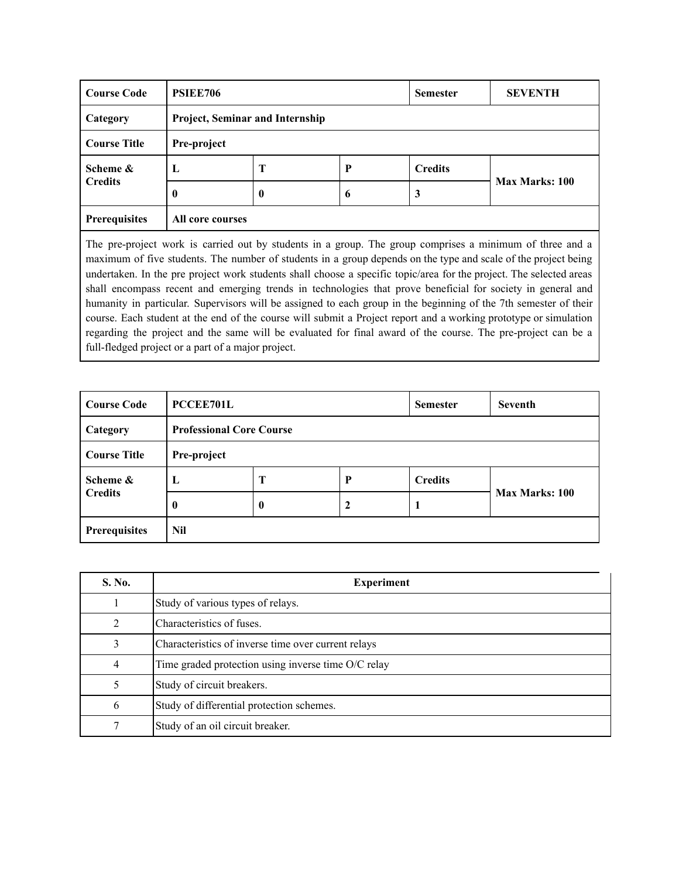| Course Code | PSIEE706 | | | Semester | SEVENTH |
|---|---|---|---|---|---|
| Category | Project, Seminar and Internship | | | | |
| Course Title | Pre-project | | | | |
| Scheme & Credits | L | T | P | Credits | Max Marks: 100 |
| | 0 | 0 | 6 | 3 | |
| Prerequisites | All core courses | | | | |

The pre-project work is carried out by students in a group. The group comprises a minimum of three and a maximum of five students. The number of students in a group depends on the type and scale of the project being undertaken. In the pre project work students shall choose a specific topic/area for the project. The selected areas shall encompass recent and emerging trends in technologies that prove beneficial for society in general and humanity in particular. Supervisors will be assigned to each group in the beginning of the 7th semester of their course. Each student at the end of the course will submit a Project report and a working prototype or simulation regarding the project and the same will be evaluated for final award of the course. The pre-project can be a full-fledged project or a part of a major project.

| Course Code | PCCEE701L | | | Semester | Seventh |
|---|---|---|---|---|---|
| Category | Professional Core Course | | | | |
| Course Title | Pre-project | | | | |
| Scheme & Credits | L | T | P | Credits | Max Marks: 100 |
| | 0 | 0 | 2 | 1 | |
| Prerequisites | Nil | | | | |

| S. No. | Experiment |
|---|---|
| 1 | Study of various types of relays. |
| 2 | Characteristics of fuses. |
| 3 | Characteristics of inverse time over current relays |
| 4 | Time graded protection using inverse time O/C relay |
| 5 | Study of circuit breakers. |
| 6 | Study of differential protection schemes. |
| 7 | Study of an oil circuit breaker. |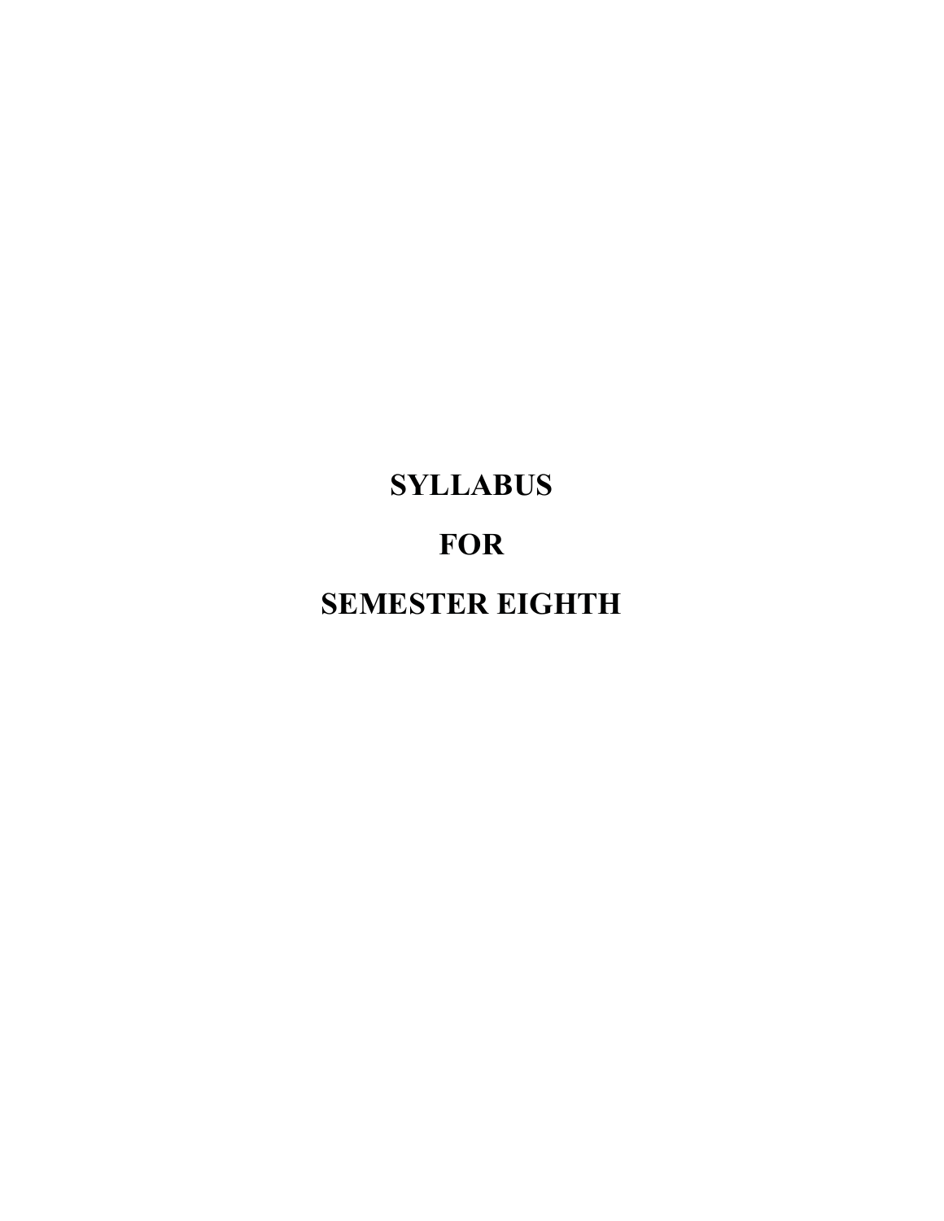# SYLLABUS

# FOR

# SEMESTER EIGHTH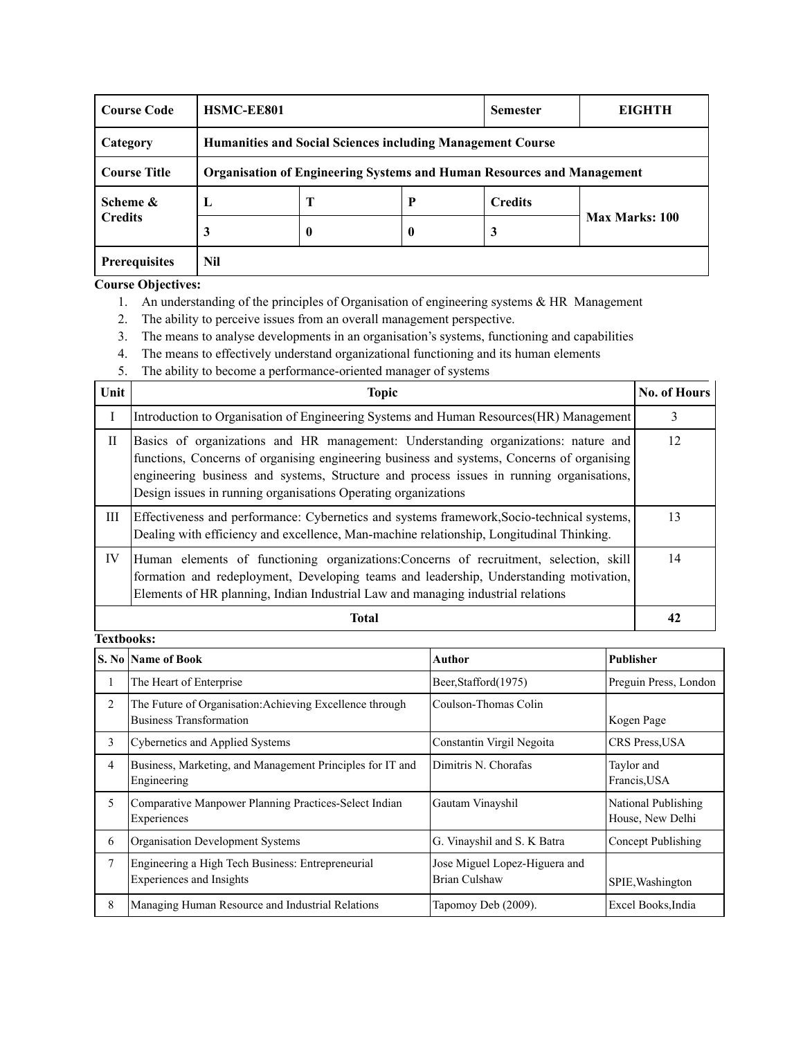| Course Code | HSMC-EE801 | | | Semester | EIGHTH |
|---|---|---|---|---|---|
| Category | Humanities and Social Sciences including Management Course | | | | |
| Course Title | Organisation of Engineering Systems and Human Resources and Management | | | | |
| Scheme & Credits | L | T | P | Credits | Max Marks: 100 |
| | 3 | 0 | 0 | 3 | |
| Prerequisites | Nil | | | | |

**Course Objectives:**

1. An understanding of the principles of Organisation of engineering systems & HR Management
2. The ability to perceive issues from an overall management perspective.
3. The means to analyse developments in an organisation's systems, functioning and capabilities
4. The means to effectively understand organizational functioning and its human elements
5. The ability to become a performance-oriented manager of systems

| Unit | Topic | No. of Hours |
|---|---|---|
| I | Introduction to Organisation of Engineering Systems and Human Resources(HR) Management | 3 |
| II | Basics of organizations and HR management: Understanding organizations: nature and functions, Concerns of organising engineering business and systems, Concerns of organising engineering business and systems, Structure and process issues in running organisations, Design issues in running organisations Operating organizations | 12 |
| III | Effectiveness and performance: Cybernetics and systems framework,Socio-technical systems, Dealing with efficiency and excellence, Man-machine relationship, Longitudinal Thinking. | 13 |
| IV | Human elements of functioning organizations:Concerns of recruitment, selection, skill formation and redeployment, Developing teams and leadership, Understanding motivation, Elements of HR planning, Indian Industrial Law and managing industrial relations | 14 |
| | **Total** | **42** |

**Textbooks:**

| S. No | Name of Book | Author | Publisher |
|---|---|---|---|
| 1 | The Heart of Enterprise | Beer,Stafford(1975) | Preguin Press, London |
| 2 | The Future of Organisation:Achieving Excellence through Business Transformation | Coulson-Thomas Colin | Kogen Page |
| 3 | Cybernetics and Applied Systems | Constantin Virgil Negoita | CRS Press,USA |
| 4 | Business, Marketing, and Management Principles for IT and Engineering | Dimitris N. Chorafas | Taylor and Francis,USA |
| 5 | Comparative Manpower Planning Practices-Select Indian Experiences | Gautam Vinayshil | National Publishing House, New Delhi |
| 6 | Organisation Development Systems | G. Vinayshil and S. K Batra | Concept Publishing |
| 7 | Engineering a High Tech Business: Entrepreneurial Experiences and Insights | Jose Miguel Lopez-Higuera and Brian Culshaw | SPIE,Washington |
| 8 | Managing Human Resource and Industrial Relations | Tapomoy Deb (2009). | Excel Books,India |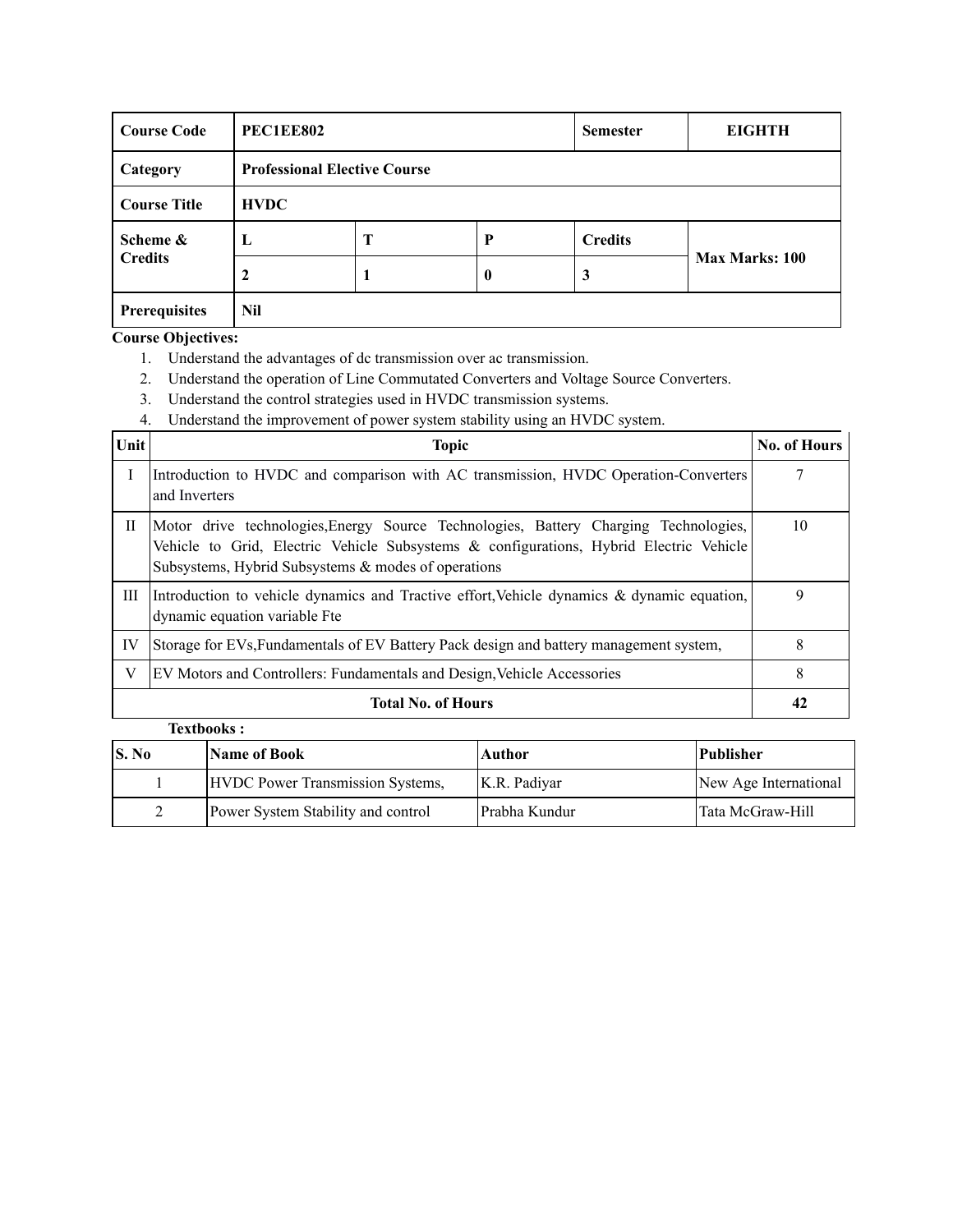| Course Code | PEC1EE802 | | | Semester | EIGHTH |
|---|---|---|---|---|---|
| Category | Professional Elective Course | | | | |
| Course Title | HVDC | | | | |
| Scheme & Credits | L | T | P | Credits | Max Marks: 100 |
| | 2 | 1 | 0 | 3 | |
| Prerequisites | Nil | | | | |

**Course Objectives:**

1. Understand the advantages of dc transmission over ac transmission.
2. Understand the operation of Line Commutated Converters and Voltage Source Converters.
3. Understand the control strategies used in HVDC transmission systems.
4. Understand the improvement of power system stability using an HVDC system.

| Unit | Topic | No. of Hours |
|---|---|---|
| I | Introduction to HVDC and comparison with AC transmission, HVDC Operation-Converters and Inverters | 7 |
| II | Motor drive technologies,Energy Source Technologies, Battery Charging Technologies, Vehicle to Grid, Electric Vehicle Subsystems & configurations, Hybrid Electric Vehicle Subsystems, Hybrid Subsystems & modes of operations | 10 |
| III | Introduction to vehicle dynamics and Tractive effort,Vehicle dynamics & dynamic equation, dynamic equation variable Fte | 9 |
| IV | Storage for EVs,Fundamentals of EV Battery Pack design and battery management system, | 8 |
| V | EV Motors and Controllers: Fundamentals and Design,Vehicle Accessories | 8 |
| **Total No. of Hours** | | **42** |

**Textbooks :**

| S. No | Name of Book | Author | Publisher |
|---|---|---|---|
| 1 | HVDC Power Transmission Systems, | K.R. Padiyar | New Age International |
| 2 | Power System Stability and control | Prabha Kundur | Tata McGraw-Hill |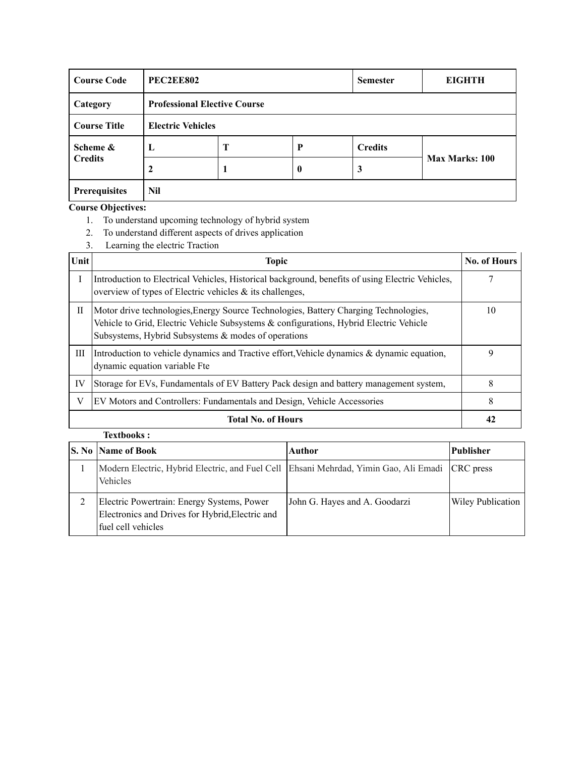| Course Code | PEC2EE802 | | | Semester | EIGHTH |
|---|---|---|---|---|---|
| Category | Professional Elective Course | | | | |
| Course Title | Electric Vehicles | | | | |
| Scheme & Credits | L | T | P | Credits | Max Marks: 100 |
| | 2 | 1 | 0 | 3 | |
| Prerequisites | Nil | | | | |

**Course Objectives:**

1. To understand upcoming technology of hybrid system
2. To understand different aspects of drives application
3. Learning the electric Traction

| Unit | Topic | No. of Hours |
|---|---|---|
| I | Introduction to Electrical Vehicles, Historical background, benefits of using Electric Vehicles, overview of types of Electric vehicles & its challenges, | 7 |
| II | Motor drive technologies,Energy Source Technologies, Battery Charging Technologies, Vehicle to Grid, Electric Vehicle Subsystems & configurations, Hybrid Electric Vehicle Subsystems, Hybrid Subsystems & modes of operations | 10 |
| III | Introduction to vehicle dynamics and Tractive effort,Vehicle dynamics & dynamic equation, dynamic equation variable Fte | 9 |
| IV | Storage for EVs, Fundamentals of EV Battery Pack design and battery management system, | 8 |
| V | EV Motors and Controllers: Fundamentals and Design, Vehicle Accessories | 8 |
| **Total No. of Hours** | | **42** |

**Textbooks :**

| S. No | Name of Book | Author | Publisher |
|---|---|---|---|
| 1 | Modern Electric, Hybrid Electric, and Fuel Cell Vehicles | Ehsani Mehrdad, Yimin Gao, Ali Emadi | CRC press |
| 2 | Electric Powertrain: Energy Systems, Power Electronics and Drives for Hybrid,Electric and fuel cell vehicles | John G. Hayes and A. Goodarzi | Wiley Publication |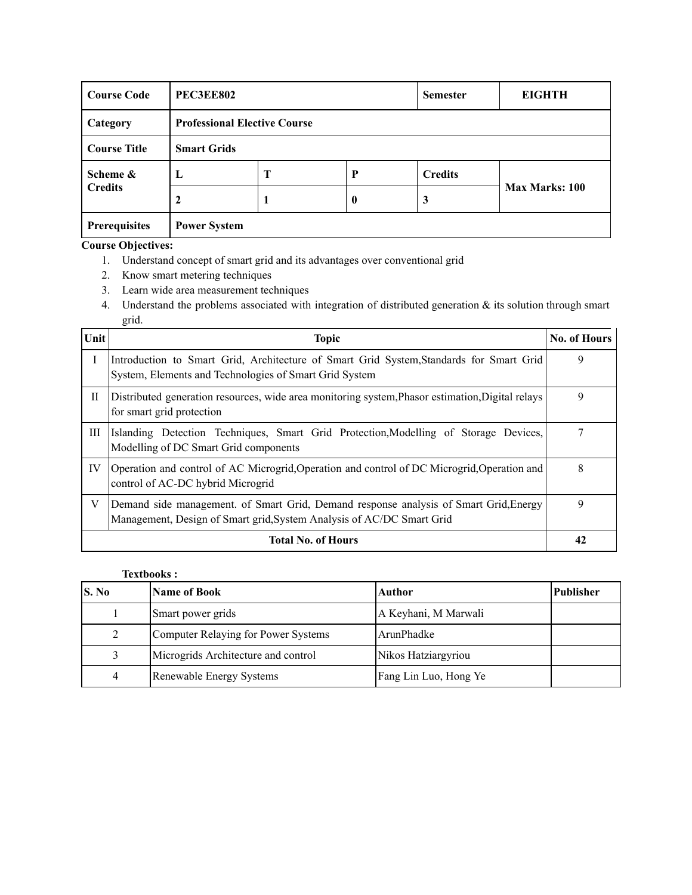| Course Code | PEC3EE802 | | | Semester | EIGHTH |
|---|---|---|---|---|---|
| Category | Professional Elective Course | | | | |
| Course Title | Smart Grids | | | | |
| Scheme & Credits | L | T | P | Credits | Max Marks: 100 |
| | 2 | 1 | 0 | 3 | |
| Prerequisites | Power System | | | | |

**Course Objectives:**

1. Understand concept of smart grid and its advantages over conventional grid
2. Know smart metering techniques
3. Learn wide area measurement techniques
4. Understand the problems associated with integration of distributed generation & its solution through smart grid.

| Unit | Topic | No. of Hours |
|---|---|---|
| I | Introduction to Smart Grid, Architecture of Smart Grid System,Standards for Smart Grid System, Elements and Technologies of Smart Grid System | 9 |
| II | Distributed generation resources, wide area monitoring system,Phasor estimation,Digital relays for smart grid protection | 9 |
| III | Islanding Detection Techniques, Smart Grid Protection,Modelling of Storage Devices, Modelling of DC Smart Grid components | 7 |
| IV | Operation and control of AC Microgrid,Operation and control of DC Microgrid,Operation and control of AC-DC hybrid Microgrid | 8 |
| V | Demand side management. of Smart Grid, Demand response analysis of Smart Grid,Energy Management, Design of Smart grid,System Analysis of AC/DC Smart Grid | 9 |
| **Total No. of Hours** | | **42** |

**Textbooks :**

| S. No | Name of Book | Author | Publisher |
|---|---|---|---|
| 1 | Smart power grids | A Keyhani, M Marwali | |
| 2 | Computer Relaying for Power Systems | ArunPhadke | |
| 3 | Microgrids Architecture and control | Nikos Hatziargyriou | |
| 4 | Renewable Energy Systems | Fang Lin Luo, Hong Ye | |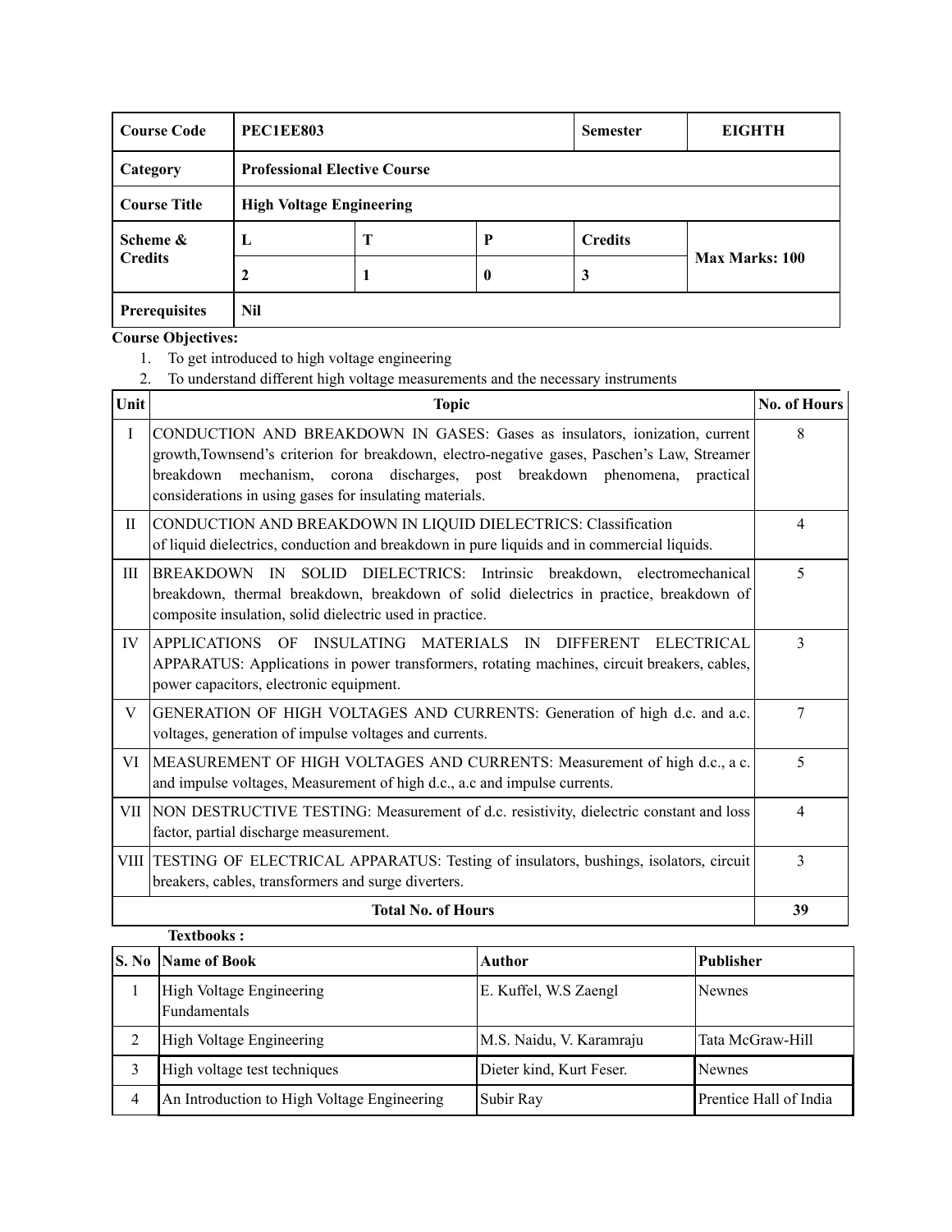| Course Code | PEC1EE803 | | | Semester | EIGHTH |
|---|---|---|---|---|---|
| Category | Professional Elective Course | | | | |
| Course Title | High Voltage Engineering | | | | |
| Scheme & Credits | L | T | P | Credits | Max Marks: 100 |
| | 2 | 1 | 0 | 3 | |
| Prerequisites | Nil | | | | |

**Course Objectives:**

1. To get introduced to high voltage engineering
2. To understand different high voltage measurements and the necessary instruments

| Unit | Topic | No. of Hours |
|---|---|---|
| I | CONDUCTION AND BREAKDOWN IN GASES: Gases as insulators, ionization, current growth,Townsend's criterion for breakdown, electro-negative gases, Paschen's Law, Streamer breakdown mechanism, corona discharges, post breakdown phenomena, practical considerations in using gases for insulating materials. | 8 |
| II | CONDUCTION AND BREAKDOWN IN LIQUID DIELECTRICS: Classification of liquid dielectrics, conduction and breakdown in pure liquids and in commercial liquids. | 4 |
| III | BREAKDOWN IN SOLID DIELECTRICS: Intrinsic breakdown, electromechanical breakdown, thermal breakdown, breakdown of solid dielectrics in practice, breakdown of composite insulation, solid dielectric used in practice. | 5 |
| IV | APPLICATIONS OF INSULATING MATERIALS IN DIFFERENT ELECTRICAL APPARATUS: Applications in power transformers, rotating machines, circuit breakers, cables, power capacitors, electronic equipment. | 3 |
| V | GENERATION OF HIGH VOLTAGES AND CURRENTS: Generation of high d.c. and a.c. voltages, generation of impulse voltages and currents. | 7 |
| VI | MEASUREMENT OF HIGH VOLTAGES AND CURRENTS: Measurement of high d.c., a c. and impulse voltages, Measurement of high d.c., a.c and impulse currents. | 5 |
| VII | NON DESTRUCTIVE TESTING: Measurement of d.c. resistivity, dielectric constant and loss factor, partial discharge measurement. | 4 |
| VIII | TESTING OF ELECTRICAL APPARATUS: Testing of insulators, bushings, isolators, circuit breakers, cables, transformers and surge diverters. | 3 |
| | **Total No. of Hours** | **39** |

**Textbooks :**

| S. No | Name of Book | Author | Publisher |
|---|---|---|---|
| 1 | High Voltage Engineering Fundamentals | E. Kuffel, W.S Zaengl | Newnes |
| 2 | High Voltage Engineering | M.S. Naidu, V. Karamraju | Tata McGraw-Hill |
| 3 | High voltage test techniques | Dieter kind, Kurt Feser. | Newnes |
| 4 | An Introduction to High Voltage Engineering | Subir Ray | Prentice Hall of India |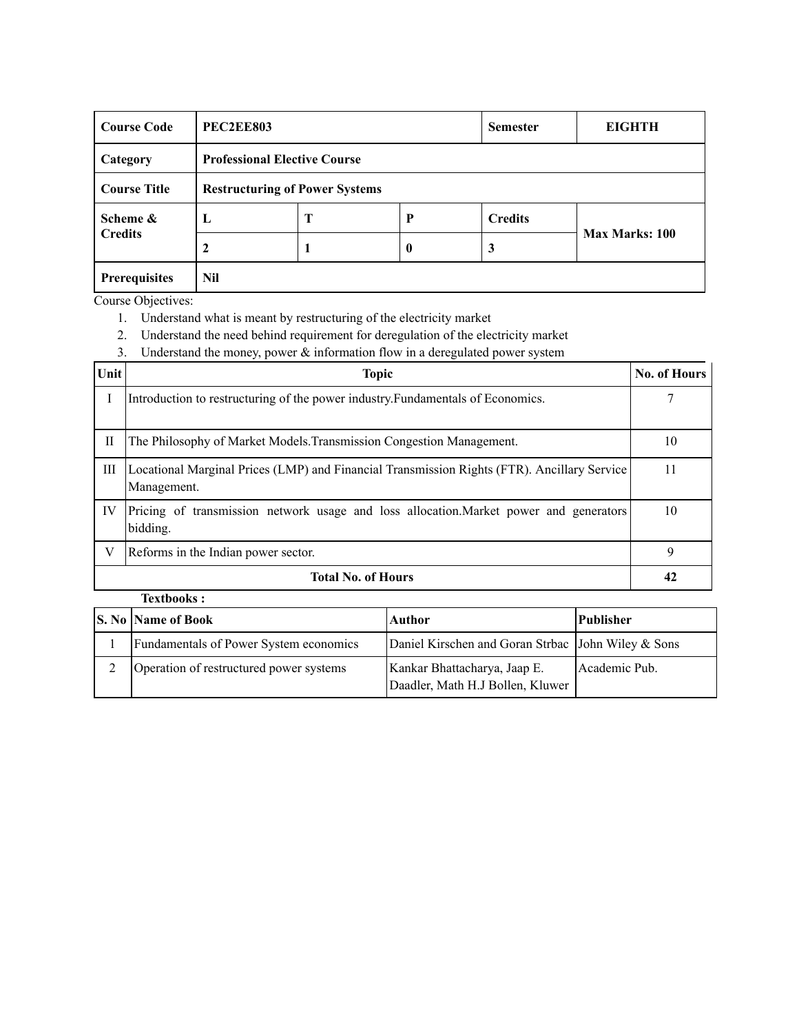| Course Code | PEC2EE803 | | | Semester | EIGHTH |
|---|---|---|---|---|---|
| Category | Professional Elective Course | | | | |
| Course Title | Restructuring of Power Systems | | | | |
| Scheme & Credits | L | T | P | Credits | Max Marks: 100 |
| | 2 | 1 | 0 | 3 | |
| Prerequisites | Nil | | | | |

Course Objectives:

1. Understand what is meant by restructuring of the electricity market
2. Understand the need behind requirement for deregulation of the electricity market
3. Understand the money, power & information flow in a deregulated power system

| Unit | Topic | No. of Hours |
|---|---|---|
| I | Introduction to restructuring of the power industry.Fundamentals of Economics. | 7 |
| II | The Philosophy of Market Models.Transmission Congestion Management. | 10 |
| III | Locational Marginal Prices (LMP) and Financial Transmission Rights (FTR). Ancillary Service Management. | 11 |
| IV | Pricing of transmission network usage and loss allocation.Market power and generators bidding. | 10 |
| V | Reforms in the Indian power sector. | 9 |
| **Total No. of Hours** | | **42** |

**Textbooks :**

| S. No | Name of Book | Author | Publisher |
|---|---|---|---|
| 1 | Fundamentals of Power System economics | Daniel Kirschen and Goran Strbac | John Wiley & Sons |
| 2 | Operation of restructured power systems | Kankar Bhattacharya, Jaap E. Daadler, Math H.J Bollen, Kluwer | Academic Pub. |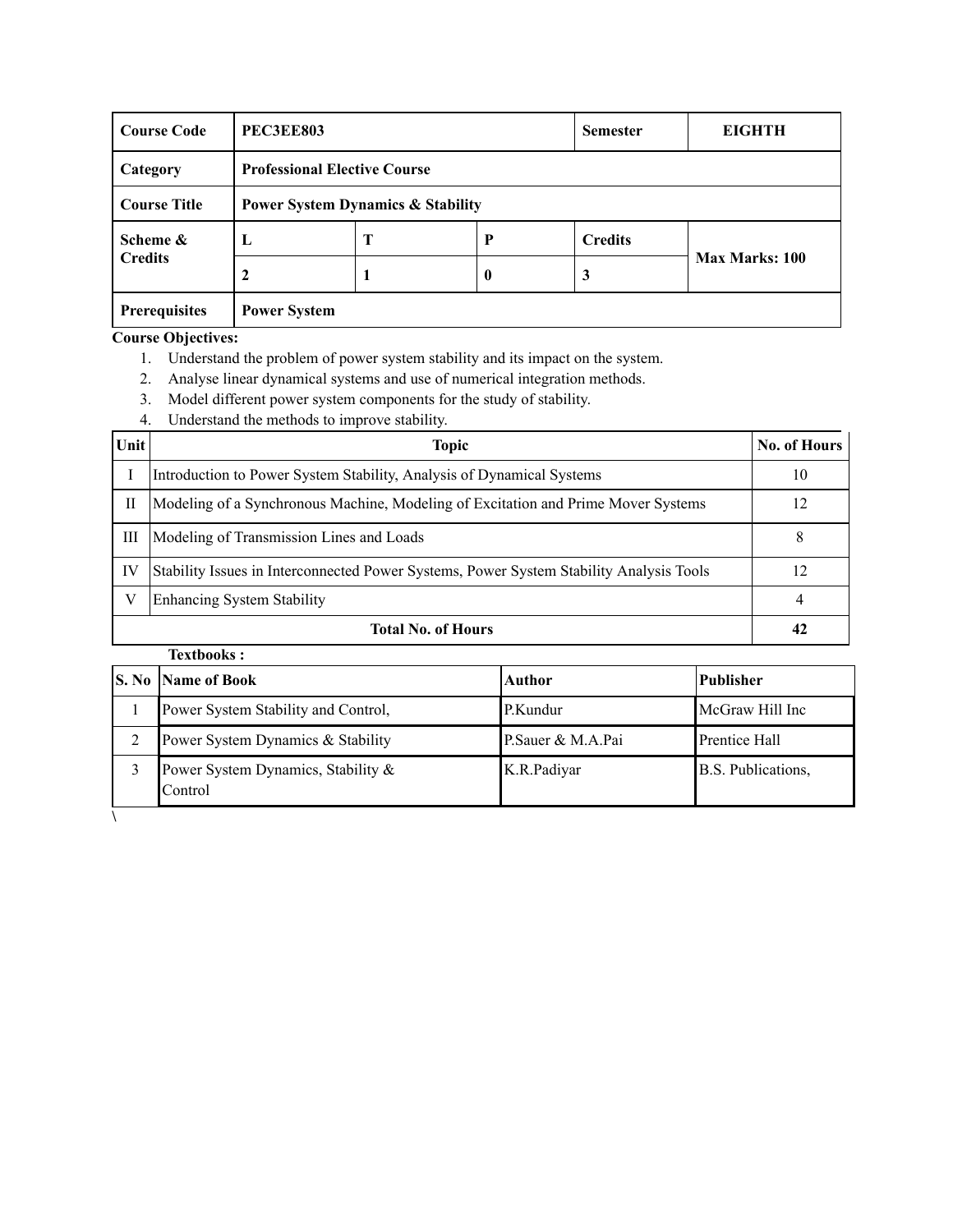| Course Code | PEC3EE803 | | | Semester | EIGHTH |
|---|---|---|---|---|---|
| Category | Professional Elective Course | | | | |
| Course Title | Power System Dynamics & Stability | | | | |
| Scheme & Credits | L | T | P | Credits | Max Marks: 100 |
| | 2 | 1 | 0 | 3 | |
| Prerequisites | Power System | | | | |

**Course Objectives:**

1. Understand the problem of power system stability and its impact on the system.
2. Analyse linear dynamical systems and use of numerical integration methods.
3. Model different power system components for the study of stability.
4. Understand the methods to improve stability.

| Unit | Topic | No. of Hours |
|---|---|---|
| I | Introduction to Power System Stability, Analysis of Dynamical Systems | 10 |
| II | Modeling of a Synchronous Machine, Modeling of Excitation and Prime Mover Systems | 12 |
| III | Modeling of Transmission Lines and Loads | 8 |
| IV | Stability Issues in Interconnected Power Systems, Power System Stability Analysis Tools | 12 |
| V | Enhancing System Stability | 4 |
| **Total No. of Hours** | | **42** |

**Textbooks :**

| S. No | Name of Book | Author | Publisher |
|---|---|---|---|
| 1 | Power System Stability and Control, | P.Kundur | McGraw Hill Inc |
| 2 | Power System Dynamics & Stability | P.Sauer & M.A.Pai | Prentice Hall |
| 3 | Power System Dynamics, Stability & Control | K.R.Padiyar | B.S. Publications, |

\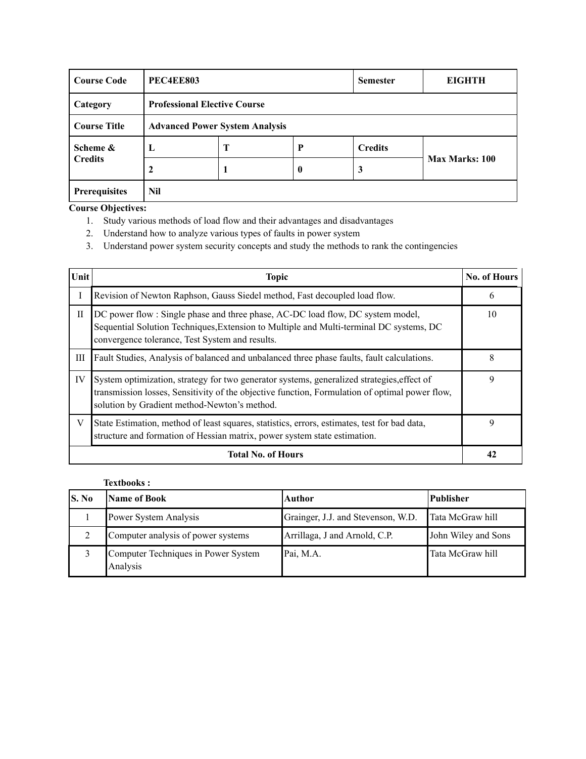| Course Code | PEC4EE803 | | | Semester | EIGHTH |
|---|---|---|---|---|---|
| Category | Professional Elective Course | | | | |
| Course Title | Advanced Power System Analysis | | | | |
| Scheme & Credits | L | T | P | Credits | Max Marks: 100 |
| | 2 | 1 | 0 | 3 | |
| Prerequisites | Nil | | | | |

**Course Objectives:**

1. Study various methods of load flow and their advantages and disadvantages
2. Understand how to analyze various types of faults in power system
3. Understand power system security concepts and study the methods to rank the contingencies

| Unit | Topic | No. of Hours |
|---|---|---|
| I | Revision of Newton Raphson, Gauss Siedel method, Fast decoupled load flow. | 6 |
| II | DC power flow : Single phase and three phase, AC-DC load flow, DC system model, Sequential Solution Techniques,Extension to Multiple and Multi-terminal DC systems, DC convergence tolerance, Test System and results. | 10 |
| III | Fault Studies, Analysis of balanced and unbalanced three phase faults, fault calculations. | 8 |
| IV | System optimization, strategy for two generator systems, generalized strategies,effect of transmission losses, Sensitivity of the objective function, Formulation of optimal power flow, solution by Gradient method-Newton's method. | 9 |
| V | State Estimation, method of least squares, statistics, errors, estimates, test for bad data, structure and formation of Hessian matrix, power system state estimation. | 9 |
| **Total No. of Hours** | | **42** |

**Textbooks :**

| S. No | Name of Book | Author | Publisher |
|---|---|---|---|
| 1 | Power System Analysis | Grainger, J.J. and Stevenson, W.D. | Tata McGraw hill |
| 2 | Computer analysis of power systems | Arrillaga, J and Arnold, C.P. | John Wiley and Sons |
| 3 | Computer Techniques in Power System Analysis | Pai, M.A. | Tata McGraw hill |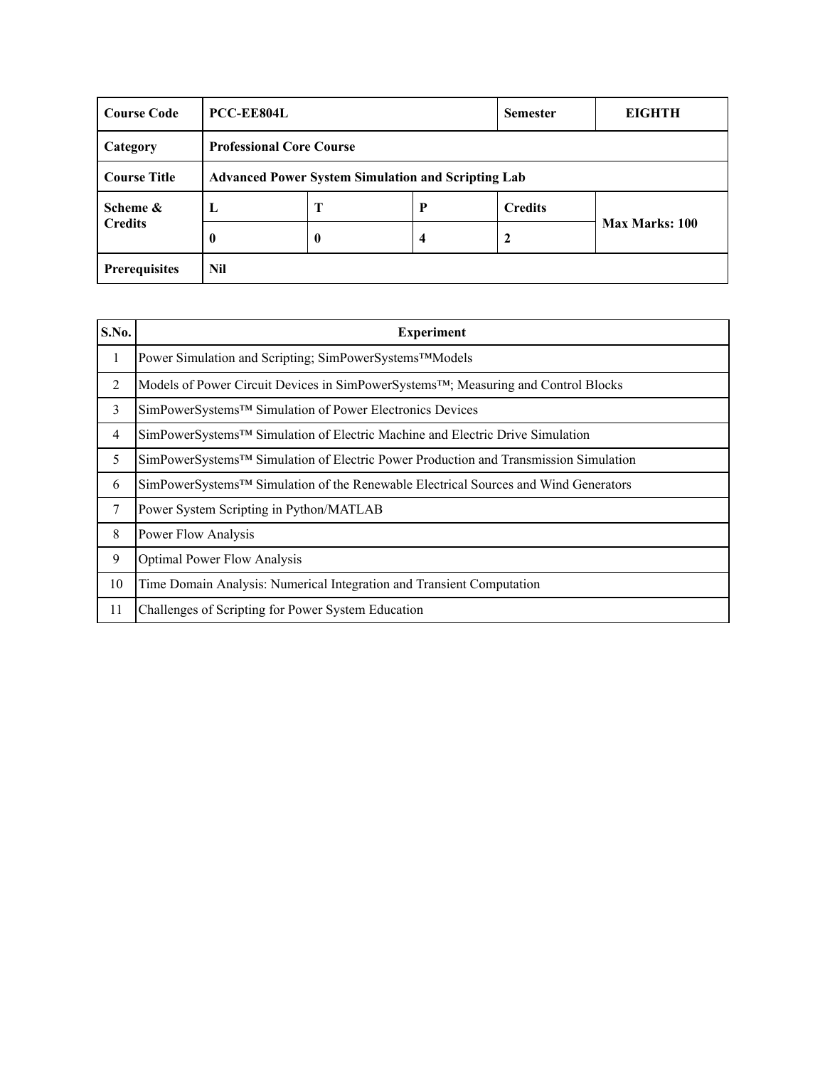| Course Code | PCC-EE804L | | | Semester | EIGHTH |
|---|---|---|---|---|---|
| Category | Professional Core Course | | | | |
| Course Title | Advanced Power System Simulation and Scripting Lab | | | | |
| Scheme & Credits | L | T | P | Credits | Max Marks: 100 |
| | 0 | 0 | 4 | 2 | |
| Prerequisites | Nil | | | | |

| S.No. | Experiment |
|---|---|
| 1 | Power Simulation and Scripting; SimPowerSystems™Models |
| 2 | Models of Power Circuit Devices in SimPowerSystems™; Measuring and Control Blocks |
| 3 | SimPowerSystems™ Simulation of Power Electronics Devices |
| 4 | SimPowerSystems™ Simulation of Electric Machine and Electric Drive Simulation |
| 5 | SimPowerSystems™ Simulation of Electric Power Production and Transmission Simulation |
| 6 | SimPowerSystems™ Simulation of the Renewable Electrical Sources and Wind Generators |
| 7 | Power System Scripting in Python/MATLAB |
| 8 | Power Flow Analysis |
| 9 | Optimal Power Flow Analysis |
| 10 | Time Domain Analysis: Numerical Integration and Transient Computation |
| 11 | Challenges of Scripting for Power System Education |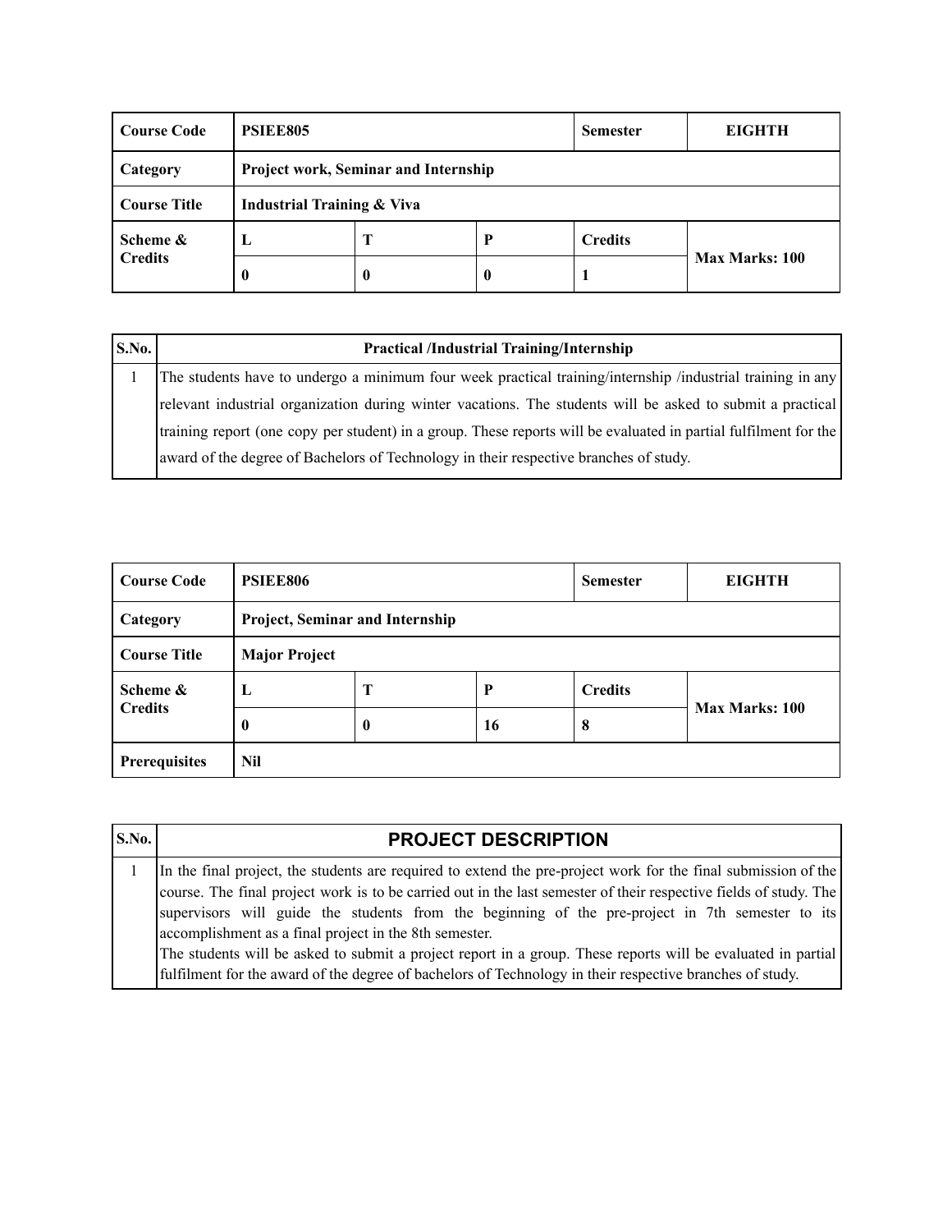| | | | | | |
|---|---|---|---|---|---|
| **Course Code** | **PSIEE805** | | | **Semester** | **EIGHTH** |
| **Category** | **Project work, Seminar and Internship** | | | | |
| **Course Title** | **Industrial Training & Viva** | | | | |
| **Scheme & Credits** | **L** | **T** | **P** | **Credits** | **Max Marks: 100** |
| | **0** | **0** | **0** | **1** | |

| S.No. | Practical /Industrial Training/Internship |
|---|---|
| 1 | The students have to undergo a minimum four week practical training/internship /industrial training in any relevant industrial organization during winter vacations. The students will be asked to submit a practical training report (one copy per student) in a group. These reports will be evaluated in partial fulfilment for the award of the degree of Bachelors of Technology in their respective branches of study. |

| | | | | | |
|---|---|---|---|---|---|
| **Course Code** | **PSIEE806** | | | **Semester** | **EIGHTH** |
| **Category** | **Project, Seminar and Internship** | | | | |
| **Course Title** | **Major Project** | | | | |
| **Scheme & Credits** | **L** | **T** | **P** | **Credits** | **Max Marks: 100** |
| | **0** | **0** | **16** | **8** | |
| **Prerequisites** | **Nil** | | | | |

| S.No. | PROJECT DESCRIPTION |
|---|---|
| 1 | In the final project, the students are required to extend the pre-project work for the final submission of the course. The final project work is to be carried out in the last semester of their respective fields of study. The supervisors will guide the students from the beginning of the pre-project in 7th semester to its accomplishment as a final project in the 8th semester. The students will be asked to submit a project report in a group. These reports will be evaluated in partial fulfilment for the award of the degree of bachelors of Technology in their respective branches of study. |